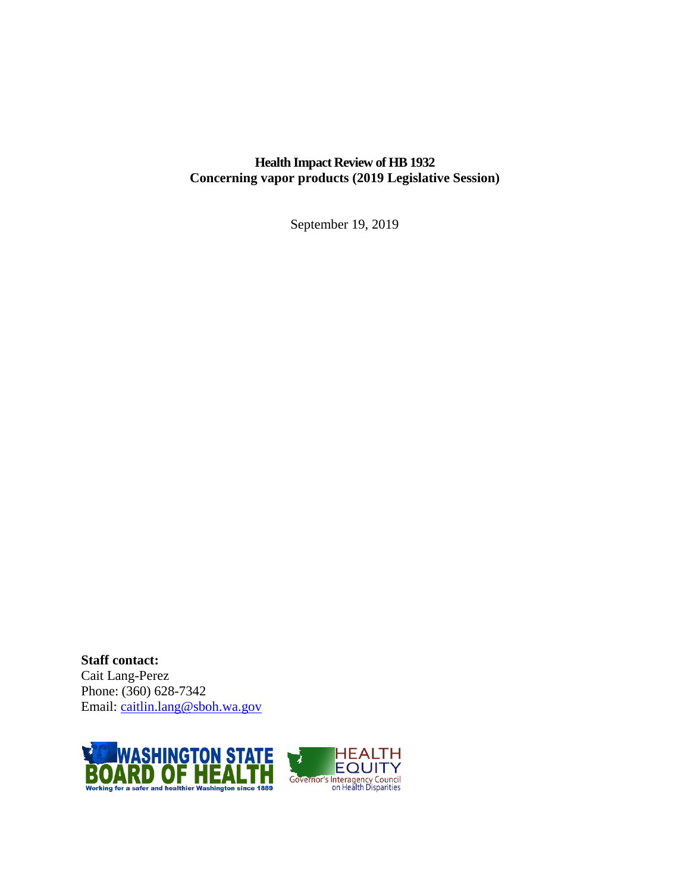# Health Impact Review of HB 1932
## Concerning vapor products (2019 Legislative Session)

September 19, 2019

**Staff contact:**
Cait Lang-Perez
Phone: (360) 628-7342
Email: caitlin.lang@sboh.wa.gov

WASHINGTON STATE BOARD OF HEALTH
Working for a safer and healthier Washington since 1889

HEALTH EQUITY
Governor's Interagency Council on Health Disparities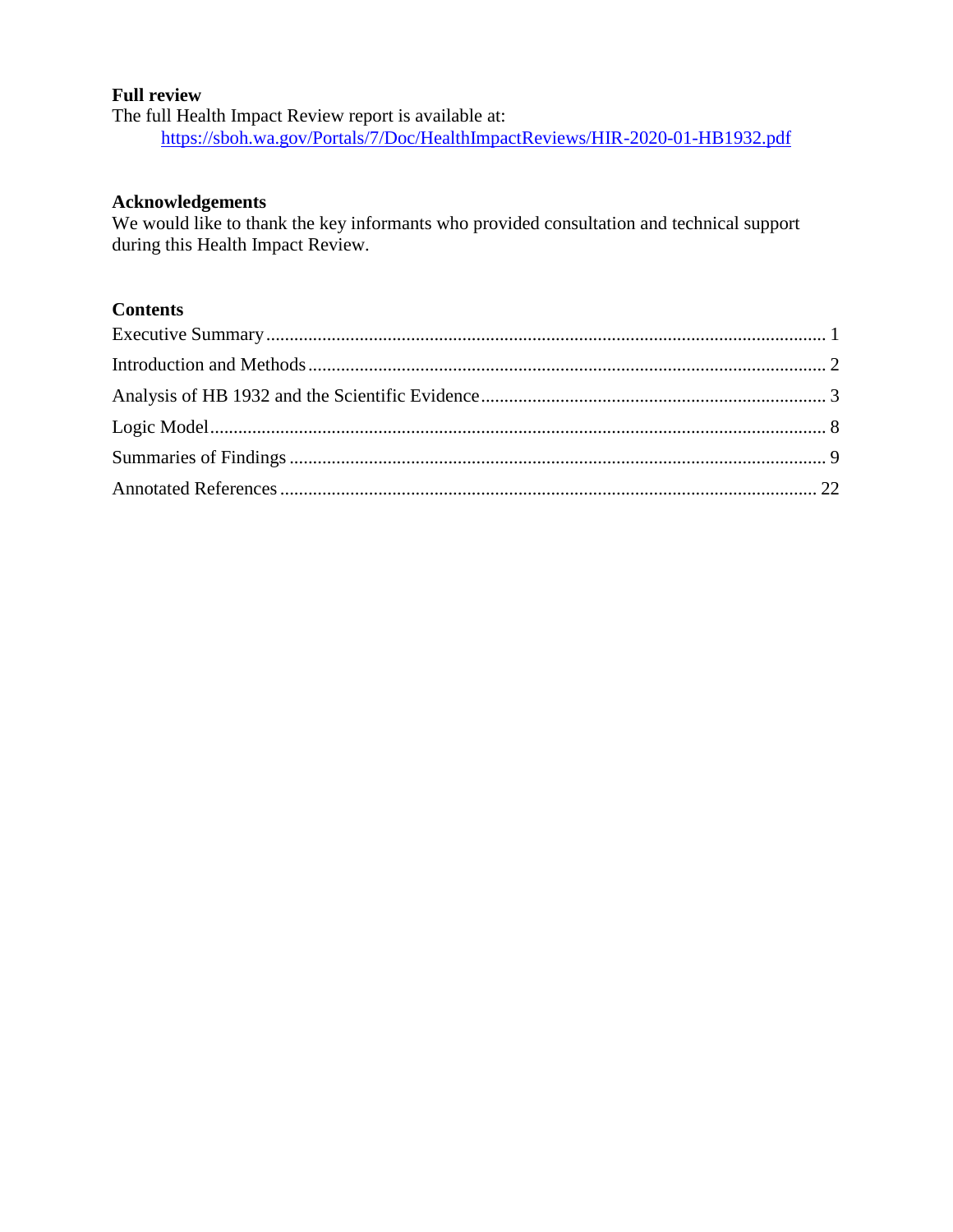**Full review**

The full Health Impact Review report is available at:
https://sboh.wa.gov/Portals/7/Doc/HealthImpactReviews/HIR-2020-01-HB1932.pdf

**Acknowledgements**

We would like to thank the key informants who provided consultation and technical support during this Health Impact Review.

**Contents**

Executive Summary ........................................................................................................................ 1
Introduction and Methods ............................................................................................................... 2
Analysis of HB 1932 and the Scientific Evidence .......................................................................... 3
Logic Model .................................................................................................................................... 8
Summaries of Findings ................................................................................................................... 9
Annotated References .................................................................................................................... 22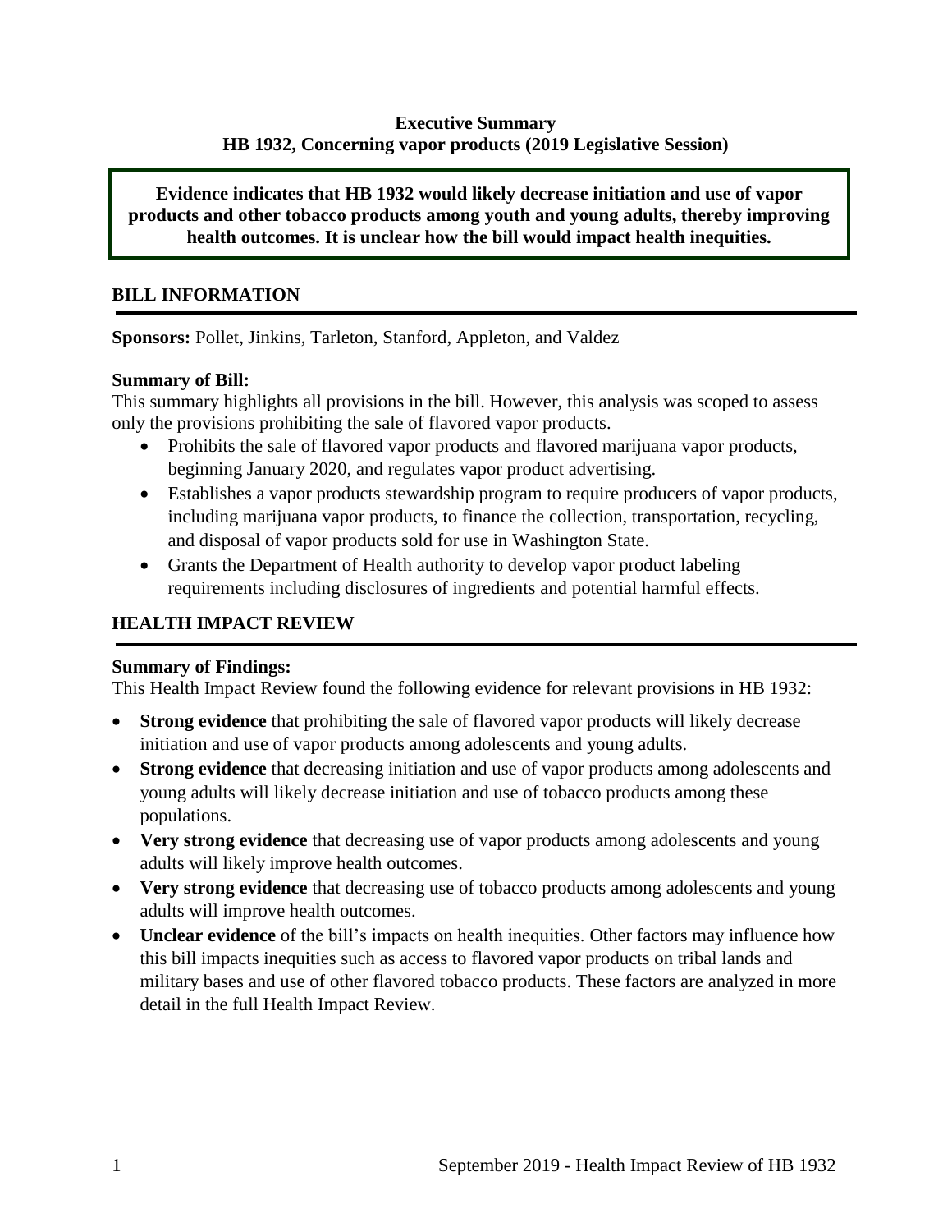**Executive Summary**
**HB 1932, Concerning vapor products (2019 Legislative Session)**

**Evidence indicates that HB 1932 would likely decrease initiation and use of vapor products and other tobacco products among youth and young adults, thereby improving health outcomes. It is unclear how the bill would impact health inequities.**

## BILL INFORMATION

**Sponsors:** Pollet, Jinkins, Tarleton, Stanford, Appleton, and Valdez

**Summary of Bill:**
This summary highlights all provisions in the bill. However, this analysis was scoped to assess only the provisions prohibiting the sale of flavored vapor products.

- Prohibits the sale of flavored vapor products and flavored marijuana vapor products, beginning January 2020, and regulates vapor product advertising.
- Establishes a vapor products stewardship program to require producers of vapor products, including marijuana vapor products, to finance the collection, transportation, recycling, and disposal of vapor products sold for use in Washington State.
- Grants the Department of Health authority to develop vapor product labeling requirements including disclosures of ingredients and potential harmful effects.

## HEALTH IMPACT REVIEW

**Summary of Findings:**
This Health Impact Review found the following evidence for relevant provisions in HB 1932:

- **Strong evidence** that prohibiting the sale of flavored vapor products will likely decrease initiation and use of vapor products among adolescents and young adults.
- **Strong evidence** that decreasing initiation and use of vapor products among adolescents and young adults will likely decrease initiation and use of tobacco products among these populations.
- **Very strong evidence** that decreasing use of vapor products among adolescents and young adults will likely improve health outcomes.
- **Very strong evidence** that decreasing use of tobacco products among adolescents and young adults will improve health outcomes.
- **Unclear evidence** of the bill's impacts on health inequities. Other factors may influence how this bill impacts inequities such as access to flavored vapor products on tribal lands and military bases and use of other flavored tobacco products. These factors are analyzed in more detail in the full Health Impact Review.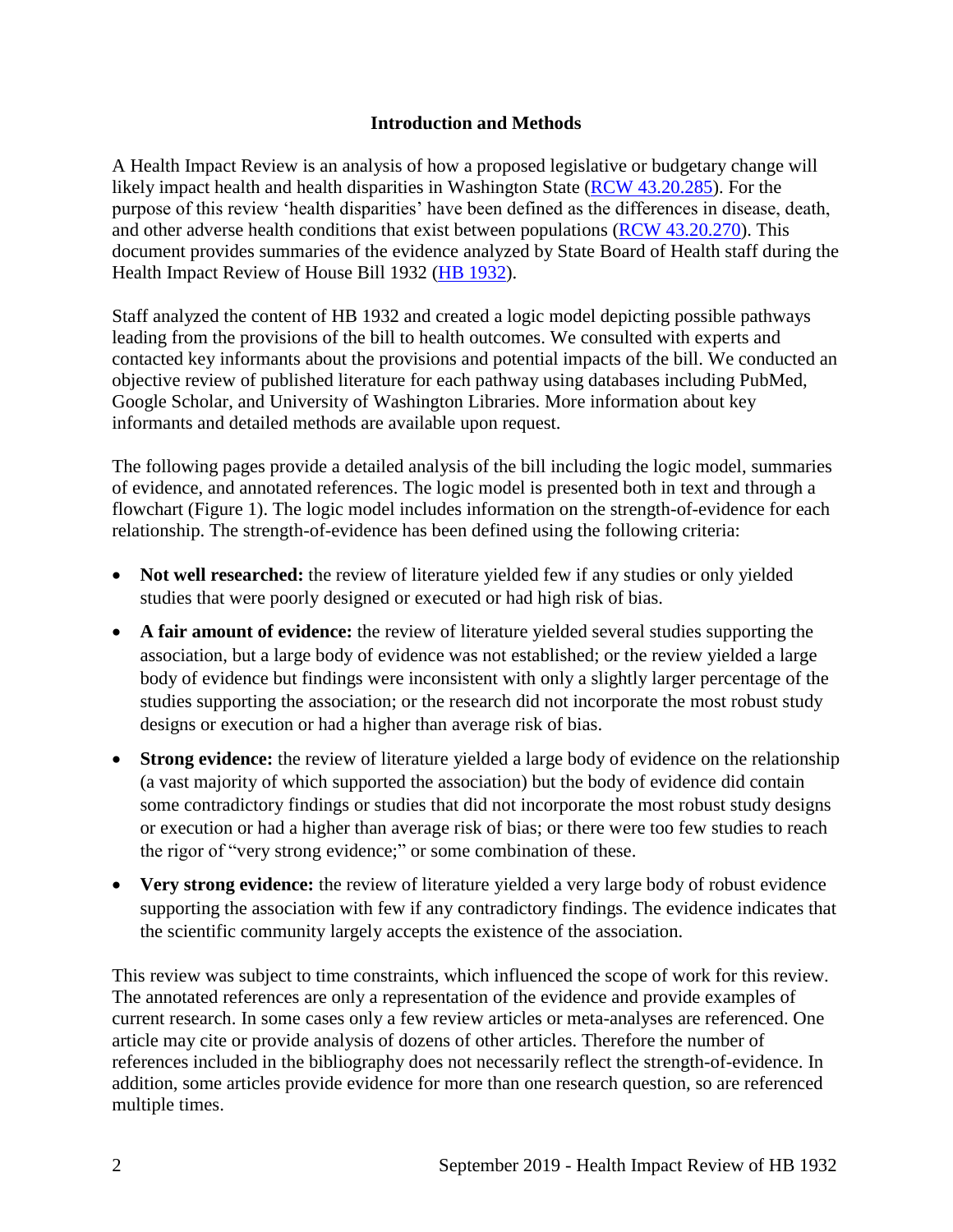## Introduction and Methods

A Health Impact Review is an analysis of how a proposed legislative or budgetary change will likely impact health and health disparities in Washington State (RCW 43.20.285). For the purpose of this review 'health disparities' have been defined as the differences in disease, death, and other adverse health conditions that exist between populations (RCW 43.20.270). This document provides summaries of the evidence analyzed by State Board of Health staff during the Health Impact Review of House Bill 1932 (HB 1932).

Staff analyzed the content of HB 1932 and created a logic model depicting possible pathways leading from the provisions of the bill to health outcomes. We consulted with experts and contacted key informants about the provisions and potential impacts of the bill. We conducted an objective review of published literature for each pathway using databases including PubMed, Google Scholar, and University of Washington Libraries. More information about key informants and detailed methods are available upon request.

The following pages provide a detailed analysis of the bill including the logic model, summaries of evidence, and annotated references. The logic model is presented both in text and through a flowchart (Figure 1). The logic model includes information on the strength-of-evidence for each relationship. The strength-of-evidence has been defined using the following criteria:

- **Not well researched:** the review of literature yielded few if any studies or only yielded studies that were poorly designed or executed or had high risk of bias.
- **A fair amount of evidence:** the review of literature yielded several studies supporting the association, but a large body of evidence was not established; or the review yielded a large body of evidence but findings were inconsistent with only a slightly larger percentage of the studies supporting the association; or the research did not incorporate the most robust study designs or execution or had a higher than average risk of bias.
- **Strong evidence:** the review of literature yielded a large body of evidence on the relationship (a vast majority of which supported the association) but the body of evidence did contain some contradictory findings or studies that did not incorporate the most robust study designs or execution or had a higher than average risk of bias; or there were too few studies to reach the rigor of "very strong evidence;" or some combination of these.
- **Very strong evidence:** the review of literature yielded a very large body of robust evidence supporting the association with few if any contradictory findings. The evidence indicates that the scientific community largely accepts the existence of the association.

This review was subject to time constraints, which influenced the scope of work for this review. The annotated references are only a representation of the evidence and provide examples of current research. In some cases only a few review articles or meta-analyses are referenced. One article may cite or provide analysis of dozens of other articles. Therefore the number of references included in the bibliography does not necessarily reflect the strength-of-evidence. In addition, some articles provide evidence for more than one research question, so are referenced multiple times.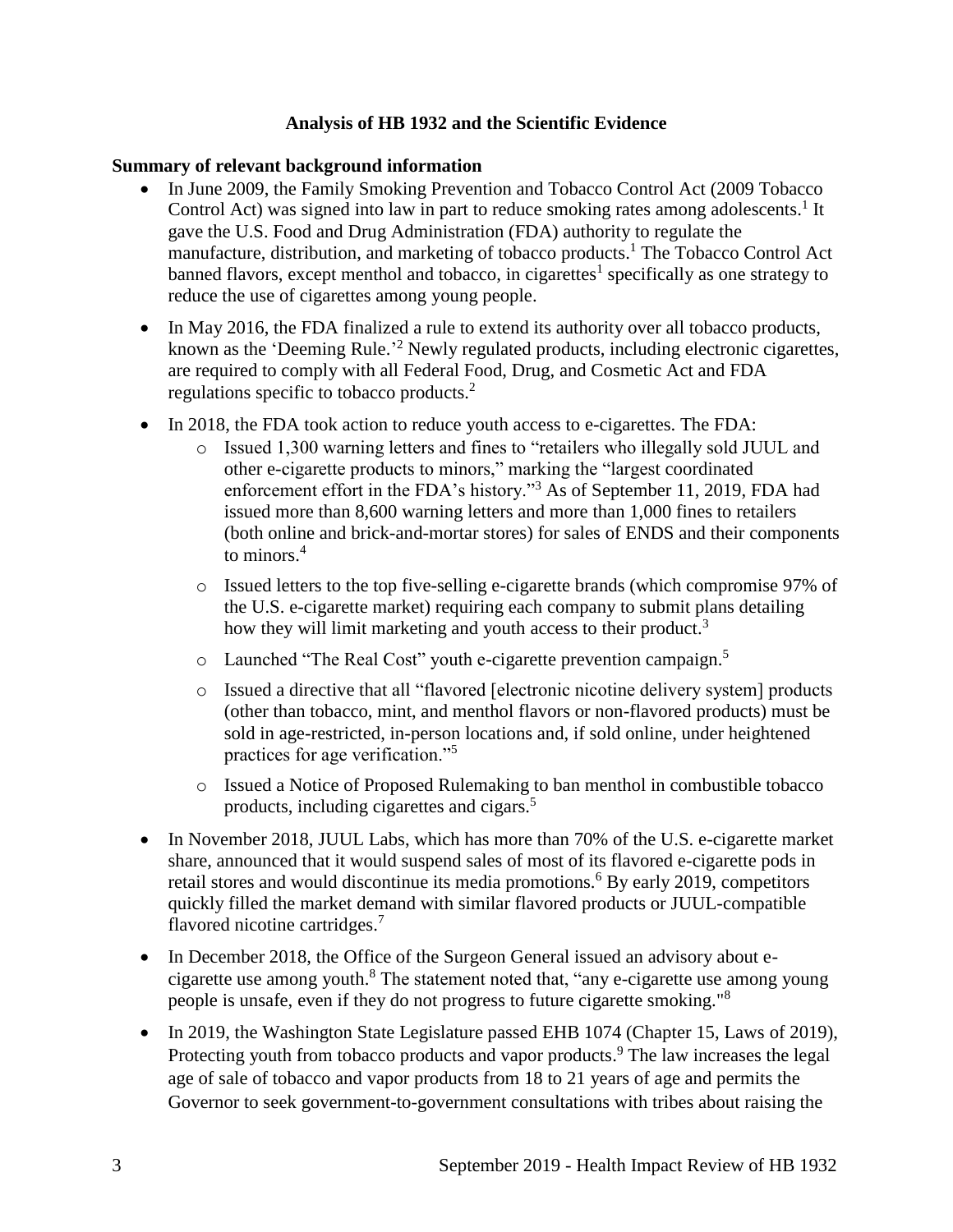## Analysis of HB 1932 and the Scientific Evidence

### Summary of relevant background information

- In June 2009, the Family Smoking Prevention and Tobacco Control Act (2009 Tobacco Control Act) was signed into law in part to reduce smoking rates among adolescents.[1] It gave the U.S. Food and Drug Administration (FDA) authority to regulate the manufacture, distribution, and marketing of tobacco products.[1] The Tobacco Control Act banned flavors, except menthol and tobacco, in cigarettes[1] specifically as one strategy to reduce the use of cigarettes among young people.
- In May 2016, the FDA finalized a rule to extend its authority over all tobacco products, known as the 'Deeming Rule.'[2] Newly regulated products, including electronic cigarettes, are required to comply with all Federal Food, Drug, and Cosmetic Act and FDA regulations specific to tobacco products.[2]
- In 2018, the FDA took action to reduce youth access to e-cigarettes. The FDA:
  - Issued 1,300 warning letters and fines to "retailers who illegally sold JUUL and other e-cigarette products to minors," marking the "largest coordinated enforcement effort in the FDA's history."[3] As of September 11, 2019, FDA had issued more than 8,600 warning letters and more than 1,000 fines to retailers (both online and brick-and-mortar stores) for sales of ENDS and their components to minors.[4]
  - Issued letters to the top five-selling e-cigarette brands (which compromise 97% of the U.S. e-cigarette market) requiring each company to submit plans detailing how they will limit marketing and youth access to their product.[3]
  - Launched "The Real Cost" youth e-cigarette prevention campaign.[5]
  - Issued a directive that all "flavored [electronic nicotine delivery system] products (other than tobacco, mint, and menthol flavors or non-flavored products) must be sold in age-restricted, in-person locations and, if sold online, under heightened practices for age verification."[5]
  - Issued a Notice of Proposed Rulemaking to ban menthol in combustible tobacco products, including cigarettes and cigars.[5]
- In November 2018, JUUL Labs, which has more than 70% of the U.S. e-cigarette market share, announced that it would suspend sales of most of its flavored e-cigarette pods in retail stores and would discontinue its media promotions.[6] By early 2019, competitors quickly filled the market demand with similar flavored products or JUUL-compatible flavored nicotine cartridges.[7]
- In December 2018, the Office of the Surgeon General issued an advisory about e-cigarette use among youth.[8] The statement noted that, "any e-cigarette use among young people is unsafe, even if they do not progress to future cigarette smoking."[8]
- In 2019, the Washington State Legislature passed EHB 1074 (Chapter 15, Laws of 2019), Protecting youth from tobacco products and vapor products.[9] The law increases the legal age of sale of tobacco and vapor products from 18 to 21 years of age and permits the Governor to seek government-to-government consultations with tribes about raising the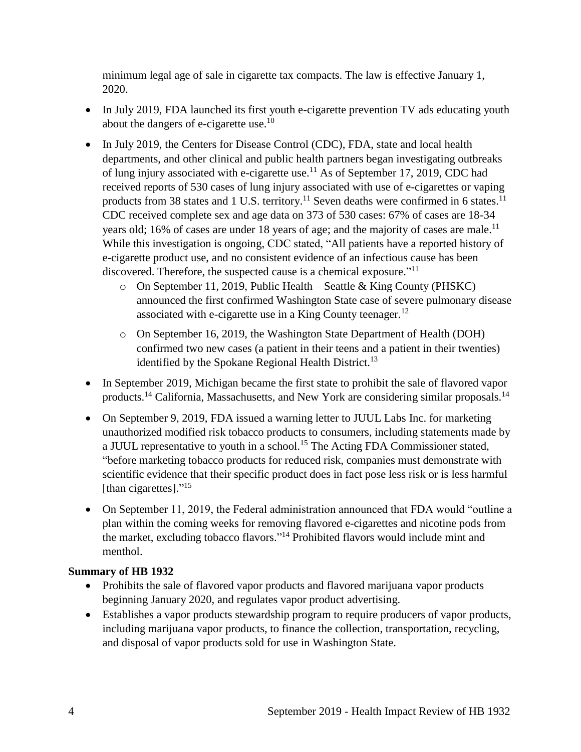minimum legal age of sale in cigarette tax compacts. The law is effective January 1, 2020.

- In July 2019, FDA launched its first youth e-cigarette prevention TV ads educating youth about the dangers of e-cigarette use.[10]
- In July 2019, the Centers for Disease Control (CDC), FDA, state and local health departments, and other clinical and public health partners began investigating outbreaks of lung injury associated with e-cigarette use.[11] As of September 17, 2019, CDC had received reports of 530 cases of lung injury associated with use of e-cigarettes or vaping products from 38 states and 1 U.S. territory.[11] Seven deaths were confirmed in 6 states.[11] CDC received complete sex and age data on 373 of 530 cases: 67% of cases are 18-34 years old; 16% of cases are under 18 years of age; and the majority of cases are male.[11] While this investigation is ongoing, CDC stated, "All patients have a reported history of e-cigarette product use, and no consistent evidence of an infectious cause has been discovered. Therefore, the suspected cause is a chemical exposure."[11]
  - On September 11, 2019, Public Health – Seattle & King County (PHSKC) announced the first confirmed Washington State case of severe pulmonary disease associated with e-cigarette use in a King County teenager.[12]
  - On September 16, 2019, the Washington State Department of Health (DOH) confirmed two new cases (a patient in their teens and a patient in their twenties) identified by the Spokane Regional Health District.[13]
- In September 2019, Michigan became the first state to prohibit the sale of flavored vapor products.[14] California, Massachusetts, and New York are considering similar proposals.[14]
- On September 9, 2019, FDA issued a warning letter to JUUL Labs Inc. for marketing unauthorized modified risk tobacco products to consumers, including statements made by a JUUL representative to youth in a school.[15] The Acting FDA Commissioner stated, "before marketing tobacco products for reduced risk, companies must demonstrate with scientific evidence that their specific product does in fact pose less risk or is less harmful [than cigarettes]."[15]
- On September 11, 2019, the Federal administration announced that FDA would "outline a plan within the coming weeks for removing flavored e-cigarettes and nicotine pods from the market, excluding tobacco flavors."[14] Prohibited flavors would include mint and menthol.

**Summary of HB 1932**

- Prohibits the sale of flavored vapor products and flavored marijuana vapor products beginning January 2020, and regulates vapor product advertising.
- Establishes a vapor products stewardship program to require producers of vapor products, including marijuana vapor products, to finance the collection, transportation, recycling, and disposal of vapor products sold for use in Washington State.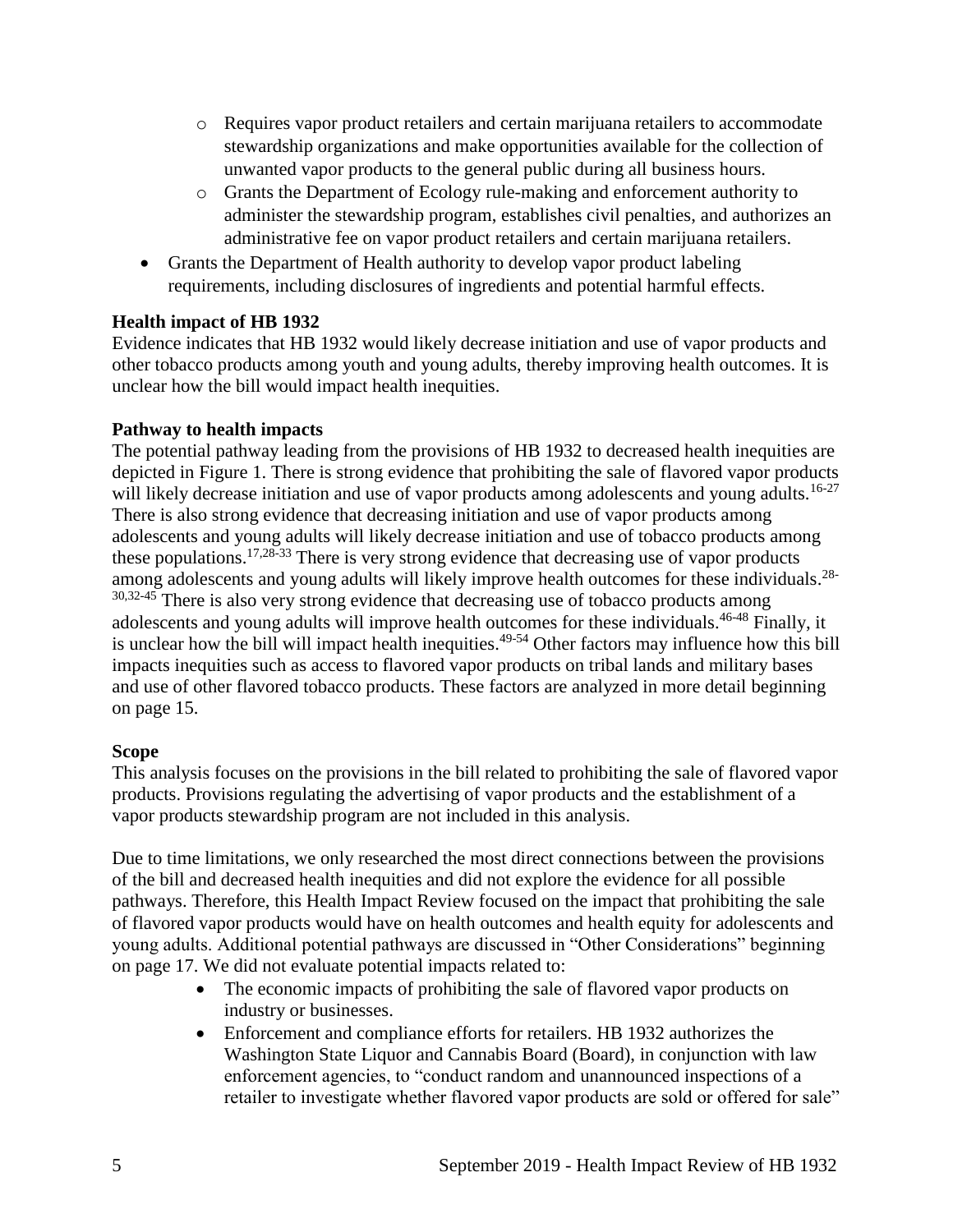- Requires vapor product retailers and certain marijuana retailers to accommodate stewardship organizations and make opportunities available for the collection of unwanted vapor products to the general public during all business hours.
  - Grants the Department of Ecology rule-making and enforcement authority to administer the stewardship program, establishes civil penalties, and authorizes an administrative fee on vapor product retailers and certain marijuana retailers.
- Grants the Department of Health authority to develop vapor product labeling requirements, including disclosures of ingredients and potential harmful effects.

**Health impact of HB 1932**

Evidence indicates that HB 1932 would likely decrease initiation and use of vapor products and other tobacco products among youth and young adults, thereby improving health outcomes. It is unclear how the bill would impact health inequities.

**Pathway to health impacts**

The potential pathway leading from the provisions of HB 1932 to decreased health inequities are depicted in Figure 1. There is strong evidence that prohibiting the sale of flavored vapor products will likely decrease initiation and use of vapor products among adolescents and young adults.[16-27] There is also strong evidence that decreasing initiation and use of vapor products among adolescents and young adults will likely decrease initiation and use of tobacco products among these populations.[17,28-33] There is very strong evidence that decreasing use of vapor products among adolescents and young adults will likely improve health outcomes for these individuals.[28-30,32-45] There is also very strong evidence that decreasing use of tobacco products among adolescents and young adults will improve health outcomes for these individuals.[46-48] Finally, it is unclear how the bill will impact health inequities.[49-54] Other factors may influence how this bill impacts inequities such as access to flavored vapor products on tribal lands and military bases and use of other flavored tobacco products. These factors are analyzed in more detail beginning on page 15.

**Scope**

This analysis focuses on the provisions in the bill related to prohibiting the sale of flavored vapor products. Provisions regulating the advertising of vapor products and the establishment of a vapor products stewardship program are not included in this analysis.

Due to time limitations, we only researched the most direct connections between the provisions of the bill and decreased health inequities and did not explore the evidence for all possible pathways. Therefore, this Health Impact Review focused on the impact that prohibiting the sale of flavored vapor products would have on health outcomes and health equity for adolescents and young adults. Additional potential pathways are discussed in "Other Considerations" beginning on page 17. We did not evaluate potential impacts related to:

- The economic impacts of prohibiting the sale of flavored vapor products on industry or businesses.
- Enforcement and compliance efforts for retailers. HB 1932 authorizes the Washington State Liquor and Cannabis Board (Board), in conjunction with law enforcement agencies, to "conduct random and unannounced inspections of a retailer to investigate whether flavored vapor products are sold or offered for sale"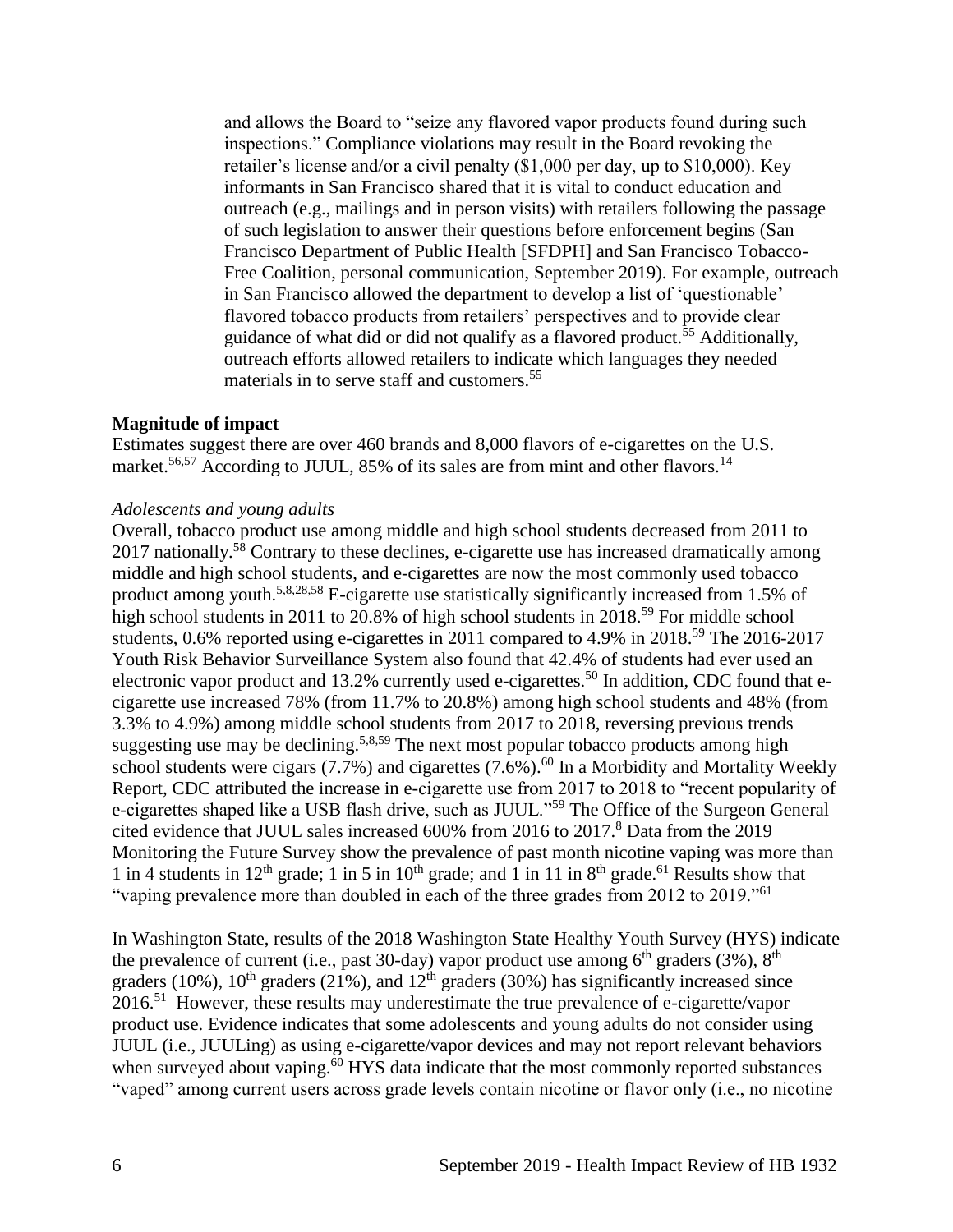and allows the Board to "seize any flavored vapor products found during such inspections." Compliance violations may result in the Board revoking the retailer's license and/or a civil penalty ($1,000 per day, up to $10,000). Key informants in San Francisco shared that it is vital to conduct education and outreach (e.g., mailings and in person visits) with retailers following the passage of such legislation to answer their questions before enforcement begins (San Francisco Department of Public Health [SFDPH] and San Francisco Tobacco-Free Coalition, personal communication, September 2019). For example, outreach in San Francisco allowed the department to develop a list of 'questionable' flavored tobacco products from retailers' perspectives and to provide clear guidance of what did or did not qualify as a flavored product.[55] Additionally, outreach efforts allowed retailers to indicate which languages they needed materials in to serve staff and customers.[55]

**Magnitude of impact**

Estimates suggest there are over 460 brands and 8,000 flavors of e-cigarettes on the U.S. market.[56,57] According to JUUL, 85% of its sales are from mint and other flavors.[14]

*Adolescents and young adults*

Overall, tobacco product use among middle and high school students decreased from 2011 to 2017 nationally.[58] Contrary to these declines, e-cigarette use has increased dramatically among middle and high school students, and e-cigarettes are now the most commonly used tobacco product among youth.[5,8,28,58] E-cigarette use statistically significantly increased from 1.5% of high school students in 2011 to 20.8% of high school students in 2018.[59] For middle school students, 0.6% reported using e-cigarettes in 2011 compared to 4.9% in 2018.[59] The 2016-2017 Youth Risk Behavior Surveillance System also found that 42.4% of students had ever used an electronic vapor product and 13.2% currently used e-cigarettes.[50] In addition, CDC found that e-cigarette use increased 78% (from 11.7% to 20.8%) among high school students and 48% (from 3.3% to 4.9%) among middle school students from 2017 to 2018, reversing previous trends suggesting use may be declining.[5,8,59] The next most popular tobacco products among high school students were cigars (7.7%) and cigarettes (7.6%).[60] In a Morbidity and Mortality Weekly Report, CDC attributed the increase in e-cigarette use from 2017 to 2018 to "recent popularity of e-cigarettes shaped like a USB flash drive, such as JUUL."[59] The Office of the Surgeon General cited evidence that JUUL sales increased 600% from 2016 to 2017.[8] Data from the 2019 Monitoring the Future Survey show the prevalence of past month nicotine vaping was more than 1 in 4 students in 12th grade; 1 in 5 in 10th grade; and 1 in 11 in 8th grade.[61] Results show that "vaping prevalence more than doubled in each of the three grades from 2012 to 2019."[61]

In Washington State, results of the 2018 Washington State Healthy Youth Survey (HYS) indicate the prevalence of current (i.e., past 30-day) vapor product use among 6th graders (3%), 8th graders (10%), 10th graders (21%), and 12th graders (30%) has significantly increased since 2016.[51] However, these results may underestimate the true prevalence of e-cigarette/vapor product use. Evidence indicates that some adolescents and young adults do not consider using JUUL (i.e., JUULing) as using e-cigarette/vapor devices and may not report relevant behaviors when surveyed about vaping.[60] HYS data indicate that the most commonly reported substances "vaped" among current users across grade levels contain nicotine or flavor only (i.e., no nicotine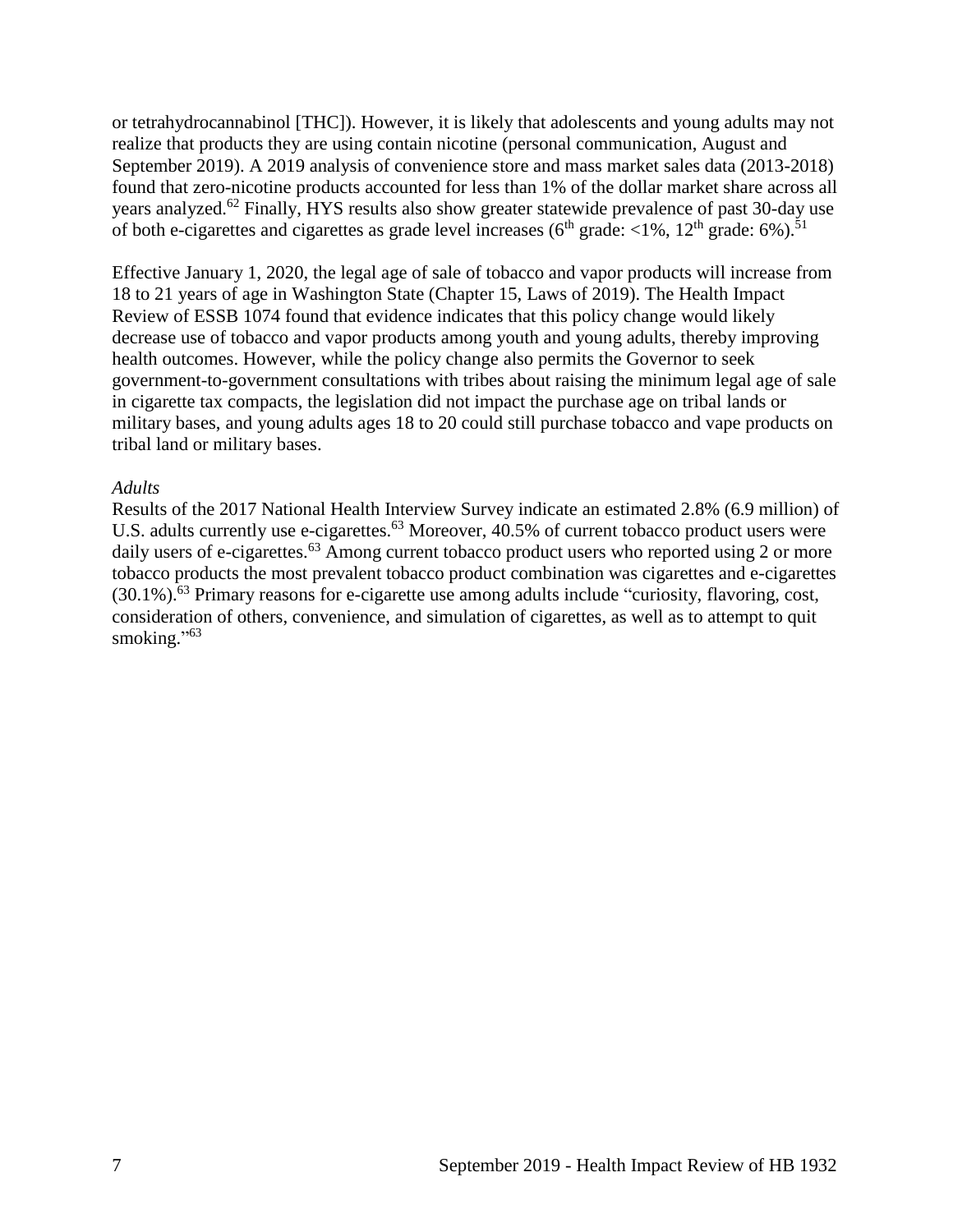or tetrahydrocannabinol [THC]). However, it is likely that adolescents and young adults may not realize that products they are using contain nicotine (personal communication, August and September 2019). A 2019 analysis of convenience store and mass market sales data (2013-2018) found that zero-nicotine products accounted for less than 1% of the dollar market share across all years analyzed.[62] Finally, HYS results also show greater statewide prevalence of past 30-day use of both e-cigarettes and cigarettes as grade level increases (6th grade: <1%, 12th grade: 6%).[51]

Effective January 1, 2020, the legal age of sale of tobacco and vapor products will increase from 18 to 21 years of age in Washington State (Chapter 15, Laws of 2019). The Health Impact Review of ESSB 1074 found that evidence indicates that this policy change would likely decrease use of tobacco and vapor products among youth and young adults, thereby improving health outcomes. However, while the policy change also permits the Governor to seek government-to-government consultations with tribes about raising the minimum legal age of sale in cigarette tax compacts, the legislation did not impact the purchase age on tribal lands or military bases, and young adults ages 18 to 20 could still purchase tobacco and vape products on tribal land or military bases.

*Adults*

Results of the 2017 National Health Interview Survey indicate an estimated 2.8% (6.9 million) of U.S. adults currently use e-cigarettes.[63] Moreover, 40.5% of current tobacco product users were daily users of e-cigarettes.[63] Among current tobacco product users who reported using 2 or more tobacco products the most prevalent tobacco product combination was cigarettes and e-cigarettes (30.1%).[63] Primary reasons for e-cigarette use among adults include "curiosity, flavoring, cost, consideration of others, convenience, and simulation of cigarettes, as well as to attempt to quit smoking."[63]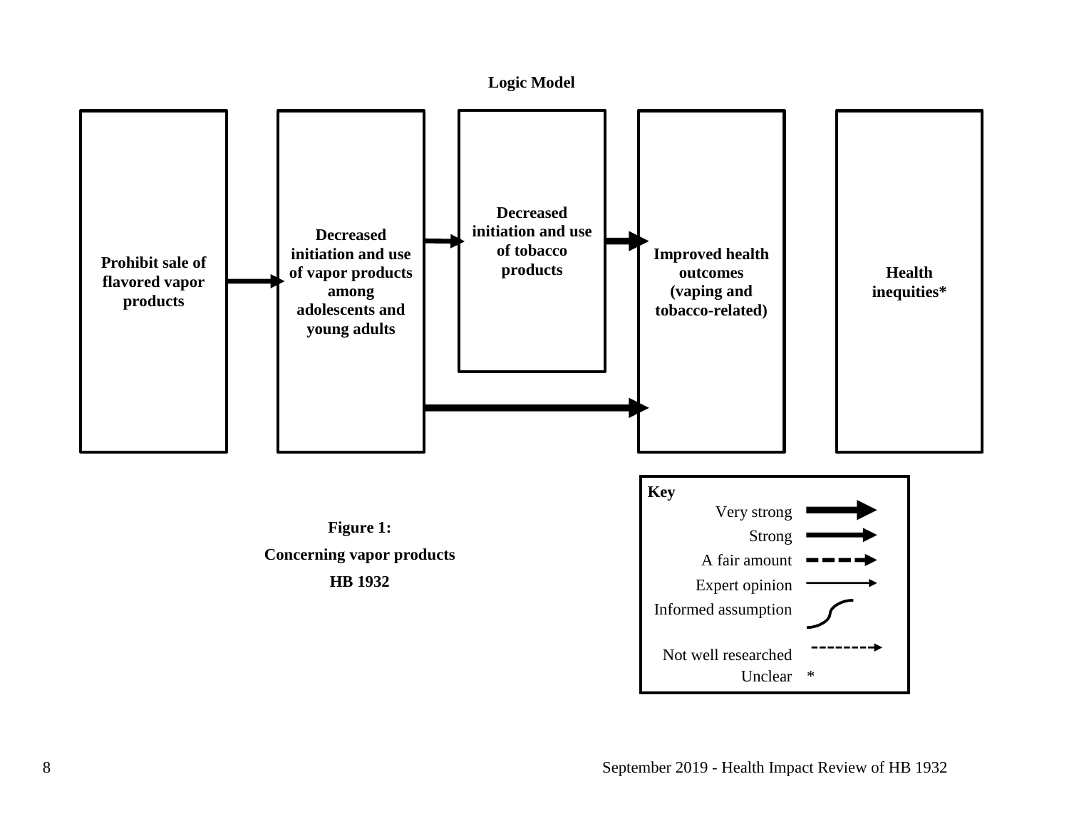**Logic Model**

Prohibit sale of flavored vapor products

Decreased initiation and use of vapor products among adolescents and young adults

Decreased initiation and use of tobacco products

Improved health outcomes (vaping and tobacco-related)

Health inequities*

**Key**

- Very strong
- Strong
- A fair amount
- Expert opinion
- Informed assumption
- Not well researched
- Unclear *

**Figure 1:**

**Concerning vapor products**

**HB 1932**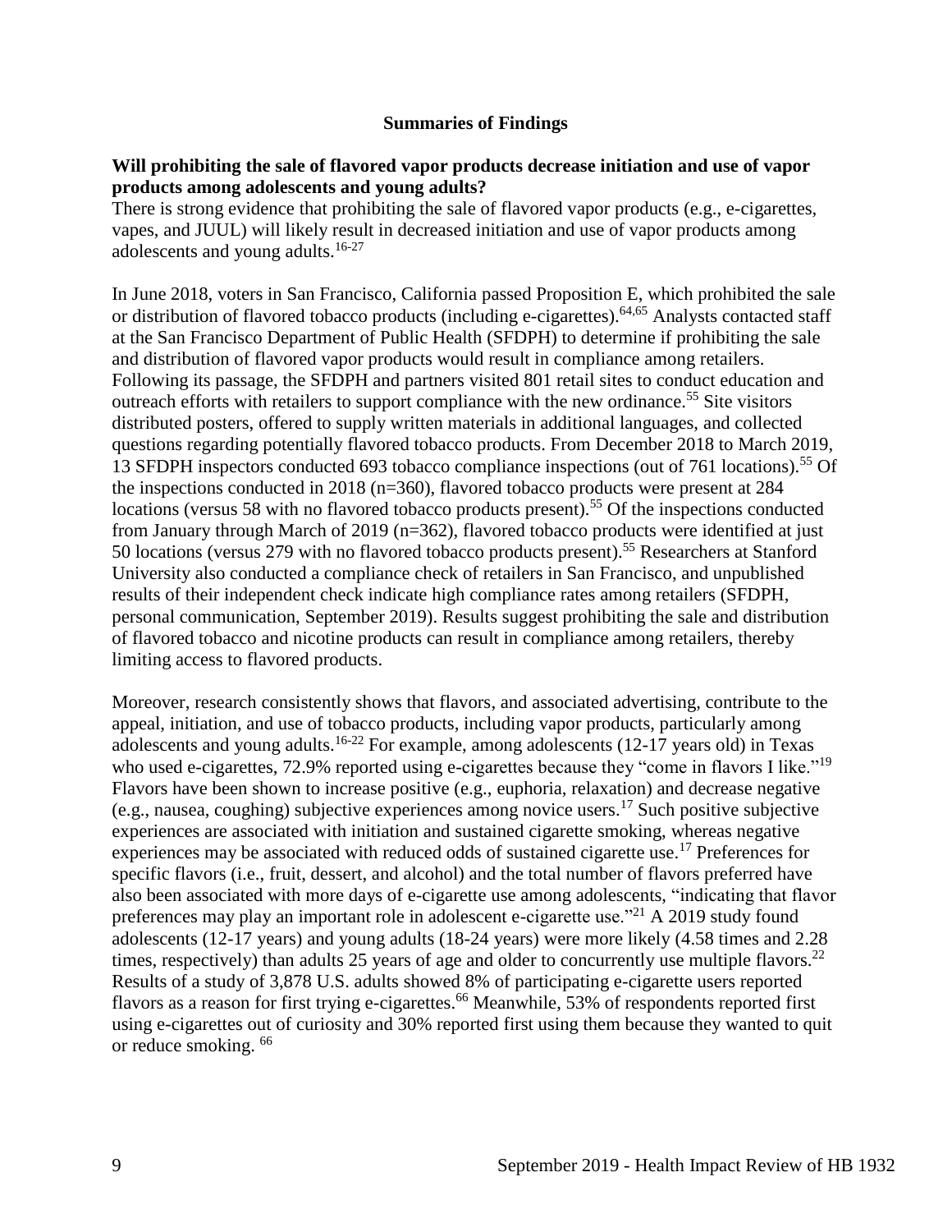## Summaries of Findings

**Will prohibiting the sale of flavored vapor products decrease initiation and use of vapor products among adolescents and young adults?**

There is strong evidence that prohibiting the sale of flavored vapor products (e.g., e-cigarettes, vapes, and JUUL) will likely result in decreased initiation and use of vapor products among adolescents and young adults.[16-27]

In June 2018, voters in San Francisco, California passed Proposition E, which prohibited the sale or distribution of flavored tobacco products (including e-cigarettes).[64,65] Analysts contacted staff at the San Francisco Department of Public Health (SFDPH) to determine if prohibiting the sale and distribution of flavored vapor products would result in compliance among retailers. Following its passage, the SFDPH and partners visited 801 retail sites to conduct education and outreach efforts with retailers to support compliance with the new ordinance.[55] Site visitors distributed posters, offered to supply written materials in additional languages, and collected questions regarding potentially flavored tobacco products. From December 2018 to March 2019, 13 SFDPH inspectors conducted 693 tobacco compliance inspections (out of 761 locations).[55] Of the inspections conducted in 2018 (n=360), flavored tobacco products were present at 284 locations (versus 58 with no flavored tobacco products present).[55] Of the inspections conducted from January through March of 2019 (n=362), flavored tobacco products were identified at just 50 locations (versus 279 with no flavored tobacco products present).[55] Researchers at Stanford University also conducted a compliance check of retailers in San Francisco, and unpublished results of their independent check indicate high compliance rates among retailers (SFDPH, personal communication, September 2019). Results suggest prohibiting the sale and distribution of flavored tobacco and nicotine products can result in compliance among retailers, thereby limiting access to flavored products.

Moreover, research consistently shows that flavors, and associated advertising, contribute to the appeal, initiation, and use of tobacco products, including vapor products, particularly among adolescents and young adults.[16-22] For example, among adolescents (12-17 years old) in Texas who used e-cigarettes, 72.9% reported using e-cigarettes because they "come in flavors I like."[19] Flavors have been shown to increase positive (e.g., euphoria, relaxation) and decrease negative (e.g., nausea, coughing) subjective experiences among novice users.[17] Such positive subjective experiences are associated with initiation and sustained cigarette smoking, whereas negative experiences may be associated with reduced odds of sustained cigarette use.[17] Preferences for specific flavors (i.e., fruit, dessert, and alcohol) and the total number of flavors preferred have also been associated with more days of e-cigarette use among adolescents, "indicating that flavor preferences may play an important role in adolescent e-cigarette use."[21] A 2019 study found adolescents (12-17 years) and young adults (18-24 years) were more likely (4.58 times and 2.28 times, respectively) than adults 25 years of age and older to concurrently use multiple flavors.[22] Results of a study of 3,878 U.S. adults showed 8% of participating e-cigarette users reported flavors as a reason for first trying e-cigarettes.[66] Meanwhile, 53% of respondents reported first using e-cigarettes out of curiosity and 30% reported first using them because they wanted to quit or reduce smoking.[66]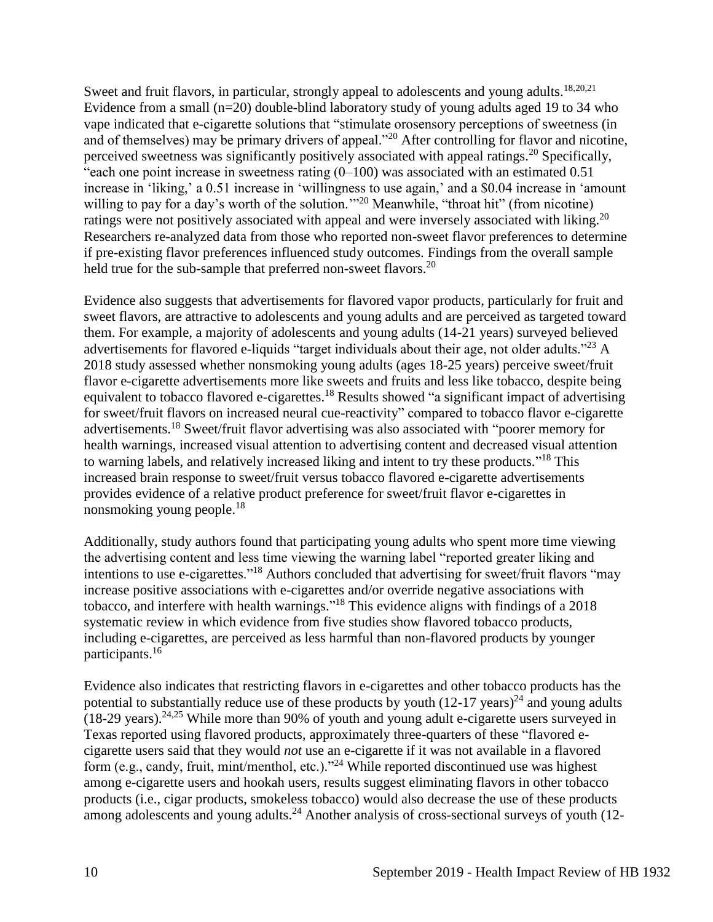Sweet and fruit flavors, in particular, strongly appeal to adolescents and young adults.[18,20,21] Evidence from a small (n=20) double-blind laboratory study of young adults aged 19 to 34 who vape indicated that e-cigarette solutions that "stimulate orosensory perceptions of sweetness (in and of themselves) may be primary drivers of appeal."[20] After controlling for flavor and nicotine, perceived sweetness was significantly positively associated with appeal ratings.[20] Specifically, "each one point increase in sweetness rating (0–100) was associated with an estimated 0.51 increase in 'liking,' a 0.51 increase in 'willingness to use again,' and a $0.04 increase in 'amount willing to pay for a day's worth of the solution.'"[20] Meanwhile, "throat hit" (from nicotine) ratings were not positively associated with appeal and were inversely associated with liking.[20] Researchers re-analyzed data from those who reported non-sweet flavor preferences to determine if pre-existing flavor preferences influenced study outcomes. Findings from the overall sample held true for the sub-sample that preferred non-sweet flavors.[20]

Evidence also suggests that advertisements for flavored vapor products, particularly for fruit and sweet flavors, are attractive to adolescents and young adults and are perceived as targeted toward them. For example, a majority of adolescents and young adults (14-21 years) surveyed believed advertisements for flavored e-liquids "target individuals about their age, not older adults."[23] A 2018 study assessed whether nonsmoking young adults (ages 18-25 years) perceive sweet/fruit flavor e-cigarette advertisements more like sweets and fruits and less like tobacco, despite being equivalent to tobacco flavored e-cigarettes.[18] Results showed "a significant impact of advertising for sweet/fruit flavors on increased neural cue-reactivity" compared to tobacco flavor e-cigarette advertisements.[18] Sweet/fruit flavor advertising was also associated with "poorer memory for health warnings, increased visual attention to advertising content and decreased visual attention to warning labels, and relatively increased liking and intent to try these products."[18] This increased brain response to sweet/fruit versus tobacco flavored e-cigarette advertisements provides evidence of a relative product preference for sweet/fruit flavor e-cigarettes in nonsmoking young people.[18]

Additionally, study authors found that participating young adults who spent more time viewing the advertising content and less time viewing the warning label "reported greater liking and intentions to use e-cigarettes."[18] Authors concluded that advertising for sweet/fruit flavors "may increase positive associations with e-cigarettes and/or override negative associations with tobacco, and interfere with health warnings."[18] This evidence aligns with findings of a 2018 systematic review in which evidence from five studies show flavored tobacco products, including e-cigarettes, are perceived as less harmful than non-flavored products by younger participants.[16]

Evidence also indicates that restricting flavors in e-cigarettes and other tobacco products has the potential to substantially reduce use of these products by youth (12-17 years)[24] and young adults (18-29 years).[24,25] While more than 90% of youth and young adult e-cigarette users surveyed in Texas reported using flavored products, approximately three-quarters of these "flavored e-cigarette users said that they would *not* use an e-cigarette if it was not available in a flavored form (e.g., candy, fruit, mint/menthol, etc.)."[24] While reported discontinued use was highest among e-cigarette users and hookah users, results suggest eliminating flavors in other tobacco products (i.e., cigar products, smokeless tobacco) would also decrease the use of these products among adolescents and young adults.[24] Another analysis of cross-sectional surveys of youth (12-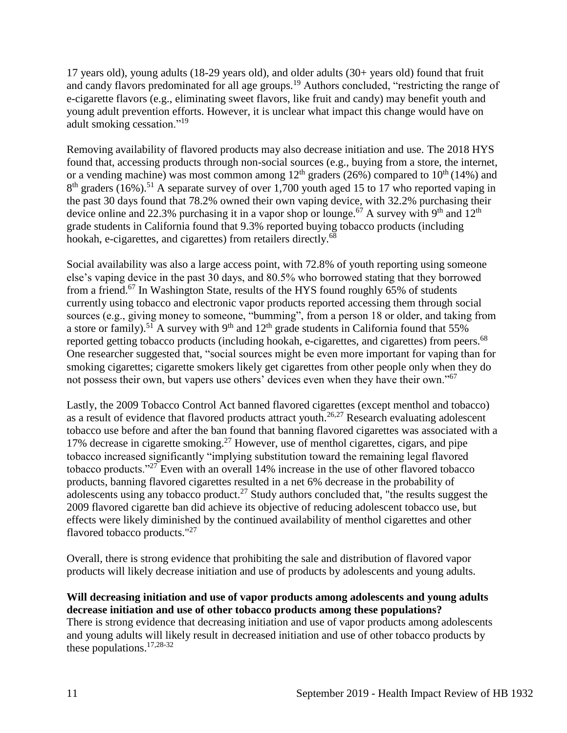17 years old), young adults (18-29 years old), and older adults (30+ years old) found that fruit and candy flavors predominated for all age groups.[19] Authors concluded, "restricting the range of e-cigarette flavors (e.g., eliminating sweet flavors, like fruit and candy) may benefit youth and young adult prevention efforts. However, it is unclear what impact this change would have on adult smoking cessation."[19]

Removing availability of flavored products may also decrease initiation and use. The 2018 HYS found that, accessing products through non-social sources (e.g., buying from a store, the internet, or a vending machine) was most common among 12th graders (26%) compared to 10th (14%) and 8th graders (16%).[51] A separate survey of over 1,700 youth aged 15 to 17 who reported vaping in the past 30 days found that 78.2% owned their own vaping device, with 32.2% purchasing their device online and 22.3% purchasing it in a vapor shop or lounge.[67] A survey with 9th and 12th grade students in California found that 9.3% reported buying tobacco products (including hookah, e-cigarettes, and cigarettes) from retailers directly.[68]

Social availability was also a large access point, with 72.8% of youth reporting using someone else's vaping device in the past 30 days, and 80.5% who borrowed stating that they borrowed from a friend.[67] In Washington State, results of the HYS found roughly 65% of students currently using tobacco and electronic vapor products reported accessing them through social sources (e.g., giving money to someone, "bumming", from a person 18 or older, and taking from a store or family).[51] A survey with 9th and 12th grade students in California found that 55% reported getting tobacco products (including hookah, e-cigarettes, and cigarettes) from peers.[68] One researcher suggested that, "social sources might be even more important for vaping than for smoking cigarettes; cigarette smokers likely get cigarettes from other people only when they do not possess their own, but vapers use others' devices even when they have their own."[67]

Lastly, the 2009 Tobacco Control Act banned flavored cigarettes (except menthol and tobacco) as a result of evidence that flavored products attract youth.[26,27] Research evaluating adolescent tobacco use before and after the ban found that banning flavored cigarettes was associated with a 17% decrease in cigarette smoking.[27] However, use of menthol cigarettes, cigars, and pipe tobacco increased significantly "implying substitution toward the remaining legal flavored tobacco products."[27] Even with an overall 14% increase in the use of other flavored tobacco products, banning flavored cigarettes resulted in a net 6% decrease in the probability of adolescents using any tobacco product.[27] Study authors concluded that, "the results suggest the 2009 flavored cigarette ban did achieve its objective of reducing adolescent tobacco use, but effects were likely diminished by the continued availability of menthol cigarettes and other flavored tobacco products."[27]

Overall, there is strong evidence that prohibiting the sale and distribution of flavored vapor products will likely decrease initiation and use of products by adolescents and young adults.

**Will decreasing initiation and use of vapor products among adolescents and young adults decrease initiation and use of other tobacco products among these populations?**

There is strong evidence that decreasing initiation and use of vapor products among adolescents and young adults will likely result in decreased initiation and use of other tobacco products by these populations.[17,28-32]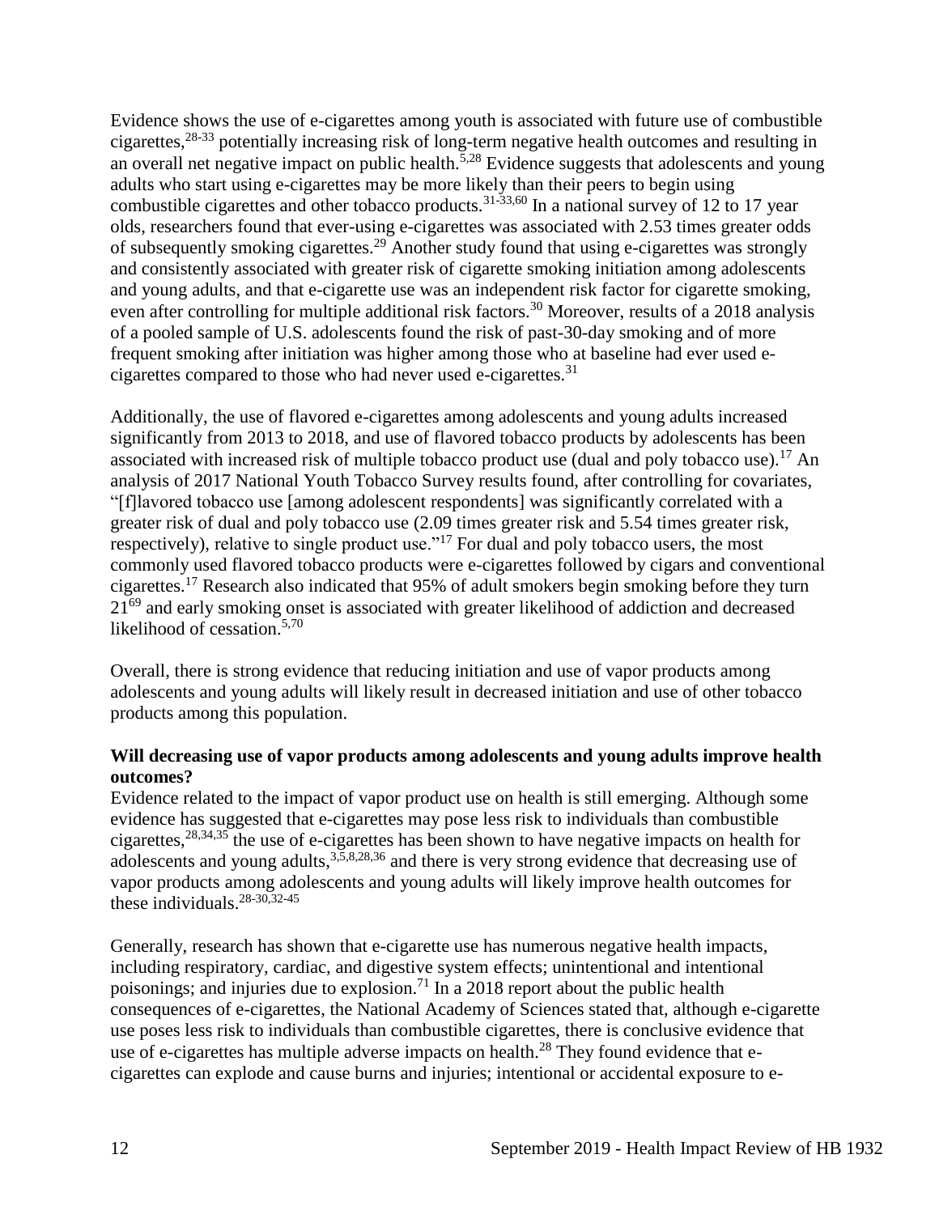Evidence shows the use of e-cigarettes among youth is associated with future use of combustible cigarettes,[28-33] potentially increasing risk of long-term negative health outcomes and resulting in an overall net negative impact on public health.[5,28] Evidence suggests that adolescents and young adults who start using e-cigarettes may be more likely than their peers to begin using combustible cigarettes and other tobacco products.[31-33,60] In a national survey of 12 to 17 year olds, researchers found that ever-using e-cigarettes was associated with 2.53 times greater odds of subsequently smoking cigarettes.[29] Another study found that using e-cigarettes was strongly and consistently associated with greater risk of cigarette smoking initiation among adolescents and young adults, and that e-cigarette use was an independent risk factor for cigarette smoking, even after controlling for multiple additional risk factors.[30] Moreover, results of a 2018 analysis of a pooled sample of U.S. adolescents found the risk of past-30-day smoking and of more frequent smoking after initiation was higher among those who at baseline had ever used e-cigarettes compared to those who had never used e-cigarettes.[31]

Additionally, the use of flavored e-cigarettes among adolescents and young adults increased significantly from 2013 to 2018, and use of flavored tobacco products by adolescents has been associated with increased risk of multiple tobacco product use (dual and poly tobacco use).[17] An analysis of 2017 National Youth Tobacco Survey results found, after controlling for covariates, "[f]lavored tobacco use [among adolescent respondents] was significantly correlated with a greater risk of dual and poly tobacco use (2.09 times greater risk and 5.54 times greater risk, respectively), relative to single product use."[17] For dual and poly tobacco users, the most commonly used flavored tobacco products were e-cigarettes followed by cigars and conventional cigarettes.[17] Research also indicated that 95% of adult smokers begin smoking before they turn 21[69] and early smoking onset is associated with greater likelihood of addiction and decreased likelihood of cessation.[5,70]

Overall, there is strong evidence that reducing initiation and use of vapor products among adolescents and young adults will likely result in decreased initiation and use of other tobacco products among this population.

**Will decreasing use of vapor products among adolescents and young adults improve health outcomes?**

Evidence related to the impact of vapor product use on health is still emerging. Although some evidence has suggested that e-cigarettes may pose less risk to individuals than combustible cigarettes,[28,34,35] the use of e-cigarettes has been shown to have negative impacts on health for adolescents and young adults,[3,5,8,28,36] and there is very strong evidence that decreasing use of vapor products among adolescents and young adults will likely improve health outcomes for these individuals.[28-30,32-45]

Generally, research has shown that e-cigarette use has numerous negative health impacts, including respiratory, cardiac, and digestive system effects; unintentional and intentional poisonings; and injuries due to explosion.[71] In a 2018 report about the public health consequences of e-cigarettes, the National Academy of Sciences stated that, although e-cigarette use poses less risk to individuals than combustible cigarettes, there is conclusive evidence that use of e-cigarettes has multiple adverse impacts on health.[28] They found evidence that e-cigarettes can explode and cause burns and injuries; intentional or accidental exposure to e-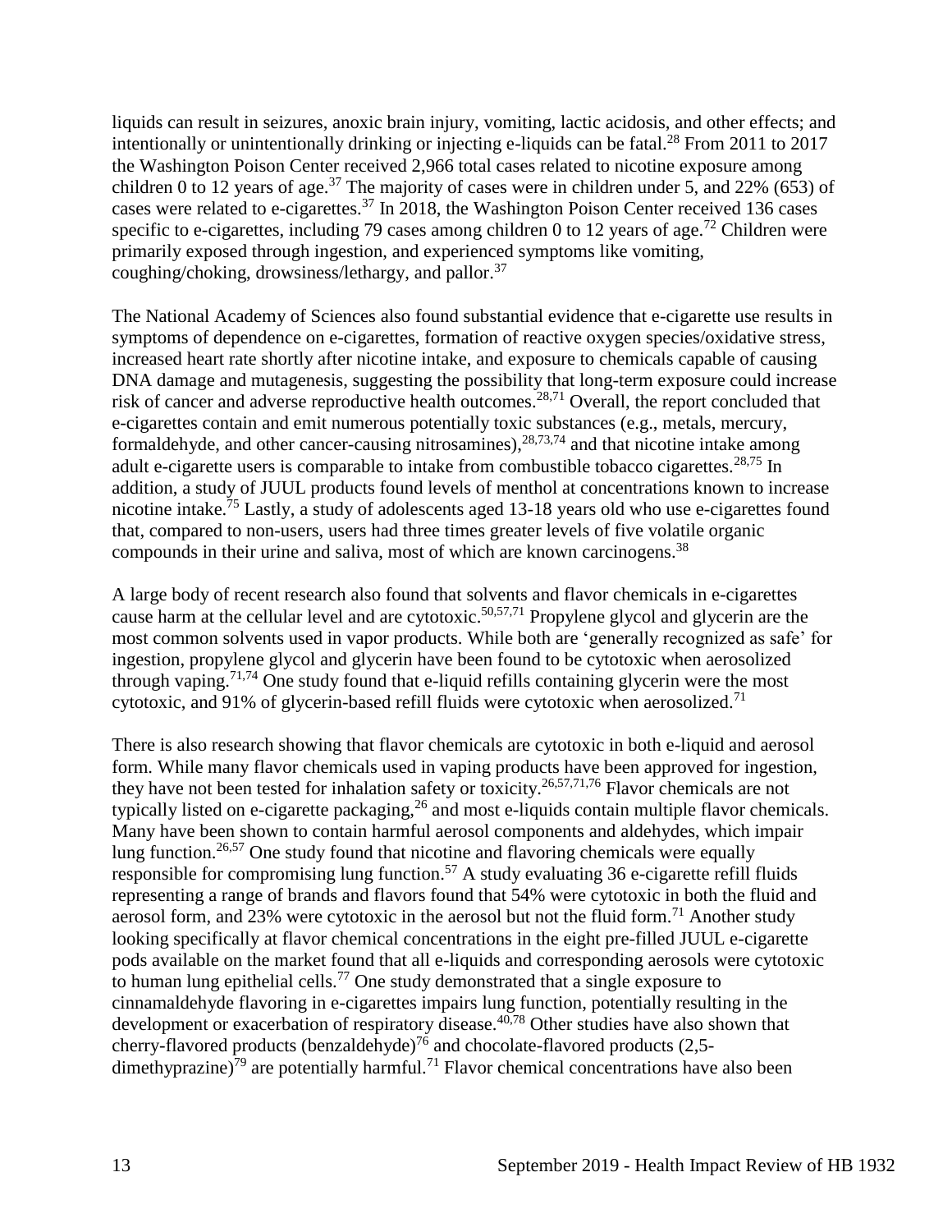liquids can result in seizures, anoxic brain injury, vomiting, lactic acidosis, and other effects; and intentionally or unintentionally drinking or injecting e-liquids can be fatal.[28] From 2011 to 2017 the Washington Poison Center received 2,966 total cases related to nicotine exposure among children 0 to 12 years of age.[37] The majority of cases were in children under 5, and 22% (653) of cases were related to e-cigarettes.[37] In 2018, the Washington Poison Center received 136 cases specific to e-cigarettes, including 79 cases among children 0 to 12 years of age.[72] Children were primarily exposed through ingestion, and experienced symptoms like vomiting, coughing/choking, drowsiness/lethargy, and pallor.[37]

The National Academy of Sciences also found substantial evidence that e-cigarette use results in symptoms of dependence on e-cigarettes, formation of reactive oxygen species/oxidative stress, increased heart rate shortly after nicotine intake, and exposure to chemicals capable of causing DNA damage and mutagenesis, suggesting the possibility that long-term exposure could increase risk of cancer and adverse reproductive health outcomes.[28,71] Overall, the report concluded that e-cigarettes contain and emit numerous potentially toxic substances (e.g., metals, mercury, formaldehyde, and other cancer-causing nitrosamines),[28,73,74] and that nicotine intake among adult e-cigarette users is comparable to intake from combustible tobacco cigarettes.[28,75] In addition, a study of JUUL products found levels of menthol at concentrations known to increase nicotine intake.[75] Lastly, a study of adolescents aged 13-18 years old who use e-cigarettes found that, compared to non-users, users had three times greater levels of five volatile organic compounds in their urine and saliva, most of which are known carcinogens.[38]

A large body of recent research also found that solvents and flavor chemicals in e-cigarettes cause harm at the cellular level and are cytotoxic.[50,57,71] Propylene glycol and glycerin are the most common solvents used in vapor products. While both are 'generally recognized as safe' for ingestion, propylene glycol and glycerin have been found to be cytotoxic when aerosolized through vaping.[71,74] One study found that e-liquid refills containing glycerin were the most cytotoxic, and 91% of glycerin-based refill fluids were cytotoxic when aerosolized.[71]

There is also research showing that flavor chemicals are cytotoxic in both e-liquid and aerosol form. While many flavor chemicals used in vaping products have been approved for ingestion, they have not been tested for inhalation safety or toxicity.[26,57,71,76] Flavor chemicals are not typically listed on e-cigarette packaging,[26] and most e-liquids contain multiple flavor chemicals. Many have been shown to contain harmful aerosol components and aldehydes, which impair lung function.[26,57] One study found that nicotine and flavoring chemicals were equally responsible for compromising lung function.[57] A study evaluating 36 e-cigarette refill fluids representing a range of brands and flavors found that 54% were cytotoxic in both the fluid and aerosol form, and 23% were cytotoxic in the aerosol but not the fluid form.[71] Another study looking specifically at flavor chemical concentrations in the eight pre-filled JUUL e-cigarette pods available on the market found that all e-liquids and corresponding aerosols were cytotoxic to human lung epithelial cells.[77] One study demonstrated that a single exposure to cinnamaldehyde flavoring in e-cigarettes impairs lung function, potentially resulting in the development or exacerbation of respiratory disease.[40,78] Other studies have also shown that cherry-flavored products (benzaldehyde)[76] and chocolate-flavored products (2,5-dimethyprazine)[79] are potentially harmful.[71] Flavor chemical concentrations have also been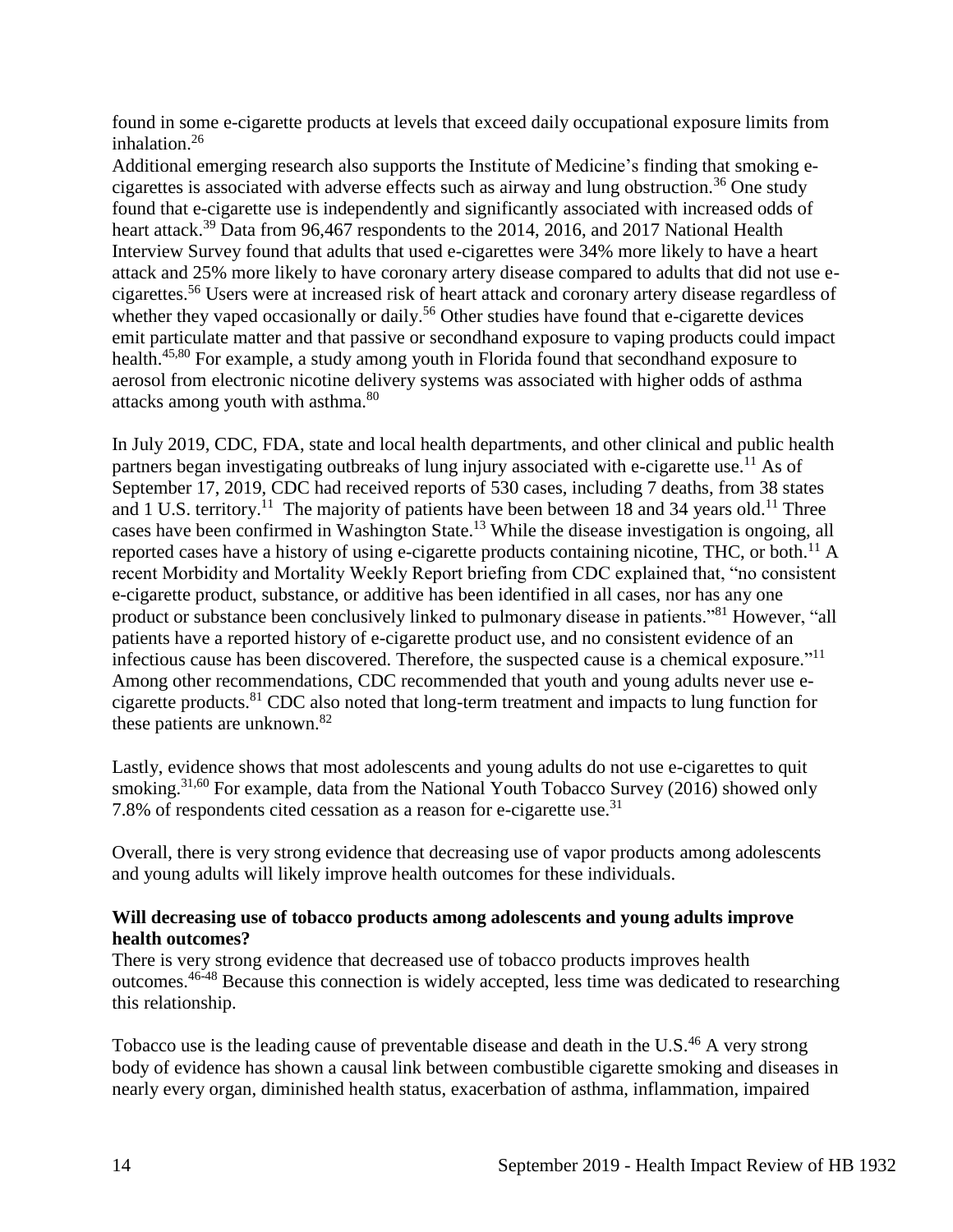found in some e-cigarette products at levels that exceed daily occupational exposure limits from inhalation.[26]

Additional emerging research also supports the Institute of Medicine's finding that smoking e-cigarettes is associated with adverse effects such as airway and lung obstruction.[36] One study found that e-cigarette use is independently and significantly associated with increased odds of heart attack.[39] Data from 96,467 respondents to the 2014, 2016, and 2017 National Health Interview Survey found that adults that used e-cigarettes were 34% more likely to have a heart attack and 25% more likely to have coronary artery disease compared to adults that did not use e-cigarettes.[56] Users were at increased risk of heart attack and coronary artery disease regardless of whether they vaped occasionally or daily.[56] Other studies have found that e-cigarette devices emit particulate matter and that passive or secondhand exposure to vaping products could impact health.[45,80] For example, a study among youth in Florida found that secondhand exposure to aerosol from electronic nicotine delivery systems was associated with higher odds of asthma attacks among youth with asthma.[80]

In July 2019, CDC, FDA, state and local health departments, and other clinical and public health partners began investigating outbreaks of lung injury associated with e-cigarette use.[11] As of September 17, 2019, CDC had received reports of 530 cases, including 7 deaths, from 38 states and 1 U.S. territory.[11] The majority of patients have been between 18 and 34 years old.[11] Three cases have been confirmed in Washington State.[13] While the disease investigation is ongoing, all reported cases have a history of using e-cigarette products containing nicotine, THC, or both.[11] A recent Morbidity and Mortality Weekly Report briefing from CDC explained that, "no consistent e-cigarette product, substance, or additive has been identified in all cases, nor has any one product or substance been conclusively linked to pulmonary disease in patients."[81] However, "all patients have a reported history of e-cigarette product use, and no consistent evidence of an infectious cause has been discovered. Therefore, the suspected cause is a chemical exposure."[11] Among other recommendations, CDC recommended that youth and young adults never use e-cigarette products.[81] CDC also noted that long-term treatment and impacts to lung function for these patients are unknown.[82]

Lastly, evidence shows that most adolescents and young adults do not use e-cigarettes to quit smoking.[31,60] For example, data from the National Youth Tobacco Survey (2016) showed only 7.8% of respondents cited cessation as a reason for e-cigarette use.[31]

Overall, there is very strong evidence that decreasing use of vapor products among adolescents and young adults will likely improve health outcomes for these individuals.

**Will decreasing use of tobacco products among adolescents and young adults improve health outcomes?**

There is very strong evidence that decreased use of tobacco products improves health outcomes.[46-48] Because this connection is widely accepted, less time was dedicated to researching this relationship.

Tobacco use is the leading cause of preventable disease and death in the U.S.[46] A very strong body of evidence has shown a causal link between combustible cigarette smoking and diseases in nearly every organ, diminished health status, exacerbation of asthma, inflammation, impaired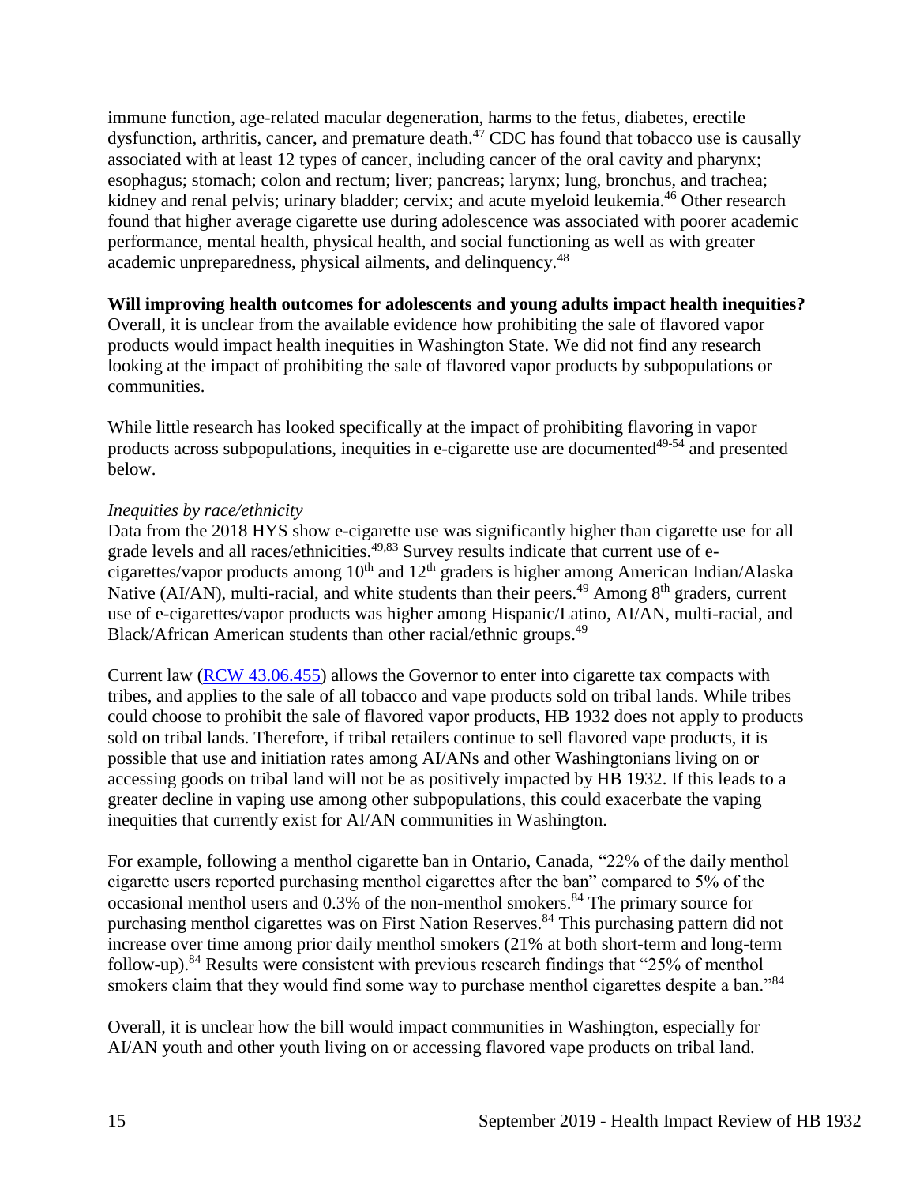immune function, age-related macular degeneration, harms to the fetus, diabetes, erectile dysfunction, arthritis, cancer, and premature death.[47] CDC has found that tobacco use is causally associated with at least 12 types of cancer, including cancer of the oral cavity and pharynx; esophagus; stomach; colon and rectum; liver; pancreas; larynx; lung, bronchus, and trachea; kidney and renal pelvis; urinary bladder; cervix; and acute myeloid leukemia.[46] Other research found that higher average cigarette use during adolescence was associated with poorer academic performance, mental health, physical health, and social functioning as well as with greater academic unpreparedness, physical ailments, and delinquency.[48]

**Will improving health outcomes for adolescents and young adults impact health inequities?**
Overall, it is unclear from the available evidence how prohibiting the sale of flavored vapor products would impact health inequities in Washington State. We did not find any research looking at the impact of prohibiting the sale of flavored vapor products by subpopulations or communities.

While little research has looked specifically at the impact of prohibiting flavoring in vapor products across subpopulations, inequities in e-cigarette use are documented[49-54] and presented below.

*Inequities by race/ethnicity*
Data from the 2018 HYS show e-cigarette use was significantly higher than cigarette use for all grade levels and all races/ethnicities.[49,83] Survey results indicate that current use of e-cigarettes/vapor products among 10th and 12th graders is higher among American Indian/Alaska Native (AI/AN), multi-racial, and white students than their peers.[49] Among 8th graders, current use of e-cigarettes/vapor products was higher among Hispanic/Latino, AI/AN, multi-racial, and Black/African American students than other racial/ethnic groups.[49]

Current law (RCW 43.06.455) allows the Governor to enter into cigarette tax compacts with tribes, and applies to the sale of all tobacco and vape products sold on tribal lands. While tribes could choose to prohibit the sale of flavored vapor products, HB 1932 does not apply to products sold on tribal lands. Therefore, if tribal retailers continue to sell flavored vape products, it is possible that use and initiation rates among AI/ANs and other Washingtonians living on or accessing goods on tribal land will not be as positively impacted by HB 1932. If this leads to a greater decline in vaping use among other subpopulations, this could exacerbate the vaping inequities that currently exist for AI/AN communities in Washington.

For example, following a menthol cigarette ban in Ontario, Canada, "22% of the daily menthol cigarette users reported purchasing menthol cigarettes after the ban" compared to 5% of the occasional menthol users and 0.3% of the non-menthol smokers.[84] The primary source for purchasing menthol cigarettes was on First Nation Reserves.[84] This purchasing pattern did not increase over time among prior daily menthol smokers (21% at both short-term and long-term follow-up).[84] Results were consistent with previous research findings that "25% of menthol smokers claim that they would find some way to purchase menthol cigarettes despite a ban."[84]

Overall, it is unclear how the bill would impact communities in Washington, especially for AI/AN youth and other youth living on or accessing flavored vape products on tribal land.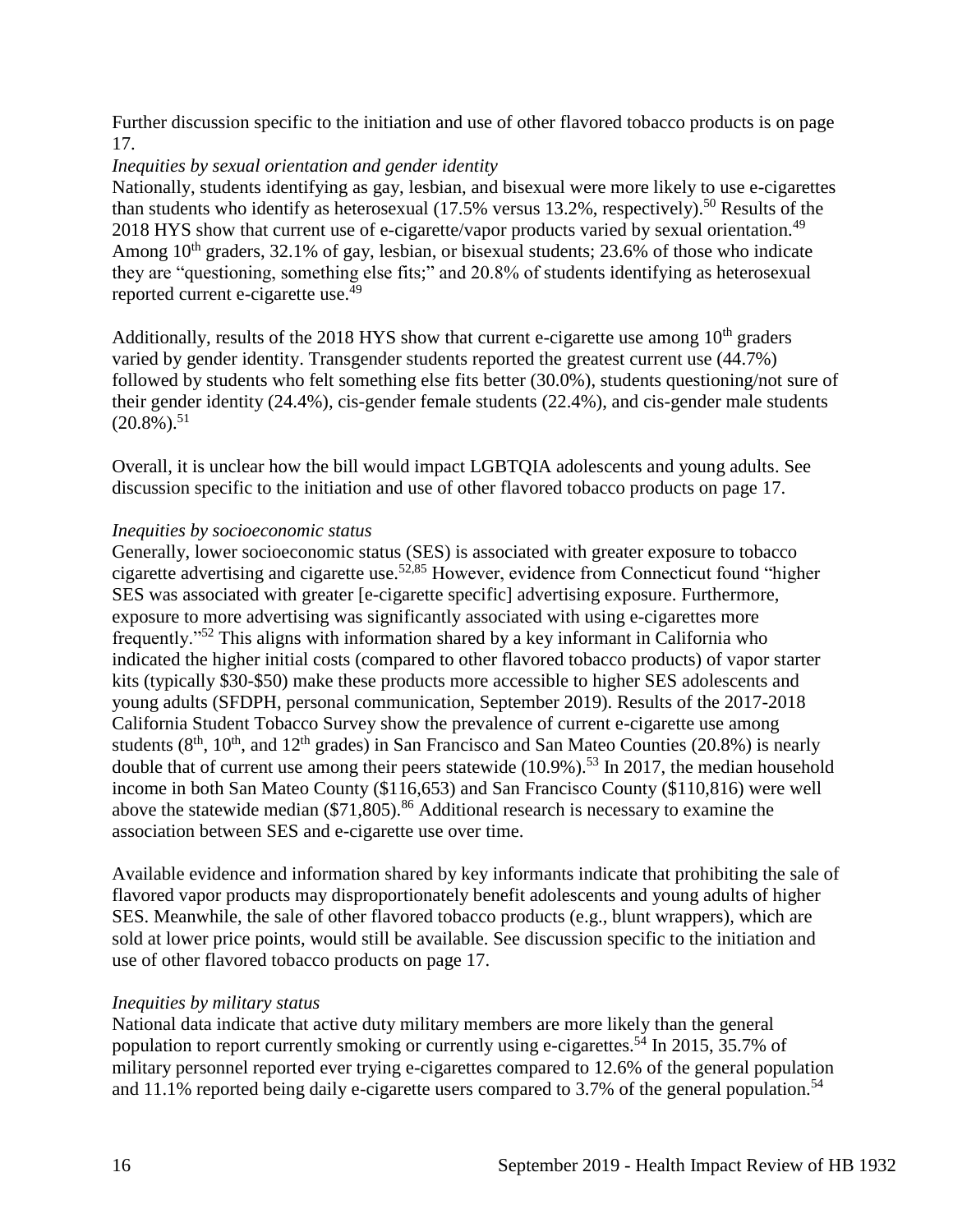Further discussion specific to the initiation and use of other flavored tobacco products is on page 17.

*Inequities by sexual orientation and gender identity*

Nationally, students identifying as gay, lesbian, and bisexual were more likely to use e-cigarettes than students who identify as heterosexual (17.5% versus 13.2%, respectively).[50] Results of the 2018 HYS show that current use of e-cigarette/vapor products varied by sexual orientation.[49] Among 10th graders, 32.1% of gay, lesbian, or bisexual students; 23.6% of those who indicate they are "questioning, something else fits;" and 20.8% of students identifying as heterosexual reported current e-cigarette use.[49]

Additionally, results of the 2018 HYS show that current e-cigarette use among 10th graders varied by gender identity. Transgender students reported the greatest current use (44.7%) followed by students who felt something else fits better (30.0%), students questioning/not sure of their gender identity (24.4%), cis-gender female students (22.4%), and cis-gender male students (20.8%).[51]

Overall, it is unclear how the bill would impact LGBTQIA adolescents and young adults. See discussion specific to the initiation and use of other flavored tobacco products on page 17.

*Inequities by socioeconomic status*

Generally, lower socioeconomic status (SES) is associated with greater exposure to tobacco cigarette advertising and cigarette use.[52,85] However, evidence from Connecticut found "higher SES was associated with greater [e-cigarette specific] advertising exposure. Furthermore, exposure to more advertising was significantly associated with using e-cigarettes more frequently."[52] This aligns with information shared by a key informant in California who indicated the higher initial costs (compared to other flavored tobacco products) of vapor starter kits (typically $30-$50) make these products more accessible to higher SES adolescents and young adults (SFDPH, personal communication, September 2019). Results of the 2017-2018 California Student Tobacco Survey show the prevalence of current e-cigarette use among students (8th, 10th, and 12th grades) in San Francisco and San Mateo Counties (20.8%) is nearly double that of current use among their peers statewide (10.9%).[53] In 2017, the median household income in both San Mateo County ($116,653) and San Francisco County ($110,816) were well above the statewide median ($71,805).[86] Additional research is necessary to examine the association between SES and e-cigarette use over time.

Available evidence and information shared by key informants indicate that prohibiting the sale of flavored vapor products may disproportionately benefit adolescents and young adults of higher SES. Meanwhile, the sale of other flavored tobacco products (e.g., blunt wrappers), which are sold at lower price points, would still be available. See discussion specific to the initiation and use of other flavored tobacco products on page 17.

*Inequities by military status*

National data indicate that active duty military members are more likely than the general population to report currently smoking or currently using e-cigarettes.[54] In 2015, 35.7% of military personnel reported ever trying e-cigarettes compared to 12.6% of the general population and 11.1% reported being daily e-cigarette users compared to 3.7% of the general population.[54]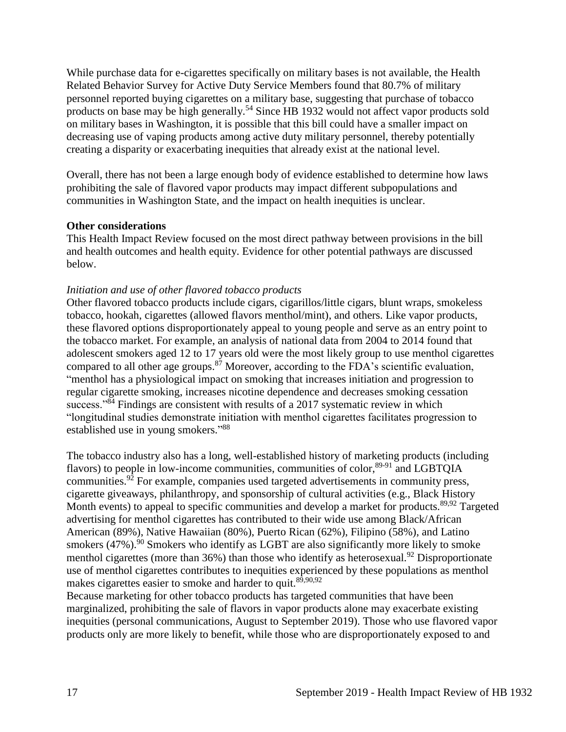While purchase data for e-cigarettes specifically on military bases is not available, the Health Related Behavior Survey for Active Duty Service Members found that 80.7% of military personnel reported buying cigarettes on a military base, suggesting that purchase of tobacco products on base may be high generally.[54] Since HB 1932 would not affect vapor products sold on military bases in Washington, it is possible that this bill could have a smaller impact on decreasing use of vaping products among active duty military personnel, thereby potentially creating a disparity or exacerbating inequities that already exist at the national level.

Overall, there has not been a large enough body of evidence established to determine how laws prohibiting the sale of flavored vapor products may impact different subpopulations and communities in Washington State, and the impact on health inequities is unclear.

**Other considerations**

This Health Impact Review focused on the most direct pathway between provisions in the bill and health outcomes and health equity. Evidence for other potential pathways are discussed below.

*Initiation and use of other flavored tobacco products*

Other flavored tobacco products include cigars, cigarillos/little cigars, blunt wraps, smokeless tobacco, hookah, cigarettes (allowed flavors menthol/mint), and others. Like vapor products, these flavored options disproportionately appeal to young people and serve as an entry point to the tobacco market. For example, an analysis of national data from 2004 to 2014 found that adolescent smokers aged 12 to 17 years old were the most likely group to use menthol cigarettes compared to all other age groups.[87] Moreover, according to the FDA's scientific evaluation, "menthol has a physiological impact on smoking that increases initiation and progression to regular cigarette smoking, increases nicotine dependence and decreases smoking cessation success."[84] Findings are consistent with results of a 2017 systematic review in which "longitudinal studies demonstrate initiation with menthol cigarettes facilitates progression to established use in young smokers."[88]

The tobacco industry also has a long, well-established history of marketing products (including flavors) to people in low-income communities, communities of color,[89-91] and LGBTQIA communities.[92] For example, companies used targeted advertisements in community press, cigarette giveaways, philanthropy, and sponsorship of cultural activities (e.g., Black History Month events) to appeal to specific communities and develop a market for products.[89,92] Targeted advertising for menthol cigarettes has contributed to their wide use among Black/African American (89%), Native Hawaiian (80%), Puerto Rican (62%), Filipino (58%), and Latino smokers (47%).[90] Smokers who identify as LGBT are also significantly more likely to smoke menthol cigarettes (more than 36%) than those who identify as heterosexual.[92] Disproportionate use of menthol cigarettes contributes to inequities experienced by these populations as menthol makes cigarettes easier to smoke and harder to quit.[89,90,92]

Because marketing for other tobacco products has targeted communities that have been marginalized, prohibiting the sale of flavors in vapor products alone may exacerbate existing inequities (personal communications, August to September 2019). Those who use flavored vapor products only are more likely to benefit, while those who are disproportionately exposed to and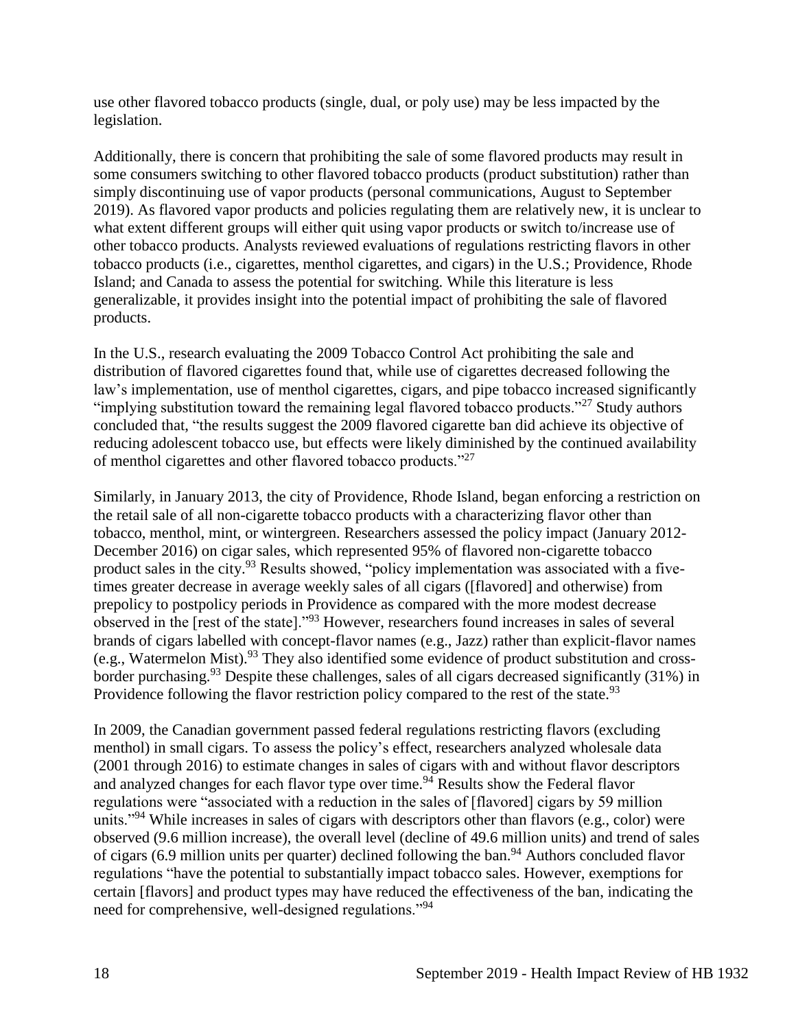use other flavored tobacco products (single, dual, or poly use) may be less impacted by the legislation.

Additionally, there is concern that prohibiting the sale of some flavored products may result in some consumers switching to other flavored tobacco products (product substitution) rather than simply discontinuing use of vapor products (personal communications, August to September 2019). As flavored vapor products and policies regulating them are relatively new, it is unclear to what extent different groups will either quit using vapor products or switch to/increase use of other tobacco products. Analysts reviewed evaluations of regulations restricting flavors in other tobacco products (i.e., cigarettes, menthol cigarettes, and cigars) in the U.S.; Providence, Rhode Island; and Canada to assess the potential for switching. While this literature is less generalizable, it provides insight into the potential impact of prohibiting the sale of flavored products.

In the U.S., research evaluating the 2009 Tobacco Control Act prohibiting the sale and distribution of flavored cigarettes found that, while use of cigarettes decreased following the law's implementation, use of menthol cigarettes, cigars, and pipe tobacco increased significantly "implying substitution toward the remaining legal flavored tobacco products."[27] Study authors concluded that, "the results suggest the 2009 flavored cigarette ban did achieve its objective of reducing adolescent tobacco use, but effects were likely diminished by the continued availability of menthol cigarettes and other flavored tobacco products."[27]

Similarly, in January 2013, the city of Providence, Rhode Island, began enforcing a restriction on the retail sale of all non-cigarette tobacco products with a characterizing flavor other than tobacco, menthol, mint, or wintergreen. Researchers assessed the policy impact (January 2012-December 2016) on cigar sales, which represented 95% of flavored non-cigarette tobacco product sales in the city.[93] Results showed, "policy implementation was associated with a five-times greater decrease in average weekly sales of all cigars ([flavored] and otherwise) from prepolicy to postpolicy periods in Providence as compared with the more modest decrease observed in the [rest of the state]."[93] However, researchers found increases in sales of several brands of cigars labelled with concept-flavor names (e.g., Jazz) rather than explicit-flavor names (e.g., Watermelon Mist).[93] They also identified some evidence of product substitution and cross-border purchasing.[93] Despite these challenges, sales of all cigars decreased significantly (31%) in Providence following the flavor restriction policy compared to the rest of the state.[93]

In 2009, the Canadian government passed federal regulations restricting flavors (excluding menthol) in small cigars. To assess the policy's effect, researchers analyzed wholesale data (2001 through 2016) to estimate changes in sales of cigars with and without flavor descriptors and analyzed changes for each flavor type over time.[94] Results show the Federal flavor regulations were "associated with a reduction in the sales of [flavored] cigars by 59 million units."[94] While increases in sales of cigars with descriptors other than flavors (e.g., color) were observed (9.6 million increase), the overall level (decline of 49.6 million units) and trend of sales of cigars (6.9 million units per quarter) declined following the ban.[94] Authors concluded flavor regulations "have the potential to substantially impact tobacco sales. However, exemptions for certain [flavors] and product types may have reduced the effectiveness of the ban, indicating the need for comprehensive, well-designed regulations."[94]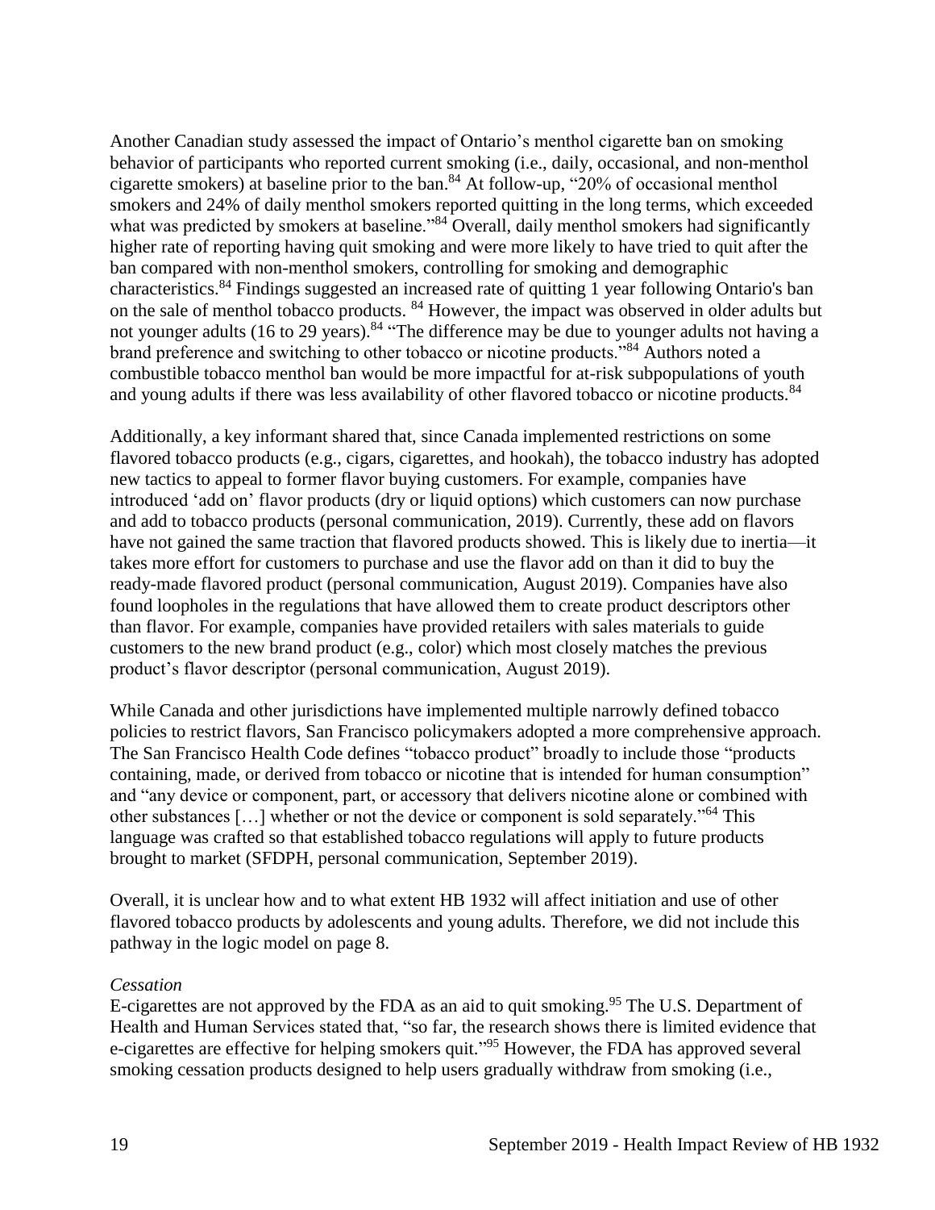Another Canadian study assessed the impact of Ontario's menthol cigarette ban on smoking behavior of participants who reported current smoking (i.e., daily, occasional, and non-menthol cigarette smokers) at baseline prior to the ban.[84] At follow-up, "20% of occasional menthol smokers and 24% of daily menthol smokers reported quitting in the long terms, which exceeded what was predicted by smokers at baseline."[84] Overall, daily menthol smokers had significantly higher rate of reporting having quit smoking and were more likely to have tried to quit after the ban compared with non-menthol smokers, controlling for smoking and demographic characteristics.[84] Findings suggested an increased rate of quitting 1 year following Ontario's ban on the sale of menthol tobacco products. [84] However, the impact was observed in older adults but not younger adults (16 to 29 years).[84] "The difference may be due to younger adults not having a brand preference and switching to other tobacco or nicotine products."[84] Authors noted a combustible tobacco menthol ban would be more impactful for at-risk subpopulations of youth and young adults if there was less availability of other flavored tobacco or nicotine products.[84]

Additionally, a key informant shared that, since Canada implemented restrictions on some flavored tobacco products (e.g., cigars, cigarettes, and hookah), the tobacco industry has adopted new tactics to appeal to former flavor buying customers. For example, companies have introduced 'add on' flavor products (dry or liquid options) which customers can now purchase and add to tobacco products (personal communication, 2019). Currently, these add on flavors have not gained the same traction that flavored products showed. This is likely due to inertia—it takes more effort for customers to purchase and use the flavor add on than it did to buy the ready-made flavored product (personal communication, August 2019). Companies have also found loopholes in the regulations that have allowed them to create product descriptors other than flavor. For example, companies have provided retailers with sales materials to guide customers to the new brand product (e.g., color) which most closely matches the previous product's flavor descriptor (personal communication, August 2019).

While Canada and other jurisdictions have implemented multiple narrowly defined tobacco policies to restrict flavors, San Francisco policymakers adopted a more comprehensive approach. The San Francisco Health Code defines "tobacco product" broadly to include those "products containing, made, or derived from tobacco or nicotine that is intended for human consumption" and "any device or component, part, or accessory that delivers nicotine alone or combined with other substances […] whether or not the device or component is sold separately."[64] This language was crafted so that established tobacco regulations will apply to future products brought to market (SFDPH, personal communication, September 2019).

Overall, it is unclear how and to what extent HB 1932 will affect initiation and use of other flavored tobacco products by adolescents and young adults. Therefore, we did not include this pathway in the logic model on page 8.

*Cessation*

E-cigarettes are not approved by the FDA as an aid to quit smoking.[95] The U.S. Department of Health and Human Services stated that, "so far, the research shows there is limited evidence that e-cigarettes are effective for helping smokers quit."[95] However, the FDA has approved several smoking cessation products designed to help users gradually withdraw from smoking (i.e.,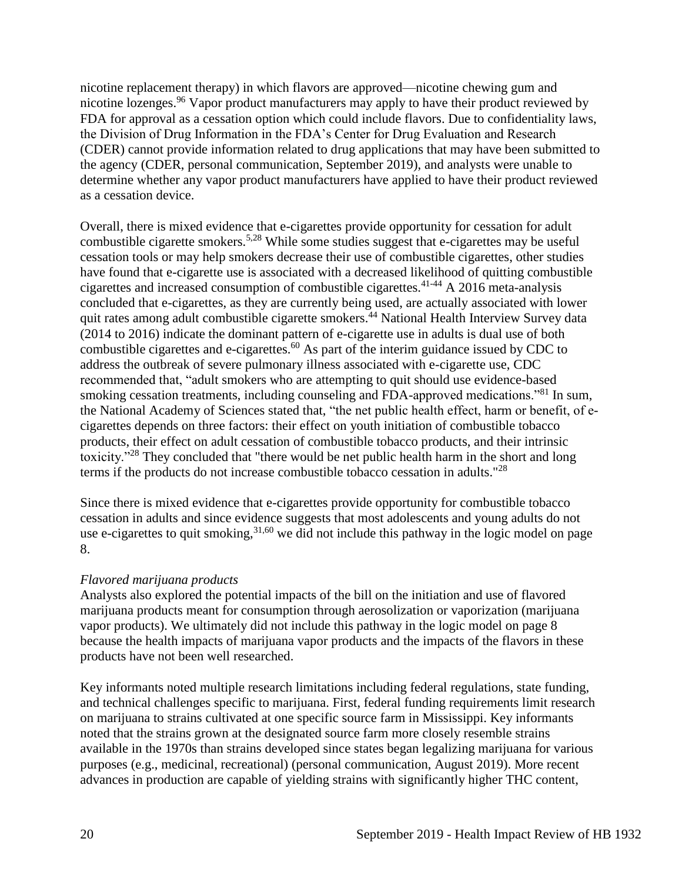nicotine replacement therapy) in which flavors are approved—nicotine chewing gum and nicotine lozenges.[96] Vapor product manufacturers may apply to have their product reviewed by FDA for approval as a cessation option which could include flavors. Due to confidentiality laws, the Division of Drug Information in the FDA's Center for Drug Evaluation and Research (CDER) cannot provide information related to drug applications that may have been submitted to the agency (CDER, personal communication, September 2019), and analysts were unable to determine whether any vapor product manufacturers have applied to have their product reviewed as a cessation device.

Overall, there is mixed evidence that e-cigarettes provide opportunity for cessation for adult combustible cigarette smokers.[5,28] While some studies suggest that e-cigarettes may be useful cessation tools or may help smokers decrease their use of combustible cigarettes, other studies have found that e-cigarette use is associated with a decreased likelihood of quitting combustible cigarettes and increased consumption of combustible cigarettes.[41-44] A 2016 meta-analysis concluded that e-cigarettes, as they are currently being used, are actually associated with lower quit rates among adult combustible cigarette smokers.[44] National Health Interview Survey data (2014 to 2016) indicate the dominant pattern of e-cigarette use in adults is dual use of both combustible cigarettes and e-cigarettes.[60] As part of the interim guidance issued by CDC to address the outbreak of severe pulmonary illness associated with e-cigarette use, CDC recommended that, "adult smokers who are attempting to quit should use evidence-based smoking cessation treatments, including counseling and FDA-approved medications."[81] In sum, the National Academy of Sciences stated that, "the net public health effect, harm or benefit, of e-cigarettes depends on three factors: their effect on youth initiation of combustible tobacco products, their effect on adult cessation of combustible tobacco products, and their intrinsic toxicity."[28] They concluded that "there would be net public health harm in the short and long terms if the products do not increase combustible tobacco cessation in adults."[28]

Since there is mixed evidence that e-cigarettes provide opportunity for combustible tobacco cessation in adults and since evidence suggests that most adolescents and young adults do not use e-cigarettes to quit smoking,[31,60] we did not include this pathway in the logic model on page 8.

*Flavored marijuana products*

Analysts also explored the potential impacts of the bill on the initiation and use of flavored marijuana products meant for consumption through aerosolization or vaporization (marijuana vapor products). We ultimately did not include this pathway in the logic model on page 8 because the health impacts of marijuana vapor products and the impacts of the flavors in these products have not been well researched.

Key informants noted multiple research limitations including federal regulations, state funding, and technical challenges specific to marijuana. First, federal funding requirements limit research on marijuana to strains cultivated at one specific source farm in Mississippi. Key informants noted that the strains grown at the designated source farm more closely resemble strains available in the 1970s than strains developed since states began legalizing marijuana for various purposes (e.g., medicinal, recreational) (personal communication, August 2019). More recent advances in production are capable of yielding strains with significantly higher THC content,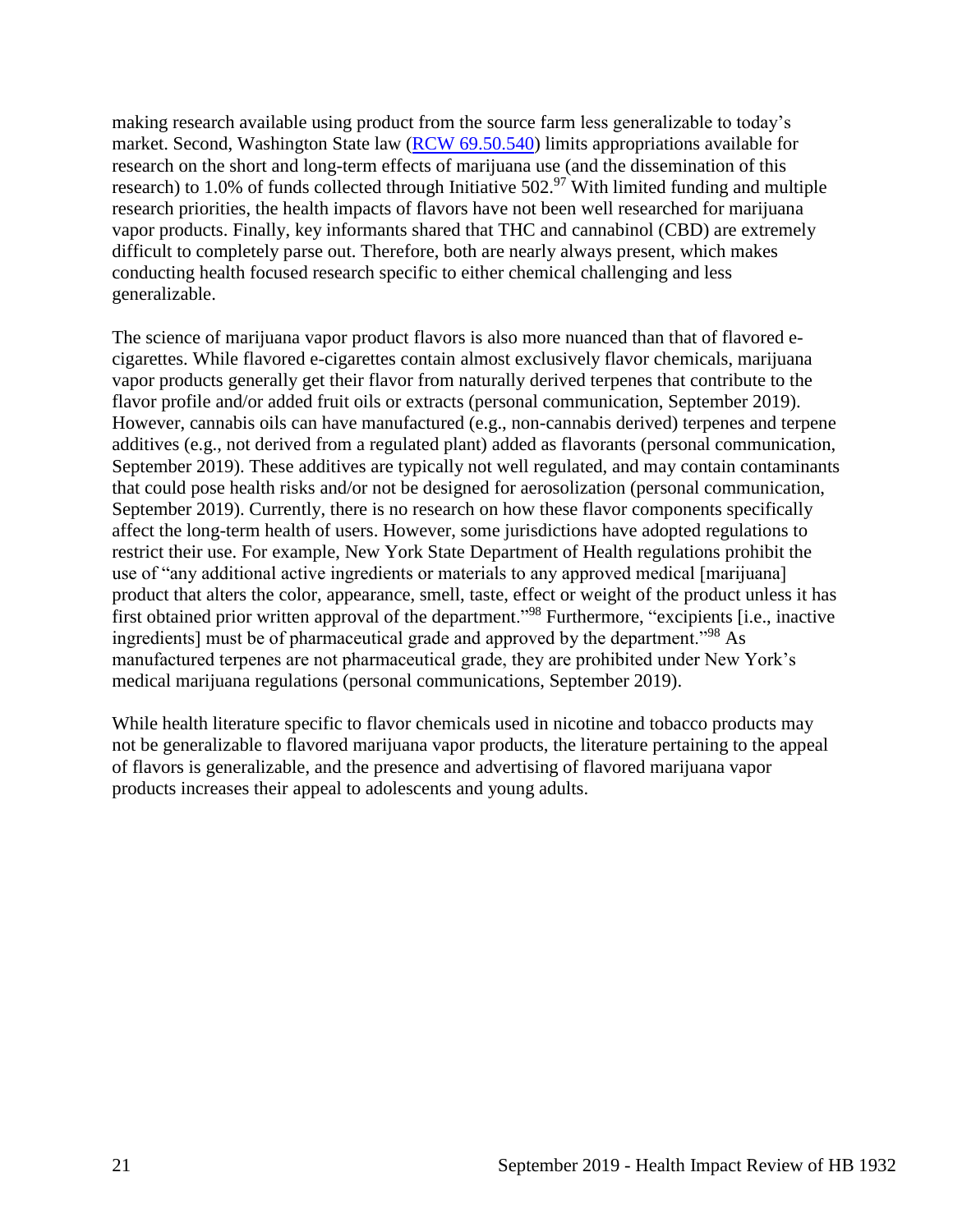making research available using product from the source farm less generalizable to today's market. Second, Washington State law (RCW 69.50.540) limits appropriations available for research on the short and long-term effects of marijuana use (and the dissemination of this research) to 1.0% of funds collected through Initiative 502.[97] With limited funding and multiple research priorities, the health impacts of flavors have not been well researched for marijuana vapor products. Finally, key informants shared that THC and cannabinol (CBD) are extremely difficult to completely parse out. Therefore, both are nearly always present, which makes conducting health focused research specific to either chemical challenging and less generalizable.

The science of marijuana vapor product flavors is also more nuanced than that of flavored e-cigarettes. While flavored e-cigarettes contain almost exclusively flavor chemicals, marijuana vapor products generally get their flavor from naturally derived terpenes that contribute to the flavor profile and/or added fruit oils or extracts (personal communication, September 2019). However, cannabis oils can have manufactured (e.g., non-cannabis derived) terpenes and terpene additives (e.g., not derived from a regulated plant) added as flavorants (personal communication, September 2019). These additives are typically not well regulated, and may contain contaminants that could pose health risks and/or not be designed for aerosolization (personal communication, September 2019). Currently, there is no research on how these flavor components specifically affect the long-term health of users. However, some jurisdictions have adopted regulations to restrict their use. For example, New York State Department of Health regulations prohibit the use of "any additional active ingredients or materials to any approved medical [marijuana] product that alters the color, appearance, smell, taste, effect or weight of the product unless it has first obtained prior written approval of the department."[98] Furthermore, "excipients [i.e., inactive ingredients] must be of pharmaceutical grade and approved by the department."[98] As manufactured terpenes are not pharmaceutical grade, they are prohibited under New York's medical marijuana regulations (personal communications, September 2019).

While health literature specific to flavor chemicals used in nicotine and tobacco products may not be generalizable to flavored marijuana vapor products, the literature pertaining to the appeal of flavors is generalizable, and the presence and advertising of flavored marijuana vapor products increases their appeal to adolescents and young adults.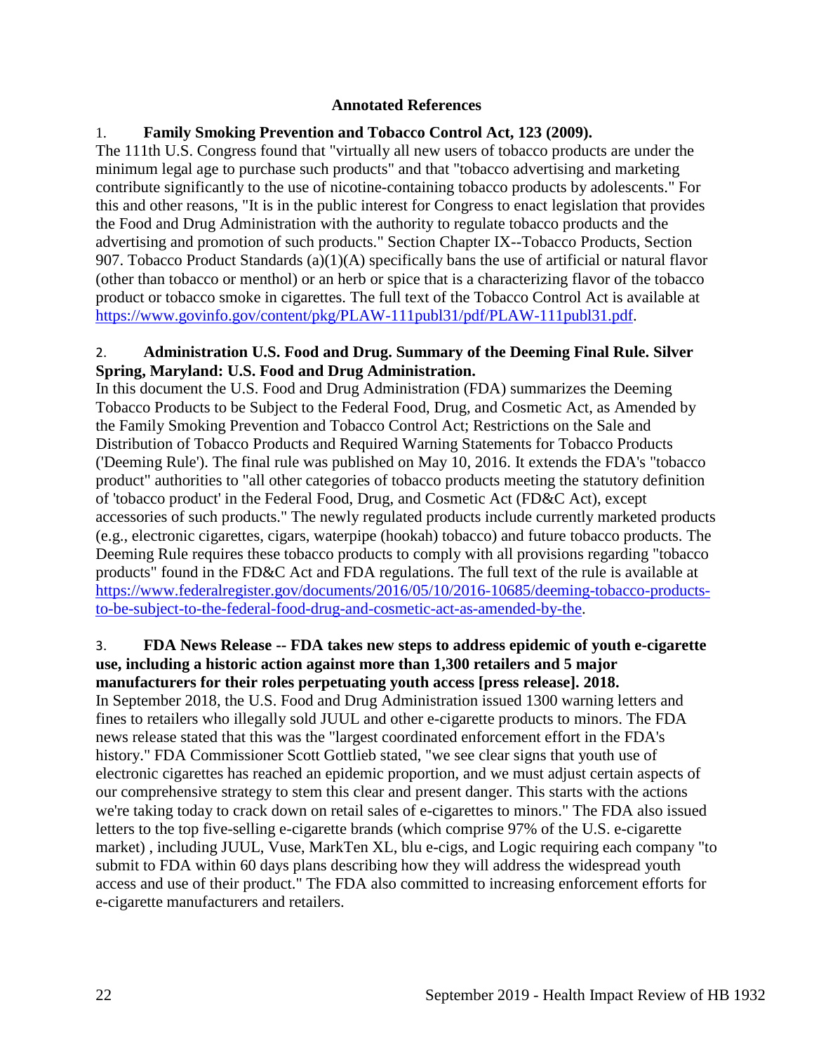## Annotated References

1. **Family Smoking Prevention and Tobacco Control Act, 123 (2009).**
The 111th U.S. Congress found that "virtually all new users of tobacco products are under the minimum legal age to purchase such products" and that "tobacco advertising and marketing contribute significantly to the use of nicotine-containing tobacco products by adolescents." For this and other reasons, "It is in the public interest for Congress to enact legislation that provides the Food and Drug Administration with the authority to regulate tobacco products and the advertising and promotion of such products." Section Chapter IX--Tobacco Products, Section 907. Tobacco Product Standards (a)(1)(A) specifically bans the use of artificial or natural flavor (other than tobacco or menthol) or an herb or spice that is a characterizing flavor of the tobacco product or tobacco smoke in cigarettes. The full text of the Tobacco Control Act is available at https://www.govinfo.gov/content/pkg/PLAW-111publ31/pdf/PLAW-111publ31.pdf.

2. **Administration U.S. Food and Drug. Summary of the Deeming Final Rule. Silver Spring, Maryland: U.S. Food and Drug Administration.**
In this document the U.S. Food and Drug Administration (FDA) summarizes the Deeming Tobacco Products to be Subject to the Federal Food, Drug, and Cosmetic Act, as Amended by the Family Smoking Prevention and Tobacco Control Act; Restrictions on the Sale and Distribution of Tobacco Products and Required Warning Statements for Tobacco Products ('Deeming Rule'). The final rule was published on May 10, 2016. It extends the FDA's "tobacco product" authorities to "all other categories of tobacco products meeting the statutory definition of 'tobacco product' in the Federal Food, Drug, and Cosmetic Act (FD&C Act), except accessories of such products." The newly regulated products include currently marketed products (e.g., electronic cigarettes, cigars, waterpipe (hookah) tobacco) and future tobacco products. The Deeming Rule requires these tobacco products to comply with all provisions regarding "tobacco products" found in the FD&C Act and FDA regulations. The full text of the rule is available at https://www.federalregister.gov/documents/2016/05/10/2016-10685/deeming-tobacco-products-to-be-subject-to-the-federal-food-drug-and-cosmetic-act-as-amended-by-the.

3. **FDA News Release -- FDA takes new steps to address epidemic of youth e-cigarette use, including a historic action against more than 1,300 retailers and 5 major manufacturers for their roles perpetuating youth access [press release]. 2018.**
In September 2018, the U.S. Food and Drug Administration issued 1300 warning letters and fines to retailers who illegally sold JUUL and other e-cigarette products to minors. The FDA news release stated that this was the "largest coordinated enforcement effort in the FDA's history." FDA Commissioner Scott Gottlieb stated, "we see clear signs that youth use of electronic cigarettes has reached an epidemic proportion, and we must adjust certain aspects of our comprehensive strategy to stem this clear and present danger. This starts with the actions we're taking today to crack down on retail sales of e-cigarettes to minors." The FDA also issued letters to the top five-selling e-cigarette brands (which comprise 97% of the U.S. e-cigarette market) , including JUUL, Vuse, MarkTen XL, blu e-cigs, and Logic requiring each company "to submit to FDA within 60 days plans describing how they will address the widespread youth access and use of their product." The FDA also committed to increasing enforcement efforts for e-cigarette manufacturers and retailers.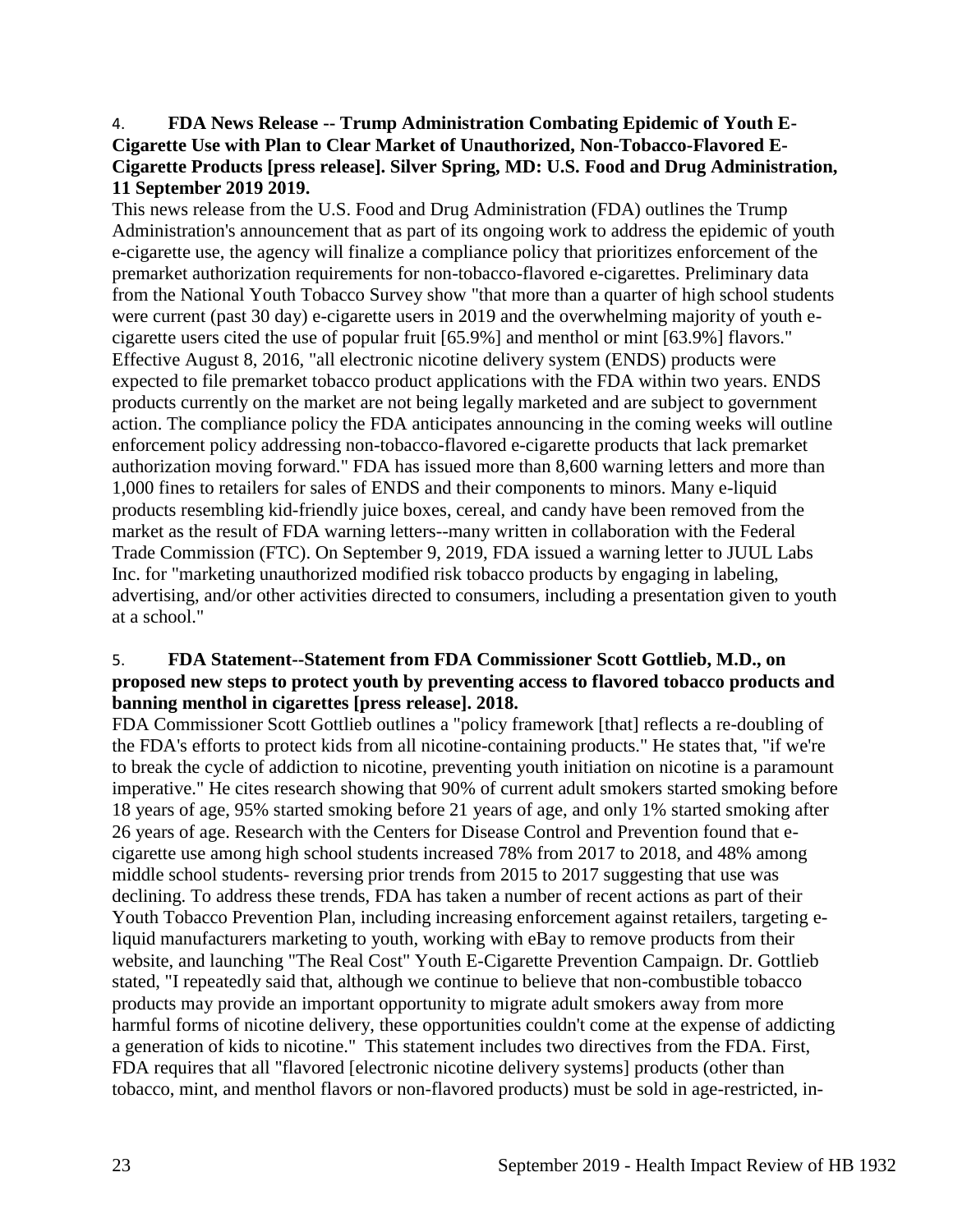4. **FDA News Release -- Trump Administration Combating Epidemic of Youth E-Cigarette Use with Plan to Clear Market of Unauthorized, Non-Tobacco-Flavored E-Cigarette Products [press release]. Silver Spring, MD: U.S. Food and Drug Administration, 11 September 2019 2019.**

This news release from the U.S. Food and Drug Administration (FDA) outlines the Trump Administration's announcement that as part of its ongoing work to address the epidemic of youth e-cigarette use, the agency will finalize a compliance policy that prioritizes enforcement of the premarket authorization requirements for non-tobacco-flavored e-cigarettes. Preliminary data from the National Youth Tobacco Survey show "that more than a quarter of high school students were current (past 30 day) e-cigarette users in 2019 and the overwhelming majority of youth e-cigarette users cited the use of popular fruit [65.9%] and menthol or mint [63.9%] flavors." Effective August 8, 2016, "all electronic nicotine delivery system (ENDS) products were expected to file premarket tobacco product applications with the FDA within two years. ENDS products currently on the market are not being legally marketed and are subject to government action. The compliance policy the FDA anticipates announcing in the coming weeks will outline enforcement policy addressing non-tobacco-flavored e-cigarette products that lack premarket authorization moving forward." FDA has issued more than 8,600 warning letters and more than 1,000 fines to retailers for sales of ENDS and their components to minors. Many e-liquid products resembling kid-friendly juice boxes, cereal, and candy have been removed from the market as the result of FDA warning letters--many written in collaboration with the Federal Trade Commission (FTC). On September 9, 2019, FDA issued a warning letter to JUUL Labs Inc. for "marketing unauthorized modified risk tobacco products by engaging in labeling, advertising, and/or other activities directed to consumers, including a presentation given to youth at a school."

5. **FDA Statement--Statement from FDA Commissioner Scott Gottlieb, M.D., on proposed new steps to protect youth by preventing access to flavored tobacco products and banning menthol in cigarettes [press release]. 2018.**

FDA Commissioner Scott Gottlieb outlines a "policy framework [that] reflects a re-doubling of the FDA's efforts to protect kids from all nicotine-containing products." He states that, "if we're to break the cycle of addiction to nicotine, preventing youth initiation on nicotine is a paramount imperative." He cites research showing that 90% of current adult smokers started smoking before 18 years of age, 95% started smoking before 21 years of age, and only 1% started smoking after 26 years of age. Research with the Centers for Disease Control and Prevention found that e-cigarette use among high school students increased 78% from 2017 to 2018, and 48% among middle school students- reversing prior trends from 2015 to 2017 suggesting that use was declining. To address these trends, FDA has taken a number of recent actions as part of their Youth Tobacco Prevention Plan, including increasing enforcement against retailers, targeting e-liquid manufacturers marketing to youth, working with eBay to remove products from their website, and launching "The Real Cost" Youth E-Cigarette Prevention Campaign. Dr. Gottlieb stated, "I repeatedly said that, although we continue to believe that non-combustible tobacco products may provide an important opportunity to migrate adult smokers away from more harmful forms of nicotine delivery, these opportunities couldn't come at the expense of addicting a generation of kids to nicotine." This statement includes two directives from the FDA. First, FDA requires that all "flavored [electronic nicotine delivery systems] products (other than tobacco, mint, and menthol flavors or non-flavored products) must be sold in age-restricted, in-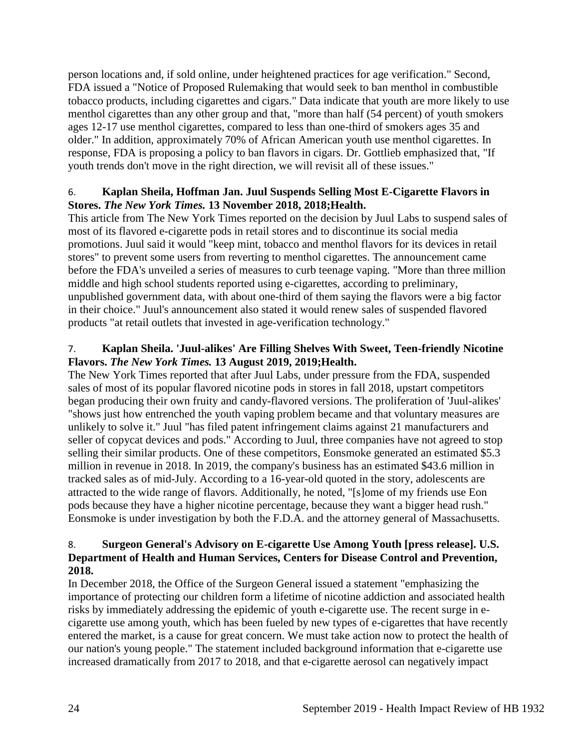person locations and, if sold online, under heightened practices for age verification." Second, FDA issued a "Notice of Proposed Rulemaking that would seek to ban menthol in combustible tobacco products, including cigarettes and cigars." Data indicate that youth are more likely to use menthol cigarettes than any other group and that, "more than half (54 percent) of youth smokers ages 12-17 use menthol cigarettes, compared to less than one-third of smokers ages 35 and older." In addition, approximately 70% of African American youth use menthol cigarettes. In response, FDA is proposing a policy to ban flavors in cigars. Dr. Gottlieb emphasized that, "If youth trends don't move in the right direction, we will revisit all of these issues."

6. **Kaplan Sheila, Hoffman Jan. Juul Suspends Selling Most E-Cigarette Flavors in Stores.** ***The New York Times.*** **13 November 2018, 2018;Health.**
This article from The New York Times reported on the decision by Juul Labs to suspend sales of most of its flavored e-cigarette pods in retail stores and to discontinue its social media promotions. Juul said it would "keep mint, tobacco and menthol flavors for its devices in retail stores" to prevent some users from reverting to menthol cigarettes. The announcement came before the FDA's unveiled a series of measures to curb teenage vaping. "More than three million middle and high school students reported using e-cigarettes, according to preliminary, unpublished government data, with about one-third of them saying the flavors were a big factor in their choice." Juul's announcement also stated it would renew sales of suspended flavored products "at retail outlets that invested in age-verification technology."

7. **Kaplan Sheila. 'Juul-alikes' Are Filling Shelves With Sweet, Teen-friendly Nicotine Flavors.** ***The New York Times.*** **13 August 2019, 2019;Health.**
The New York Times reported that after Juul Labs, under pressure from the FDA, suspended sales of most of its popular flavored nicotine pods in stores in fall 2018, upstart competitors began producing their own fruity and candy-flavored versions. The proliferation of 'Juul-alikes' "shows just how entrenched the youth vaping problem became and that voluntary measures are unlikely to solve it." Juul "has filed patent infringement claims against 21 manufacturers and seller of copycat devices and pods." According to Juul, three companies have not agreed to stop selling their similar products. One of these competitors, Eonsmoke generated an estimated $5.3 million in revenue in 2018. In 2019, the company's business has an estimated $43.6 million in tracked sales as of mid-July. According to a 16-year-old quoted in the story, adolescents are attracted to the wide range of flavors. Additionally, he noted, "[s]ome of my friends use Eon pods because they have a higher nicotine percentage, because they want a bigger head rush." Eonsmoke is under investigation by both the F.D.A. and the attorney general of Massachusetts.

8. **Surgeon General's Advisory on E-cigarette Use Among Youth [press release]. U.S. Department of Health and Human Services, Centers for Disease Control and Prevention, 2018.**
In December 2018, the Office of the Surgeon General issued a statement "emphasizing the importance of protecting our children form a lifetime of nicotine addiction and associated health risks by immediately addressing the epidemic of youth e-cigarette use. The recent surge in e-cigarette use among youth, which has been fueled by new types of e-cigarettes that have recently entered the market, is a cause for great concern. We must take action now to protect the health of our nation's young people." The statement included background information that e-cigarette use increased dramatically from 2017 to 2018, and that e-cigarette aerosol can negatively impact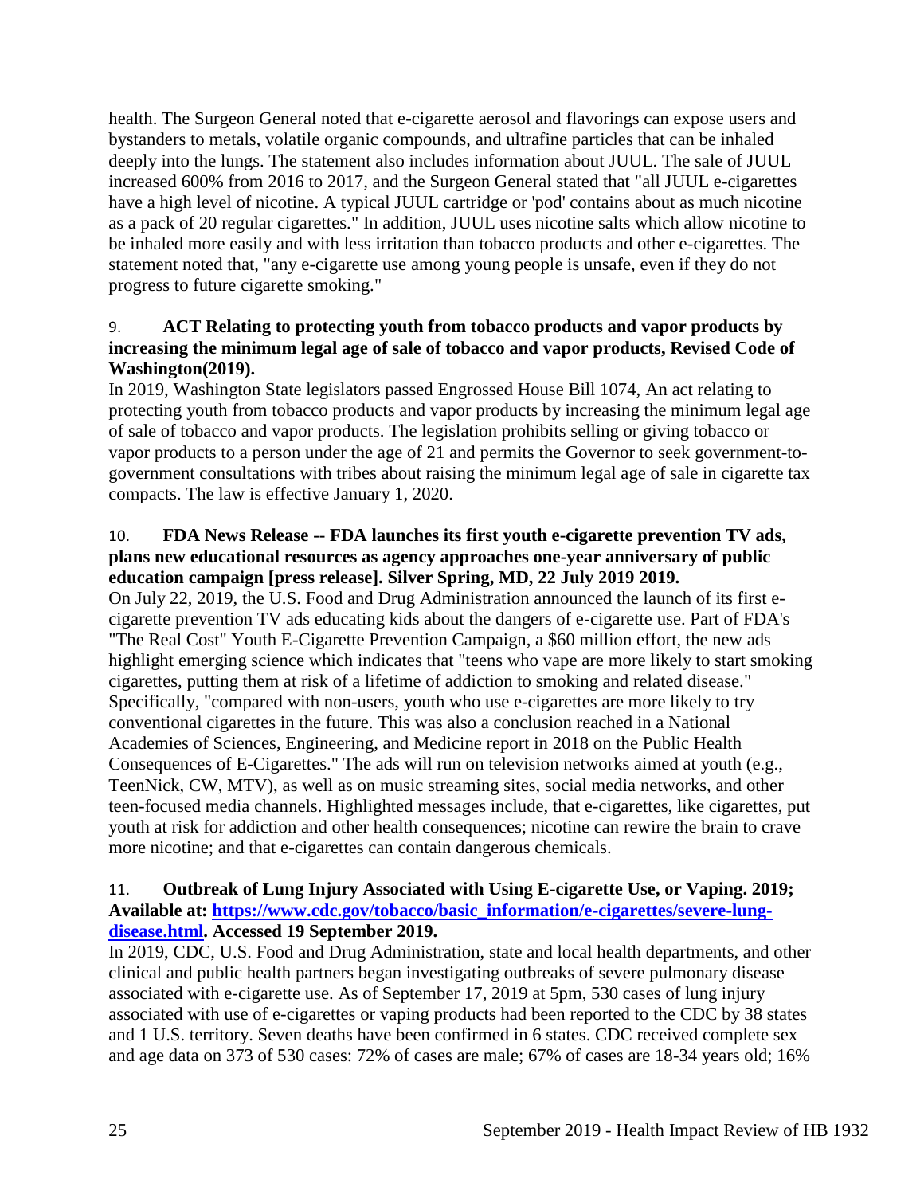health. The Surgeon General noted that e-cigarette aerosol and flavorings can expose users and bystanders to metals, volatile organic compounds, and ultrafine particles that can be inhaled deeply into the lungs. The statement also includes information about JUUL. The sale of JUUL increased 600% from 2016 to 2017, and the Surgeon General stated that "all JUUL e-cigarettes have a high level of nicotine. A typical JUUL cartridge or 'pod' contains about as much nicotine as a pack of 20 regular cigarettes." In addition, JUUL uses nicotine salts which allow nicotine to be inhaled more easily and with less irritation than tobacco products and other e-cigarettes. The statement noted that, "any e-cigarette use among young people is unsafe, even if they do not progress to future cigarette smoking."

9. **ACT Relating to protecting youth from tobacco products and vapor products by increasing the minimum legal age of sale of tobacco and vapor products, Revised Code of Washington(2019).**

In 2019, Washington State legislators passed Engrossed House Bill 1074, An act relating to protecting youth from tobacco products and vapor products by increasing the minimum legal age of sale of tobacco and vapor products. The legislation prohibits selling or giving tobacco or vapor products to a person under the age of 21 and permits the Governor to seek government-to-government consultations with tribes about raising the minimum legal age of sale in cigarette tax compacts. The law is effective January 1, 2020.

10. **FDA News Release -- FDA launches its first youth e-cigarette prevention TV ads, plans new educational resources as agency approaches one-year anniversary of public education campaign [press release]. Silver Spring, MD, 22 July 2019 2019.**

On July 22, 2019, the U.S. Food and Drug Administration announced the launch of its first e-cigarette prevention TV ads educating kids about the dangers of e-cigarette use. Part of FDA's "The Real Cost" Youth E-Cigarette Prevention Campaign, a $60 million effort, the new ads highlight emerging science which indicates that "teens who vape are more likely to start smoking cigarettes, putting them at risk of a lifetime of addiction to smoking and related disease." Specifically, "compared with non-users, youth who use e-cigarettes are more likely to try conventional cigarettes in the future. This was also a conclusion reached in a National Academies of Sciences, Engineering, and Medicine report in 2018 on the Public Health Consequences of E-Cigarettes." The ads will run on television networks aimed at youth (e.g., TeenNick, CW, MTV), as well as on music streaming sites, social media networks, and other teen-focused media channels. Highlighted messages include, that e-cigarettes, like cigarettes, put youth at risk for addiction and other health consequences; nicotine can rewire the brain to crave more nicotine; and that e-cigarettes can contain dangerous chemicals.

11. **Outbreak of Lung Injury Associated with Using E-cigarette Use, or Vaping. 2019; Available at: [https://www.cdc.gov/tobacco/basic_information/e-cigarettes/severe-lung-disease.html](https://www.cdc.gov/tobacco/basic_information/e-cigarettes/severe-lung-disease.html). Accessed 19 September 2019.**

In 2019, CDC, U.S. Food and Drug Administration, state and local health departments, and other clinical and public health partners began investigating outbreaks of severe pulmonary disease associated with e-cigarette use. As of September 17, 2019 at 5pm, 530 cases of lung injury associated with use of e-cigarettes or vaping products had been reported to the CDC by 38 states and 1 U.S. territory. Seven deaths have been confirmed in 6 states. CDC received complete sex and age data on 373 of 530 cases: 72% of cases are male; 67% of cases are 18-34 years old; 16%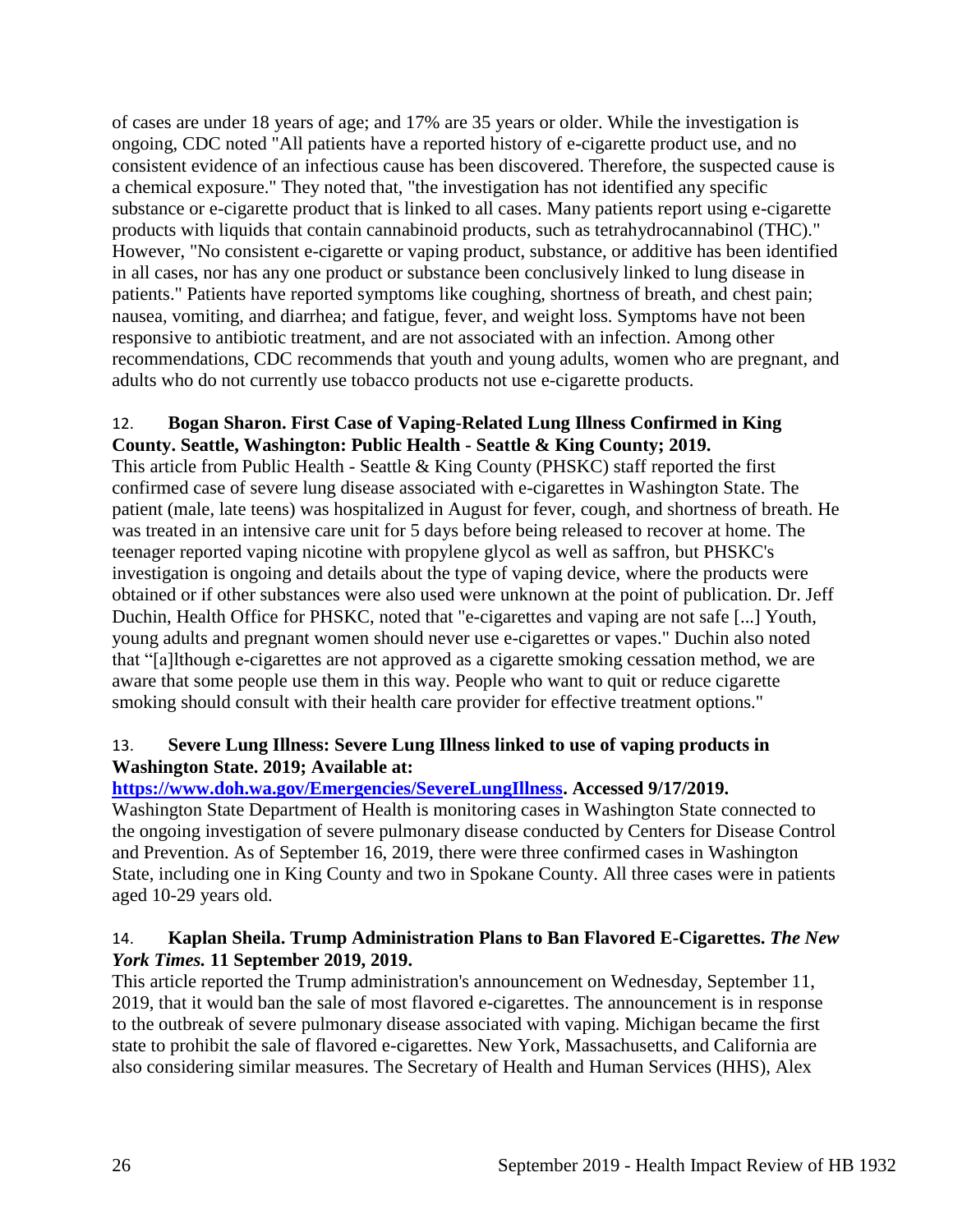of cases are under 18 years of age; and 17% are 35 years or older. While the investigation is ongoing, CDC noted "All patients have a reported history of e-cigarette product use, and no consistent evidence of an infectious cause has been discovered. Therefore, the suspected cause is a chemical exposure." They noted that, "the investigation has not identified any specific substance or e-cigarette product that is linked to all cases. Many patients report using e-cigarette products with liquids that contain cannabinoid products, such as tetrahydrocannabinol (THC)." However, "No consistent e-cigarette or vaping product, substance, or additive has been identified in all cases, nor has any one product or substance been conclusively linked to lung disease in patients." Patients have reported symptoms like coughing, shortness of breath, and chest pain; nausea, vomiting, and diarrhea; and fatigue, fever, and weight loss. Symptoms have not been responsive to antibiotic treatment, and are not associated with an infection. Among other recommendations, CDC recommends that youth and young adults, women who are pregnant, and adults who do not currently use tobacco products not use e-cigarette products.

12. **Bogan Sharon. First Case of Vaping-Related Lung Illness Confirmed in King County. Seattle, Washington: Public Health - Seattle & King County; 2019.**

This article from Public Health - Seattle & King County (PHSKC) staff reported the first confirmed case of severe lung disease associated with e-cigarettes in Washington State. The patient (male, late teens) was hospitalized in August for fever, cough, and shortness of breath. He was treated in an intensive care unit for 5 days before being released to recover at home. The teenager reported vaping nicotine with propylene glycol as well as saffron, but PHSKC's investigation is ongoing and details about the type of vaping device, where the products were obtained or if other substances were also used were unknown at the point of publication. Dr. Jeff Duchin, Health Office for PHSKC, noted that "e-cigarettes and vaping are not safe [...] Youth, young adults and pregnant women should never use e-cigarettes or vapes." Duchin also noted that "[a]lthough e-cigarettes are not approved as a cigarette smoking cessation method, we are aware that some people use them in this way. People who want to quit or reduce cigarette smoking should consult with their health care provider for effective treatment options."

13. **Severe Lung Illness: Severe Lung Illness linked to use of vaping products in Washington State. 2019; Available at: [https://www.doh.wa.gov/Emergencies/SevereLungIllness](https://www.doh.wa.gov/Emergencies/SevereLungIllness). Accessed 9/17/2019.**

Washington State Department of Health is monitoring cases in Washington State connected to the ongoing investigation of severe pulmonary disease conducted by Centers for Disease Control and Prevention. As of September 16, 2019, there were three confirmed cases in Washington State, including one in King County and two in Spokane County. All three cases were in patients aged 10-29 years old.

14. **Kaplan Sheila. Trump Administration Plans to Ban Flavored E-Cigarettes. *The New York Times.* 11 September 2019, 2019.**

This article reported the Trump administration's announcement on Wednesday, September 11, 2019, that it would ban the sale of most flavored e-cigarettes. The announcement is in response to the outbreak of severe pulmonary disease associated with vaping. Michigan became the first state to prohibit the sale of flavored e-cigarettes. New York, Massachusetts, and California are also considering similar measures. The Secretary of Health and Human Services (HHS), Alex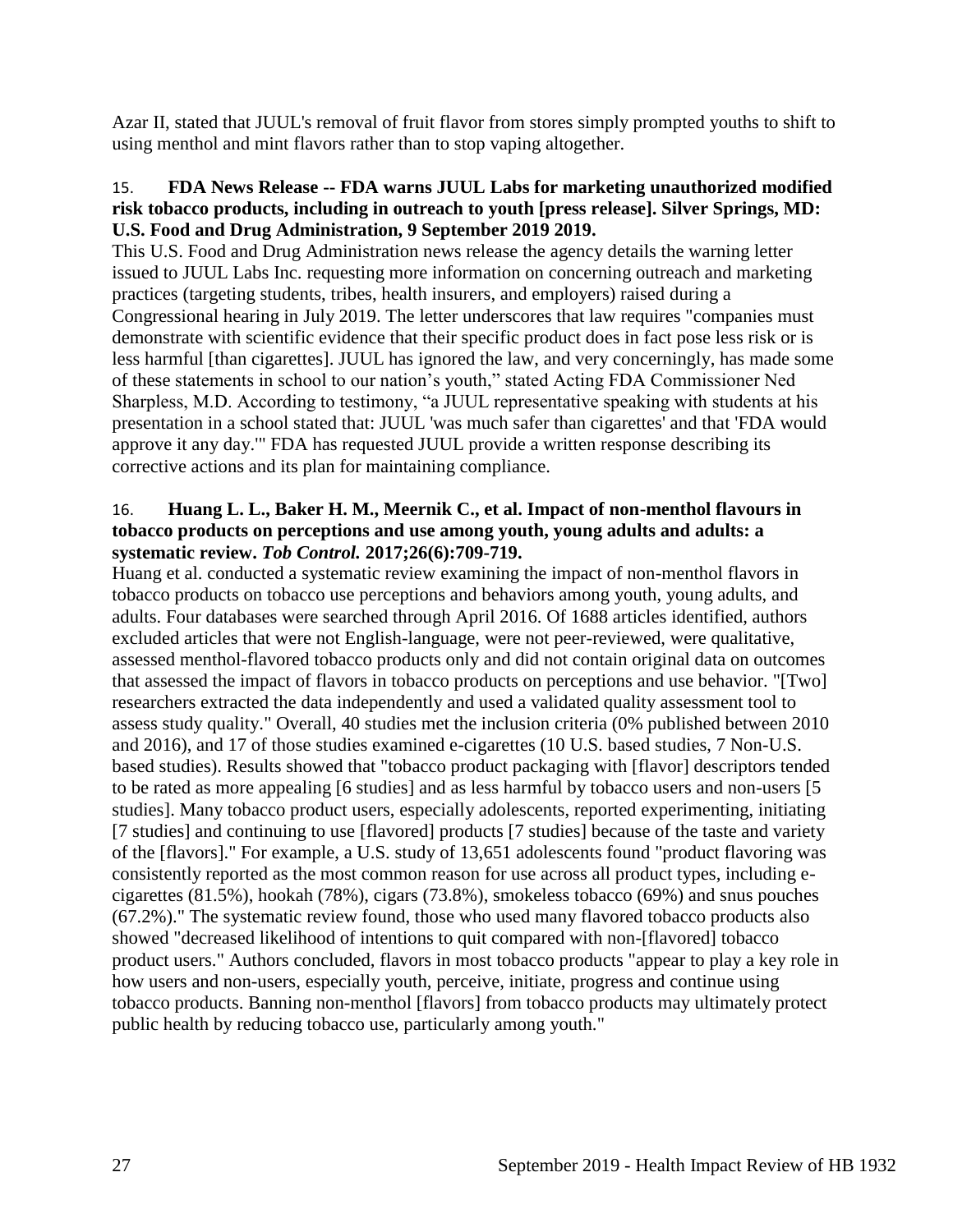Azar II, stated that JUUL's removal of fruit flavor from stores simply prompted youths to shift to using menthol and mint flavors rather than to stop vaping altogether.

15. **FDA News Release -- FDA warns JUUL Labs for marketing unauthorized modified risk tobacco products, including in outreach to youth [press release]. Silver Springs, MD: U.S. Food and Drug Administration, 9 September 2019 2019.**

This U.S. Food and Drug Administration news release the agency details the warning letter issued to JUUL Labs Inc. requesting more information on concerning outreach and marketing practices (targeting students, tribes, health insurers, and employers) raised during a Congressional hearing in July 2019. The letter underscores that law requires "companies must demonstrate with scientific evidence that their specific product does in fact pose less risk or is less harmful [than cigarettes]. JUUL has ignored the law, and very concerningly, has made some of these statements in school to our nation's youth," stated Acting FDA Commissioner Ned Sharpless, M.D. According to testimony, "a JUUL representative speaking with students at his presentation in a school stated that: JUUL 'was much safer than cigarettes' and that 'FDA would approve it any day.'" FDA has requested JUUL provide a written response describing its corrective actions and its plan for maintaining compliance.

16. **Huang L. L., Baker H. M., Meernik C., et al. Impact of non-menthol flavours in tobacco products on perceptions and use among youth, young adults and adults: a systematic review. *Tob Control.* 2017;26(6):709-719.**

Huang et al. conducted a systematic review examining the impact of non-menthol flavors in tobacco products on tobacco use perceptions and behaviors among youth, young adults, and adults. Four databases were searched through April 2016. Of 1688 articles identified, authors excluded articles that were not English-language, were not peer-reviewed, were qualitative, assessed menthol-flavored tobacco products only and did not contain original data on outcomes that assessed the impact of flavors in tobacco products on perceptions and use behavior. "[Two] researchers extracted the data independently and used a validated quality assessment tool to assess study quality." Overall, 40 studies met the inclusion criteria (0% published between 2010 and 2016), and 17 of those studies examined e-cigarettes (10 U.S. based studies, 7 Non-U.S. based studies). Results showed that "tobacco product packaging with [flavor] descriptors tended to be rated as more appealing [6 studies] and as less harmful by tobacco users and non-users [5 studies]. Many tobacco product users, especially adolescents, reported experimenting, initiating [7 studies] and continuing to use [flavored] products [7 studies] because of the taste and variety of the [flavors]." For example, a U.S. study of 13,651 adolescents found "product flavoring was consistently reported as the most common reason for use across all product types, including e-cigarettes (81.5%), hookah (78%), cigars (73.8%), smokeless tobacco (69%) and snus pouches (67.2%)." The systematic review found, those who used many flavored tobacco products also showed "decreased likelihood of intentions to quit compared with non-[flavored] tobacco product users." Authors concluded, flavors in most tobacco products "appear to play a key role in how users and non-users, especially youth, perceive, initiate, progress and continue using tobacco products. Banning non-menthol [flavors] from tobacco products may ultimately protect public health by reducing tobacco use, particularly among youth."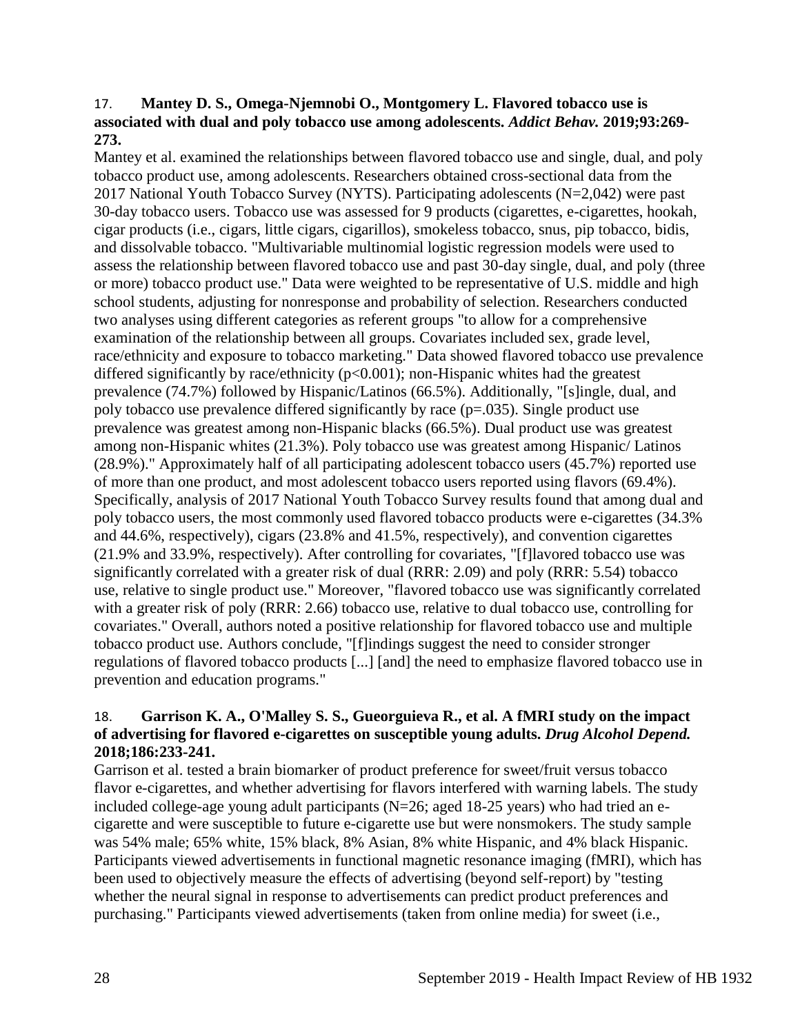17. **Mantey D. S., Omega-Njemnobi O., Montgomery L. Flavored tobacco use is associated with dual and poly tobacco use among adolescents.** ***Addict Behav.*** **2019;93:269-273.**

Mantey et al. examined the relationships between flavored tobacco use and single, dual, and poly tobacco product use, among adolescents. Researchers obtained cross-sectional data from the 2017 National Youth Tobacco Survey (NYTS). Participating adolescents (N=2,042) were past 30-day tobacco users. Tobacco use was assessed for 9 products (cigarettes, e-cigarettes, hookah, cigar products (i.e., cigars, little cigars, cigarillos), smokeless tobacco, snus, pip tobacco, bidis, and dissolvable tobacco. "Multivariable multinomial logistic regression models were used to assess the relationship between flavored tobacco use and past 30-day single, dual, and poly (three or more) tobacco product use." Data were weighted to be representative of U.S. middle and high school students, adjusting for nonresponse and probability of selection. Researchers conducted two analyses using different categories as referent groups "to allow for a comprehensive examination of the relationship between all groups. Covariates included sex, grade level, race/ethnicity and exposure to tobacco marketing." Data showed flavored tobacco use prevalence differed significantly by race/ethnicity ($p<0.001$); non-Hispanic whites had the greatest prevalence (74.7%) followed by Hispanic/Latinos (66.5%). Additionally, "[s]ingle, dual, and poly tobacco use prevalence differed significantly by race ($p=.035$). Single product use prevalence was greatest among non-Hispanic blacks (66.5%). Dual product use was greatest among non-Hispanic whites (21.3%). Poly tobacco use was greatest among Hispanic/ Latinos (28.9%)." Approximately half of all participating adolescent tobacco users (45.7%) reported use of more than one product, and most adolescent tobacco users reported using flavors (69.4%). Specifically, analysis of 2017 National Youth Tobacco Survey results found that among dual and poly tobacco users, the most commonly used flavored tobacco products were e-cigarettes (34.3% and 44.6%, respectively), cigars (23.8% and 41.5%, respectively), and convention cigarettes (21.9% and 33.9%, respectively). After controlling for covariates, "[f]lavored tobacco use was significantly correlated with a greater risk of dual (RRR: 2.09) and poly (RRR: 5.54) tobacco use, relative to single product use." Moreover, "flavored tobacco use was significantly correlated with a greater risk of poly (RRR: 2.66) tobacco use, relative to dual tobacco use, controlling for covariates." Overall, authors noted a positive relationship for flavored tobacco use and multiple tobacco product use. Authors conclude, "[f]indings suggest the need to consider stronger regulations of flavored tobacco products [...] [and] the need to emphasize flavored tobacco use in prevention and education programs."

18. **Garrison K. A., O'Malley S. S., Gueorguieva R., et al. A fMRI study on the impact of advertising for flavored e-cigarettes on susceptible young adults.** ***Drug Alcohol Depend.*** **2018;186:233-241.**

Garrison et al. tested a brain biomarker of product preference for sweet/fruit versus tobacco flavor e-cigarettes, and whether advertising for flavors interfered with warning labels. The study included college-age young adult participants (N=26; aged 18-25 years) who had tried an e-cigarette and were susceptible to future e-cigarette use but were nonsmokers. The study sample was 54% male; 65% white, 15% black, 8% Asian, 8% white Hispanic, and 4% black Hispanic. Participants viewed advertisements in functional magnetic resonance imaging (fMRI), which has been used to objectively measure the effects of advertising (beyond self-report) by "testing whether the neural signal in response to advertisements can predict product preferences and purchasing." Participants viewed advertisements (taken from online media) for sweet (i.e.,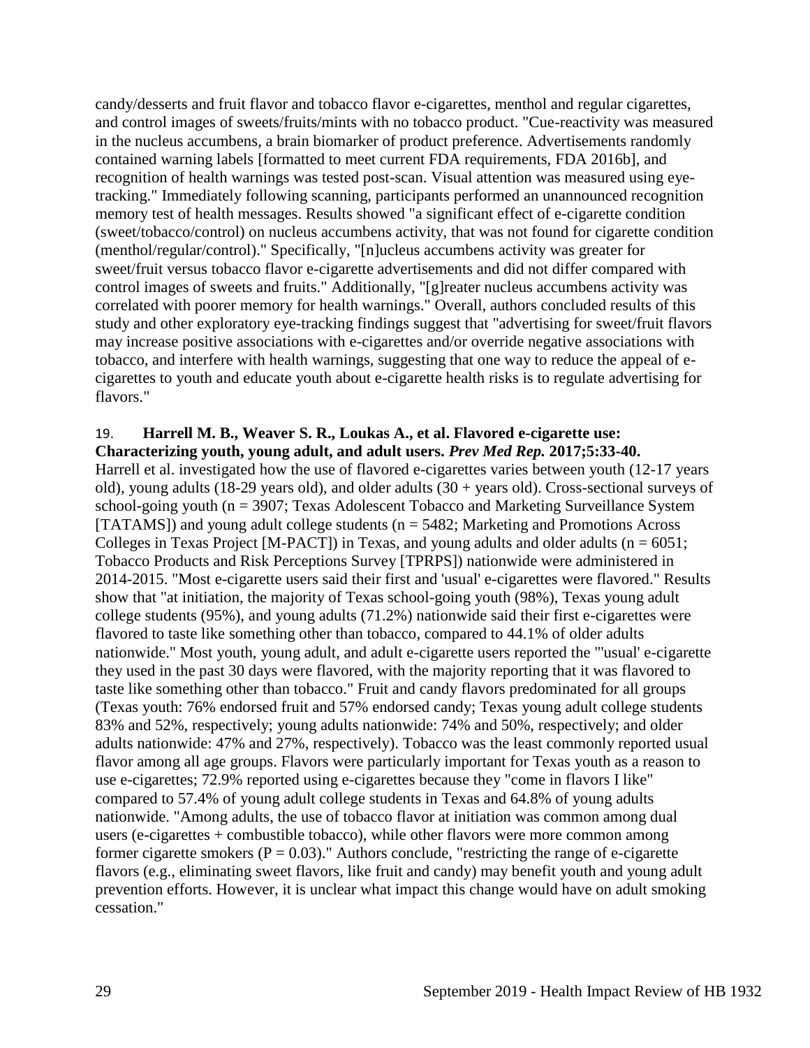candy/desserts and fruit flavor and tobacco flavor e-cigarettes, menthol and regular cigarettes, and control images of sweets/fruits/mints with no tobacco product. "Cue-reactivity was measured in the nucleus accumbens, a brain biomarker of product preference. Advertisements randomly contained warning labels [formatted to meet current FDA requirements, FDA 2016b], and recognition of health warnings was tested post-scan. Visual attention was measured using eye-tracking." Immediately following scanning, participants performed an unannounced recognition memory test of health messages. Results showed "a significant effect of e-cigarette condition (sweet/tobacco/control) on nucleus accumbens activity, that was not found for cigarette condition (menthol/regular/control)." Specifically, "[n]ucleus accumbens activity was greater for sweet/fruit versus tobacco flavor e-cigarette advertisements and did not differ compared with control images of sweets and fruits." Additionally, "[g]reater nucleus accumbens activity was correlated with poorer memory for health warnings." Overall, authors concluded results of this study and other exploratory eye-tracking findings suggest that "advertising for sweet/fruit flavors may increase positive associations with e-cigarettes and/or override negative associations with tobacco, and interfere with health warnings, suggesting that one way to reduce the appeal of e-cigarettes to youth and educate youth about e-cigarette health risks is to regulate advertising for flavors."

19. **Harrell M. B., Weaver S. R., Loukas A., et al. Flavored e-cigarette use: Characterizing youth, young adult, and adult users. *Prev Med Rep.* 2017;5:33-40.**

Harrell et al. investigated how the use of flavored e-cigarettes varies between youth (12-17 years old), young adults (18-29 years old), and older adults (30 + years old). Cross-sectional surveys of school-going youth (n = 3907; Texas Adolescent Tobacco and Marketing Surveillance System [TATAMS]) and young adult college students (n = 5482; Marketing and Promotions Across Colleges in Texas Project [M-PACT]) in Texas, and young adults and older adults (n = 6051; Tobacco Products and Risk Perceptions Survey [TPRPS]) nationwide were administered in 2014-2015. "Most e-cigarette users said their first and 'usual' e-cigarettes were flavored." Results show that "at initiation, the majority of Texas school-going youth (98%), Texas young adult college students (95%), and young adults (71.2%) nationwide said their first e-cigarettes were flavored to taste like something other than tobacco, compared to 44.1% of older adults nationwide." Most youth, young adult, and adult e-cigarette users reported the "'usual' e-cigarette they used in the past 30 days were flavored, with the majority reporting that it was flavored to taste like something other than tobacco." Fruit and candy flavors predominated for all groups (Texas youth: 76% endorsed fruit and 57% endorsed candy; Texas young adult college students 83% and 52%, respectively; young adults nationwide: 74% and 50%, respectively; and older adults nationwide: 47% and 27%, respectively). Tobacco was the least commonly reported usual flavor among all age groups. Flavors were particularly important for Texas youth as a reason to use e-cigarettes; 72.9% reported using e-cigarettes because they "come in flavors I like" compared to 57.4% of young adult college students in Texas and 64.8% of young adults nationwide. "Among adults, the use of tobacco flavor at initiation was common among dual users (e-cigarettes + combustible tobacco), while other flavors were more common among former cigarette smokers ($P = 0.03$)." Authors conclude, "restricting the range of e-cigarette flavors (e.g., eliminating sweet flavors, like fruit and candy) may benefit youth and young adult prevention efforts. However, it is unclear what impact this change would have on adult smoking cessation."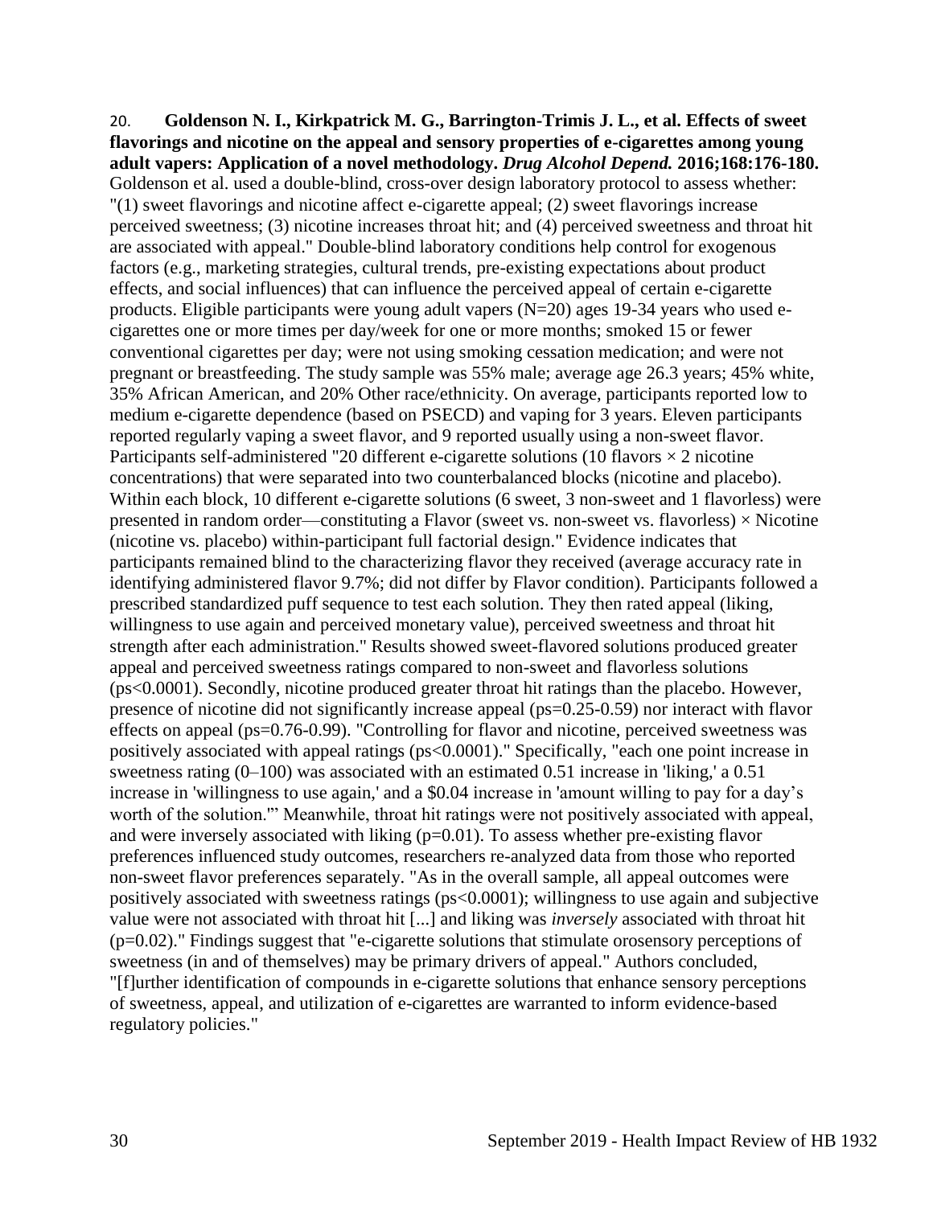20. **Goldenson N. I., Kirkpatrick M. G., Barrington-Trimis J. L., et al. Effects of sweet flavorings and nicotine on the appeal and sensory properties of e-cigarettes among young adult vapers: Application of a novel methodology. *Drug Alcohol Depend.* 2016;168:176-180.**
Goldenson et al. used a double-blind, cross-over design laboratory protocol to assess whether: "(1) sweet flavorings and nicotine affect e-cigarette appeal; (2) sweet flavorings increase perceived sweetness; (3) nicotine increases throat hit; and (4) perceived sweetness and throat hit are associated with appeal." Double-blind laboratory conditions help control for exogenous factors (e.g., marketing strategies, cultural trends, pre-existing expectations about product effects, and social influences) that can influence the perceived appeal of certain e-cigarette products. Eligible participants were young adult vapers (N=20) ages 19-34 years who used e-cigarettes one or more times per day/week for one or more months; smoked 15 or fewer conventional cigarettes per day; were not using smoking cessation medication; and were not pregnant or breastfeeding. The study sample was 55% male; average age 26.3 years; 45% white, 35% African American, and 20% Other race/ethnicity. On average, participants reported low to medium e-cigarette dependence (based on PSECD) and vaping for 3 years. Eleven participants reported regularly vaping a sweet flavor, and 9 reported usually using a non-sweet flavor. Participants self-administered "20 different e-cigarette solutions (10 flavors × 2 nicotine concentrations) that were separated into two counterbalanced blocks (nicotine and placebo). Within each block, 10 different e-cigarette solutions (6 sweet, 3 non-sweet and 1 flavorless) were presented in random order—constituting a Flavor (sweet vs. non-sweet vs. flavorless) × Nicotine (nicotine vs. placebo) within-participant full factorial design." Evidence indicates that participants remained blind to the characterizing flavor they received (average accuracy rate in identifying administered flavor 9.7%; did not differ by Flavor condition). Participants followed a prescribed standardized puff sequence to test each solution. They then rated appeal (liking, willingness to use again and perceived monetary value), perceived sweetness and throat hit strength after each administration." Results showed sweet-flavored solutions produced greater appeal and perceived sweetness ratings compared to non-sweet and flavorless solutions ($ps<0.0001$). Secondly, nicotine produced greater throat hit ratings than the placebo. However, presence of nicotine did not significantly increase appeal ($ps=0.25$-$0.59$) nor interact with flavor effects on appeal ($ps=0.76$-$0.99$). "Controlling for flavor and nicotine, perceived sweetness was positively associated with appeal ratings ($ps<0.0001$)." Specifically, "each one point increase in sweetness rating (0–100) was associated with an estimated 0.51 increase in 'liking,' a 0.51 increase in 'willingness to use again,' and a $0.04 increase in 'amount willing to pay for a day's worth of the solution.'" Meanwhile, throat hit ratings were not positively associated with appeal, and were inversely associated with liking ($p=0.01$). To assess whether pre-existing flavor preferences influenced study outcomes, researchers re-analyzed data from those who reported non-sweet flavor preferences separately. "As in the overall sample, all appeal outcomes were positively associated with sweetness ratings ($ps<0.0001$); willingness to use again and subjective value were not associated with throat hit [...] and liking was *inversely* associated with throat hit ($p=0.02$)." Findings suggest that "e-cigarette solutions that stimulate orosensory perceptions of sweetness (in and of themselves) may be primary drivers of appeal." Authors concluded, "[f]urther identification of compounds in e-cigarette solutions that enhance sensory perceptions of sweetness, appeal, and utilization of e-cigarettes are warranted to inform evidence-based regulatory policies."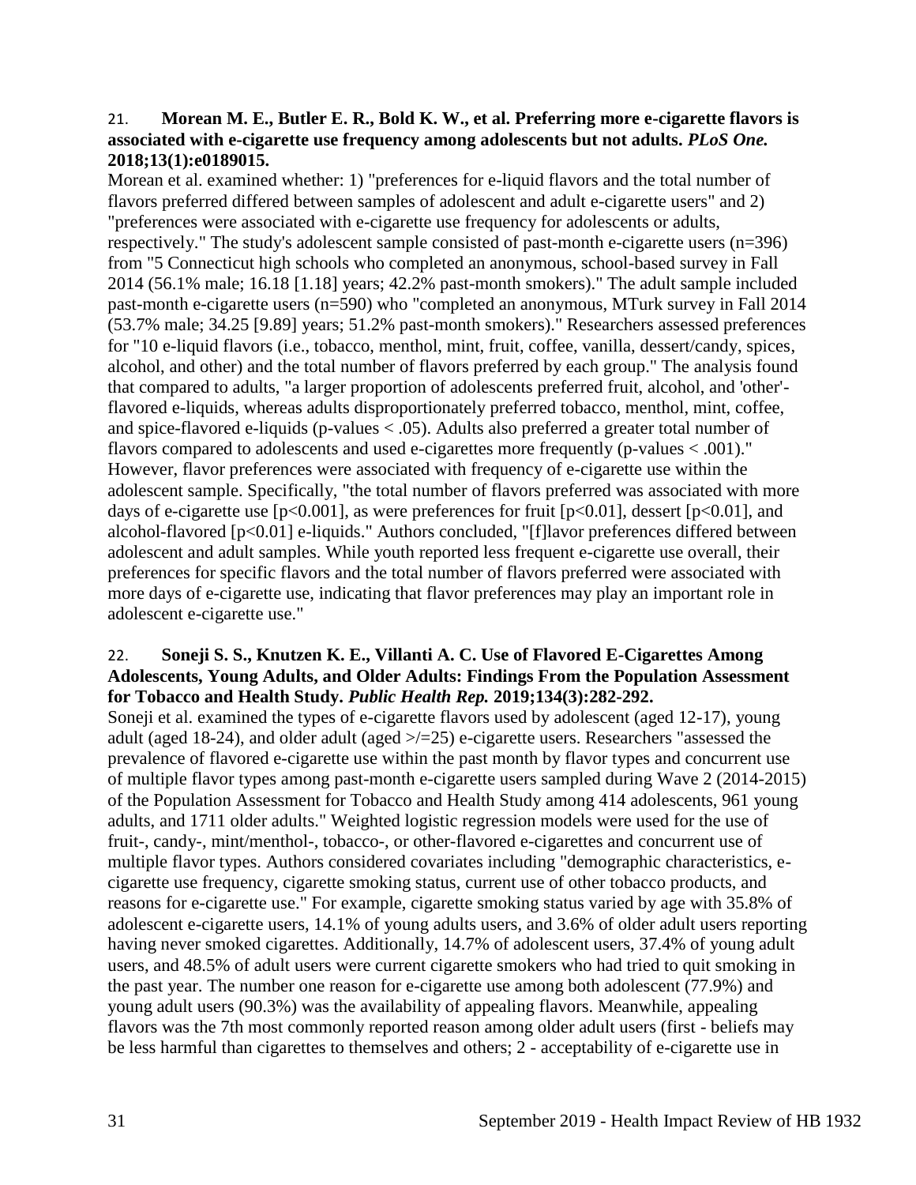21. **Morean M. E., Butler E. R., Bold K. W., et al. Preferring more e-cigarette flavors is associated with e-cigarette use frequency among adolescents but not adults.** ***PLoS One.*** **2018;13(1):e0189015.**

Morean et al. examined whether: 1) "preferences for e-liquid flavors and the total number of flavors preferred differed between samples of adolescent and adult e-cigarette users" and 2) "preferences were associated with e-cigarette use frequency for adolescents or adults, respectively." The study's adolescent sample consisted of past-month e-cigarette users (n=396) from "5 Connecticut high schools who completed an anonymous, school-based survey in Fall 2014 (56.1% male; 16.18 [1.18] years; 42.2% past-month smokers)." The adult sample included past-month e-cigarette users (n=590) who "completed an anonymous, MTurk survey in Fall 2014 (53.7% male; 34.25 [9.89] years; 51.2% past-month smokers)." Researchers assessed preferences for "10 e-liquid flavors (i.e., tobacco, menthol, mint, fruit, coffee, vanilla, dessert/candy, spices, alcohol, and other) and the total number of flavors preferred by each group." The analysis found that compared to adults, "a larger proportion of adolescents preferred fruit, alcohol, and 'other'-flavored e-liquids, whereas adults disproportionately preferred tobacco, menthol, mint, coffee, and spice-flavored e-liquids (p-values < .05). Adults also preferred a greater total number of flavors compared to adolescents and used e-cigarettes more frequently (p-values < .001)." However, flavor preferences were associated with frequency of e-cigarette use within the adolescent sample. Specifically, "the total number of flavors preferred was associated with more days of e-cigarette use [p<0.001], as were preferences for fruit [p<0.01], dessert [p<0.01], and alcohol-flavored [p<0.01] e-liquids." Authors concluded, "[f]lavor preferences differed between adolescent and adult samples. While youth reported less frequent e-cigarette use overall, their preferences for specific flavors and the total number of flavors preferred were associated with more days of e-cigarette use, indicating that flavor preferences may play an important role in adolescent e-cigarette use."

22. **Soneji S. S., Knutzen K. E., Villanti A. C. Use of Flavored E-Cigarettes Among Adolescents, Young Adults, and Older Adults: Findings From the Population Assessment for Tobacco and Health Study.** ***Public Health Rep.*** **2019;134(3):282-292.**

Soneji et al. examined the types of e-cigarette flavors used by adolescent (aged 12-17), young adult (aged 18-24), and older adult (aged >/=25) e-cigarette users. Researchers "assessed the prevalence of flavored e-cigarette use within the past month by flavor types and concurrent use of multiple flavor types among past-month e-cigarette users sampled during Wave 2 (2014-2015) of the Population Assessment for Tobacco and Health Study among 414 adolescents, 961 young adults, and 1711 older adults." Weighted logistic regression models were used for the use of fruit-, candy-, mint/menthol-, tobacco-, or other-flavored e-cigarettes and concurrent use of multiple flavor types. Authors considered covariates including "demographic characteristics, e-cigarette use frequency, cigarette smoking status, current use of other tobacco products, and reasons for e-cigarette use." For example, cigarette smoking status varied by age with 35.8% of adolescent e-cigarette users, 14.1% of young adults users, and 3.6% of older adult users reporting having never smoked cigarettes. Additionally, 14.7% of adolescent users, 37.4% of young adult users, and 48.5% of adult users were current cigarette smokers who had tried to quit smoking in the past year. The number one reason for e-cigarette use among both adolescent (77.9%) and young adult users (90.3%) was the availability of appealing flavors. Meanwhile, appealing flavors was the 7th most commonly reported reason among older adult users (first - beliefs may be less harmful than cigarettes to themselves and others; 2 - acceptability of e-cigarette use in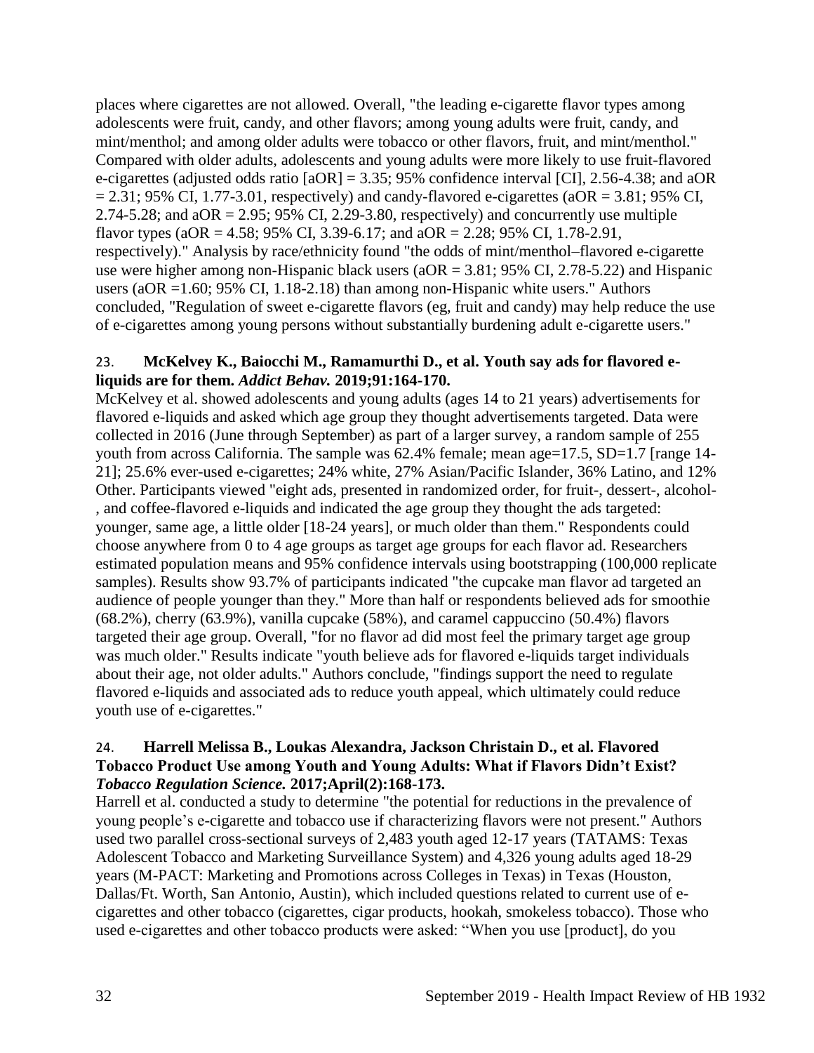places where cigarettes are not allowed. Overall, "the leading e-cigarette flavor types among adolescents were fruit, candy, and other flavors; among young adults were fruit, candy, and mint/menthol; and among older adults were tobacco or other flavors, fruit, and mint/menthol." Compared with older adults, adolescents and young adults were more likely to use fruit-flavored e-cigarettes (adjusted odds ratio [aOR] = 3.35; 95% confidence interval [CI], 2.56-4.38; and aOR = 2.31; 95% CI, 1.77-3.01, respectively) and candy-flavored e-cigarettes (aOR = 3.81; 95% CI, 2.74-5.28; and aOR = 2.95; 95% CI, 2.29-3.80, respectively) and concurrently use multiple flavor types (aOR = 4.58; 95% CI, 3.39-6.17; and aOR = 2.28; 95% CI, 1.78-2.91, respectively)." Analysis by race/ethnicity found "the odds of mint/menthol–flavored e-cigarette use were higher among non-Hispanic black users (aOR = 3.81; 95% CI, 2.78-5.22) and Hispanic users (aOR =1.60; 95% CI, 1.18-2.18) than among non-Hispanic white users." Authors concluded, "Regulation of sweet e-cigarette flavors (eg, fruit and candy) may help reduce the use of e-cigarettes among young persons without substantially burdening adult e-cigarette users."

23. **McKelvey K., Baiocchi M., Ramamurthi D., et al. Youth say ads for flavored e-liquids are for them.** ***Addict Behav.*** **2019;91:164-170.**

McKelvey et al. showed adolescents and young adults (ages 14 to 21 years) advertisements for flavored e-liquids and asked which age group they thought advertisements targeted. Data were collected in 2016 (June through September) as part of a larger survey, a random sample of 255 youth from across California. The sample was 62.4% female; mean age=17.5, SD=1.7 [range 14-21]; 25.6% ever-used e-cigarettes; 24% white, 27% Asian/Pacific Islander, 36% Latino, and 12% Other. Participants viewed "eight ads, presented in randomized order, for fruit-, dessert-, alcohol-, and coffee-flavored e-liquids and indicated the age group they thought the ads targeted: younger, same age, a little older [18-24 years], or much older than them." Respondents could choose anywhere from 0 to 4 age groups as target age groups for each flavor ad. Researchers estimated population means and 95% confidence intervals using bootstrapping (100,000 replicate samples). Results show 93.7% of participants indicated "the cupcake man flavor ad targeted an audience of people younger than they." More than half or respondents believed ads for smoothie (68.2%), cherry (63.9%), vanilla cupcake (58%), and caramel cappuccino (50.4%) flavors targeted their age group. Overall, "for no flavor ad did most feel the primary target age group was much older." Results indicate "youth believe ads for flavored e-liquids target individuals about their age, not older adults." Authors conclude, "findings support the need to regulate flavored e-liquids and associated ads to reduce youth appeal, which ultimately could reduce youth use of e-cigarettes."

24. **Harrell Melissa B., Loukas Alexandra, Jackson Christain D., et al. Flavored Tobacco Product Use among Youth and Young Adults: What if Flavors Didn't Exist?** ***Tobacco Regulation Science.*** **2017;April(2):168-173.**

Harrell et al. conducted a study to determine "the potential for reductions in the prevalence of young people's e-cigarette and tobacco use if characterizing flavors were not present." Authors used two parallel cross-sectional surveys of 2,483 youth aged 12-17 years (TATAMS: Texas Adolescent Tobacco and Marketing Surveillance System) and 4,326 young adults aged 18-29 years (M-PACT: Marketing and Promotions across Colleges in Texas) in Texas (Houston, Dallas/Ft. Worth, San Antonio, Austin), which included questions related to current use of e-cigarettes and other tobacco (cigarettes, cigar products, hookah, smokeless tobacco). Those who used e-cigarettes and other tobacco products were asked: "When you use [product], do you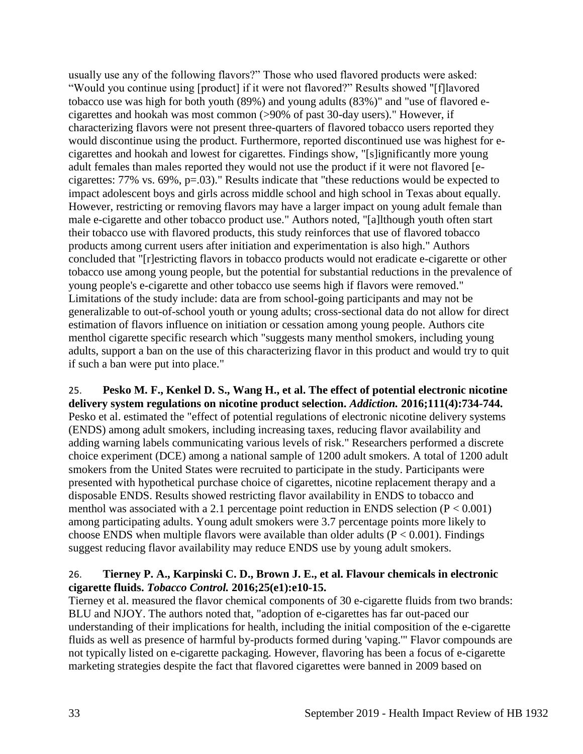usually use any of the following flavors?" Those who used flavored products were asked: "Would you continue using [product] if it were not flavored?" Results showed "[f]lavored tobacco use was high for both youth (89%) and young adults (83%)" and "use of flavored e-cigarettes and hookah was most common (>90% of past 30-day users)." However, if characterizing flavors were not present three-quarters of flavored tobacco users reported they would discontinue using the product. Furthermore, reported discontinued use was highest for e-cigarettes and hookah and lowest for cigarettes. Findings show, "[s]ignificantly more young adult females than males reported they would not use the product if it were not flavored [e-cigarettes: 77% vs. 69%, p=.03)." Results indicate that "these reductions would be expected to impact adolescent boys and girls across middle school and high school in Texas about equally. However, restricting or removing flavors may have a larger impact on young adult female than male e-cigarette and other tobacco product use." Authors noted, "[a]lthough youth often start their tobacco use with flavored products, this study reinforces that use of flavored tobacco products among current users after initiation and experimentation is also high." Authors concluded that "[r]estricting flavors in tobacco products would not eradicate e-cigarette or other tobacco use among young people, but the potential for substantial reductions in the prevalence of young people's e-cigarette and other tobacco use seems high if flavors were removed." Limitations of the study include: data are from school-going participants and may not be generalizable to out-of-school youth or young adults; cross-sectional data do not allow for direct estimation of flavors influence on initiation or cessation among young people. Authors cite menthol cigarette specific research which "suggests many menthol smokers, including young adults, support a ban on the use of this characterizing flavor in this product and would try to quit if such a ban were put into place."

25. **Pesko M. F., Kenkel D. S., Wang H., et al. The effect of potential electronic nicotine delivery system regulations on nicotine product selection. *Addiction.* 2016;111(4):734-744.**
Pesko et al. estimated the "effect of potential regulations of electronic nicotine delivery systems (ENDS) among adult smokers, including increasing taxes, reducing flavor availability and adding warning labels communicating various levels of risk." Researchers performed a discrete choice experiment (DCE) among a national sample of 1200 adult smokers. A total of 1200 adult smokers from the United States were recruited to participate in the study. Participants were presented with hypothetical purchase choice of cigarettes, nicotine replacement therapy and a disposable ENDS. Results showed restricting flavor availability in ENDS to tobacco and menthol was associated with a 2.1 percentage point reduction in ENDS selection ($P < 0.001$) among participating adults. Young adult smokers were 3.7 percentage points more likely to choose ENDS when multiple flavors were available than older adults ($P < 0.001$). Findings suggest reducing flavor availability may reduce ENDS use by young adult smokers.

26. **Tierney P. A., Karpinski C. D., Brown J. E., et al. Flavour chemicals in electronic cigarette fluids. *Tobacco Control.* 2016;25(e1):e10-15.**
Tierney et al. measured the flavor chemical components of 30 e-cigarette fluids from two brands: BLU and NJOY. The authors noted that, "adoption of e-cigarettes has far out-paced our understanding of their implications for health, including the initial composition of the e-cigarette fluids as well as presence of harmful by-products formed during 'vaping.'" Flavor compounds are not typically listed on e-cigarette packaging. However, flavoring has been a focus of e-cigarette marketing strategies despite the fact that flavored cigarettes were banned in 2009 based on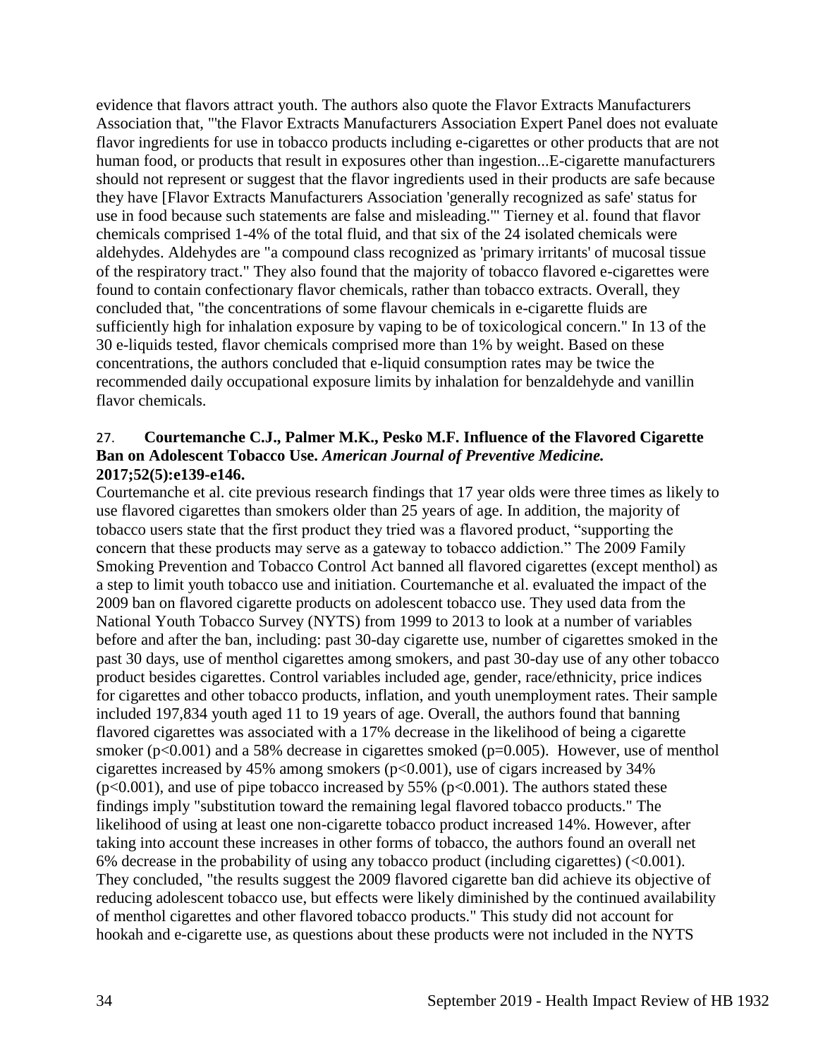evidence that flavors attract youth. The authors also quote the Flavor Extracts Manufacturers Association that, "'the Flavor Extracts Manufacturers Association Expert Panel does not evaluate flavor ingredients for use in tobacco products including e-cigarettes or other products that are not human food, or products that result in exposures other than ingestion...E-cigarette manufacturers should not represent or suggest that the flavor ingredients used in their products are safe because they have [Flavor Extracts Manufacturers Association 'generally recognized as safe' status for use in food because such statements are false and misleading.'" Tierney et al. found that flavor chemicals comprised 1-4% of the total fluid, and that six of the 24 isolated chemicals were aldehydes. Aldehydes are "a compound class recognized as 'primary irritants' of mucosal tissue of the respiratory tract." They also found that the majority of tobacco flavored e-cigarettes were found to contain confectionary flavor chemicals, rather than tobacco extracts. Overall, they concluded that, "the concentrations of some flavour chemicals in e-cigarette fluids are sufficiently high for inhalation exposure by vaping to be of toxicological concern." In 13 of the 30 e-liquids tested, flavor chemicals comprised more than 1% by weight. Based on these concentrations, the authors concluded that e-liquid consumption rates may be twice the recommended daily occupational exposure limits by inhalation for benzaldehyde and vanillin flavor chemicals.

27. **Courtemanche C.J., Palmer M.K., Pesko M.F. Influence of the Flavored Cigarette Ban on Adolescent Tobacco Use.** ***American Journal of Preventive Medicine.*** **2017;52(5):e139-e146.**

Courtemanche et al. cite previous research findings that 17 year olds were three times as likely to use flavored cigarettes than smokers older than 25 years of age. In addition, the majority of tobacco users state that the first product they tried was a flavored product, "supporting the concern that these products may serve as a gateway to tobacco addiction." The 2009 Family Smoking Prevention and Tobacco Control Act banned all flavored cigarettes (except menthol) as a step to limit youth tobacco use and initiation. Courtemanche et al. evaluated the impact of the 2009 ban on flavored cigarette products on adolescent tobacco use. They used data from the National Youth Tobacco Survey (NYTS) from 1999 to 2013 to look at a number of variables before and after the ban, including: past 30-day cigarette use, number of cigarettes smoked in the past 30 days, use of menthol cigarettes among smokers, and past 30-day use of any other tobacco product besides cigarettes. Control variables included age, gender, race/ethnicity, price indices for cigarettes and other tobacco products, inflation, and youth unemployment rates. Their sample included 197,834 youth aged 11 to 19 years of age. Overall, the authors found that banning flavored cigarettes was associated with a 17% decrease in the likelihood of being a cigarette smoker ($p<0.001$) and a 58% decrease in cigarettes smoked ($p=0.005$). However, use of menthol cigarettes increased by 45% among smokers ($p<0.001$), use of cigars increased by 34% ($p<0.001$), and use of pipe tobacco increased by 55% ($p<0.001$). The authors stated these findings imply "substitution toward the remaining legal flavored tobacco products." The likelihood of using at least one non-cigarette tobacco product increased 14%. However, after taking into account these increases in other forms of tobacco, the authors found an overall net 6% decrease in the probability of using any tobacco product (including cigarettes) ($<0.001$). They concluded, "the results suggest the 2009 flavored cigarette ban did achieve its objective of reducing adolescent tobacco use, but effects were likely diminished by the continued availability of menthol cigarettes and other flavored tobacco products." This study did not account for hookah and e-cigarette use, as questions about these products were not included in the NYTS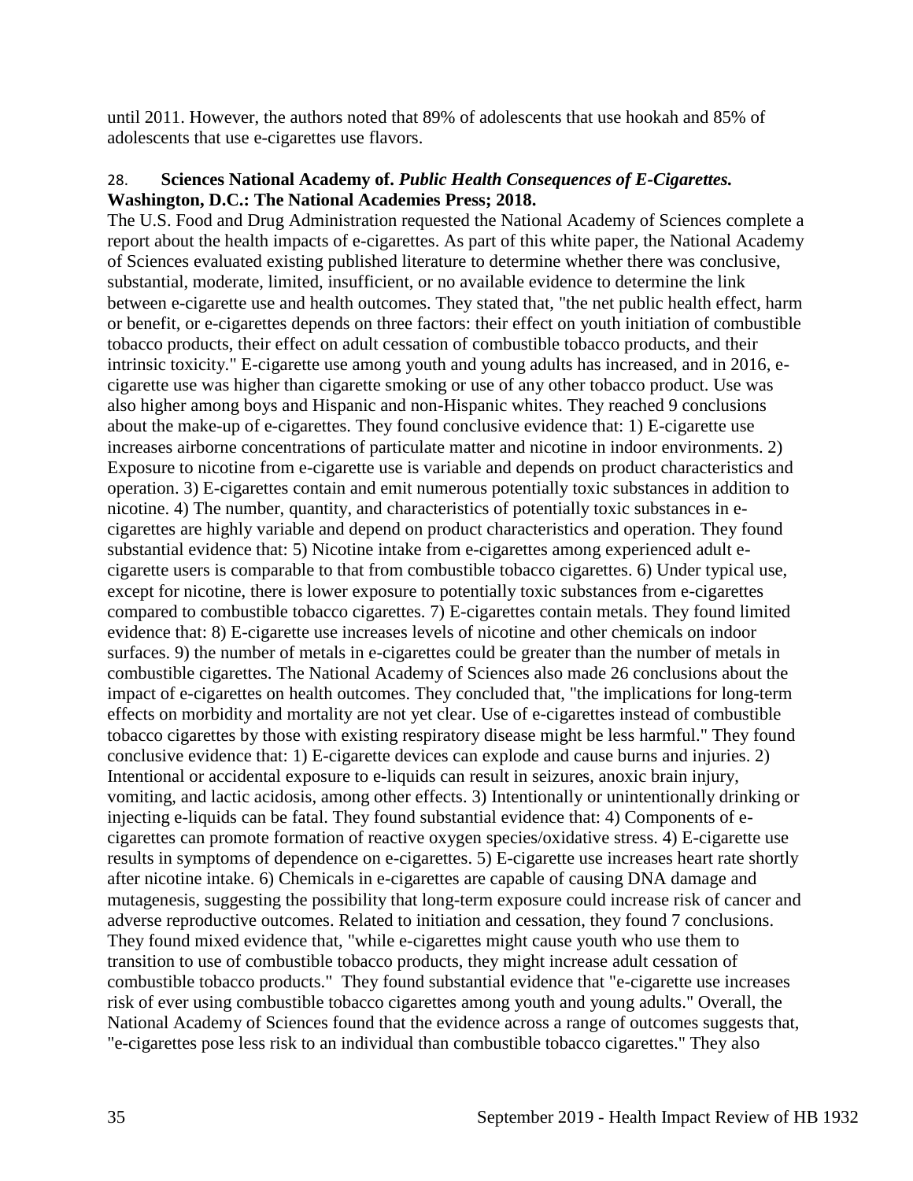until 2011. However, the authors noted that 89% of adolescents that use hookah and 85% of adolescents that use e-cigarettes use flavors.

28. **Sciences National Academy of. *Public Health Consequences of E-Cigarettes.* Washington, D.C.: The National Academies Press; 2018.**

The U.S. Food and Drug Administration requested the National Academy of Sciences complete a report about the health impacts of e-cigarettes. As part of this white paper, the National Academy of Sciences evaluated existing published literature to determine whether there was conclusive, substantial, moderate, limited, insufficient, or no available evidence to determine the link between e-cigarette use and health outcomes. They stated that, "the net public health effect, harm or benefit, or e-cigarettes depends on three factors: their effect on youth initiation of combustible tobacco products, their effect on adult cessation of combustible tobacco products, and their intrinsic toxicity." E-cigarette use among youth and young adults has increased, and in 2016, e-cigarette use was higher than cigarette smoking or use of any other tobacco product. Use was also higher among boys and Hispanic and non-Hispanic whites. They reached 9 conclusions about the make-up of e-cigarettes. They found conclusive evidence that: 1) E-cigarette use increases airborne concentrations of particulate matter and nicotine in indoor environments. 2) Exposure to nicotine from e-cigarette use is variable and depends on product characteristics and operation. 3) E-cigarettes contain and emit numerous potentially toxic substances in addition to nicotine. 4) The number, quantity, and characteristics of potentially toxic substances in e-cigarettes are highly variable and depend on product characteristics and operation. They found substantial evidence that: 5) Nicotine intake from e-cigarettes among experienced adult e-cigarette users is comparable to that from combustible tobacco cigarettes. 6) Under typical use, except for nicotine, there is lower exposure to potentially toxic substances from e-cigarettes compared to combustible tobacco cigarettes. 7) E-cigarettes contain metals. They found limited evidence that: 8) E-cigarette use increases levels of nicotine and other chemicals on indoor surfaces. 9) the number of metals in e-cigarettes could be greater than the number of metals in combustible cigarettes. The National Academy of Sciences also made 26 conclusions about the impact of e-cigarettes on health outcomes. They concluded that, "the implications for long-term effects on morbidity and mortality are not yet clear. Use of e-cigarettes instead of combustible tobacco cigarettes by those with existing respiratory disease might be less harmful." They found conclusive evidence that: 1) E-cigarette devices can explode and cause burns and injuries. 2) Intentional or accidental exposure to e-liquids can result in seizures, anoxic brain injury, vomiting, and lactic acidosis, among other effects. 3) Intentionally or unintentionally drinking or injecting e-liquids can be fatal. They found substantial evidence that: 4) Components of e-cigarettes can promote formation of reactive oxygen species/oxidative stress. 4) E-cigarette use results in symptoms of dependence on e-cigarettes. 5) E-cigarette use increases heart rate shortly after nicotine intake. 6) Chemicals in e-cigarettes are capable of causing DNA damage and mutagenesis, suggesting the possibility that long-term exposure could increase risk of cancer and adverse reproductive outcomes. Related to initiation and cessation, they found 7 conclusions. They found mixed evidence that, "while e-cigarettes might cause youth who use them to transition to use of combustible tobacco products, they might increase adult cessation of combustible tobacco products." They found substantial evidence that "e-cigarette use increases risk of ever using combustible tobacco cigarettes among youth and young adults." Overall, the National Academy of Sciences found that the evidence across a range of outcomes suggests that, "e-cigarettes pose less risk to an individual than combustible tobacco cigarettes." They also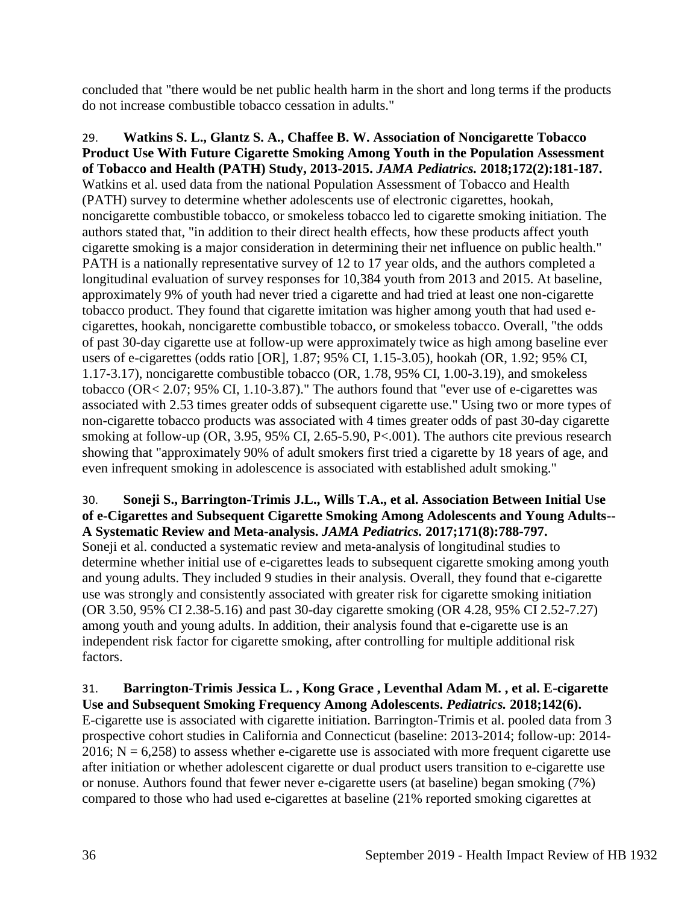concluded that "there would be net public health harm in the short and long terms if the products do not increase combustible tobacco cessation in adults."

29. **Watkins S. L., Glantz S. A., Chaffee B. W. Association of Noncigarette Tobacco Product Use With Future Cigarette Smoking Among Youth in the Population Assessment of Tobacco and Health (PATH) Study, 2013-2015. *JAMA Pediatrics.* 2018;172(2):181-187.**
Watkins et al. used data from the national Population Assessment of Tobacco and Health (PATH) survey to determine whether adolescents use of electronic cigarettes, hookah, noncigarette combustible tobacco, or smokeless tobacco led to cigarette smoking initiation. The authors stated that, "in addition to their direct health effects, how these products affect youth cigarette smoking is a major consideration in determining their net influence on public health." PATH is a nationally representative survey of 12 to 17 year olds, and the authors completed a longitudinal evaluation of survey responses for 10,384 youth from 2013 and 2015. At baseline, approximately 9% of youth had never tried a cigarette and had tried at least one non-cigarette tobacco product. They found that cigarette imitation was higher among youth that had used e-cigarettes, hookah, noncigarette combustible tobacco, or smokeless tobacco. Overall, "the odds of past 30-day cigarette use at follow-up were approximately twice as high among baseline ever users of e-cigarettes (odds ratio [OR], 1.87; 95% CI, 1.15-3.05), hookah (OR, 1.92; 95% CI, 1.17-3.17), noncigarette combustible tobacco (OR, 1.78, 95% CI, 1.00-3.19), and smokeless tobacco (OR< 2.07; 95% CI, 1.10-3.87)." The authors found that "ever use of e-cigarettes was associated with 2.53 times greater odds of subsequent cigarette use." Using two or more types of non-cigarette tobacco products was associated with 4 times greater odds of past 30-day cigarette smoking at follow-up (OR, 3.95, 95% CI, 2.65-5.90, P<.001). The authors cite previous research showing that "approximately 90% of adult smokers first tried a cigarette by 18 years of age, and even infrequent smoking in adolescence is associated with established adult smoking."

30. **Soneji S., Barrington-Trimis J.L., Wills T.A., et al. Association Between Initial Use of e-Cigarettes and Subsequent Cigarette Smoking Among Adolescents and Young Adults--A Systematic Review and Meta-analysis. *JAMA Pediatrics.* 2017;171(8):788-797.**
Soneji et al. conducted a systematic review and meta-analysis of longitudinal studies to determine whether initial use of e-cigarettes leads to subsequent cigarette smoking among youth and young adults. They included 9 studies in their analysis. Overall, they found that e-cigarette use was strongly and consistently associated with greater risk for cigarette smoking initiation (OR 3.50, 95% CI 2.38-5.16) and past 30-day cigarette smoking (OR 4.28, 95% CI 2.52-7.27) among youth and young adults. In addition, their analysis found that e-cigarette use is an independent risk factor for cigarette smoking, after controlling for multiple additional risk factors.

31. **Barrington-Trimis Jessica L. , Kong Grace , Leventhal Adam M. , et al. E-cigarette Use and Subsequent Smoking Frequency Among Adolescents. *Pediatrics.* 2018;142(6).**
E-cigarette use is associated with cigarette initiation. Barrington-Trimis et al. pooled data from 3 prospective cohort studies in California and Connecticut (baseline: 2013-2014; follow-up: 2014-2016; N = 6,258) to assess whether e-cigarette use is associated with more frequent cigarette use after initiation or whether adolescent cigarette or dual product users transition to e-cigarette use or nonuse. Authors found that fewer never e-cigarette users (at baseline) began smoking (7%) compared to those who had used e-cigarettes at baseline (21% reported smoking cigarettes at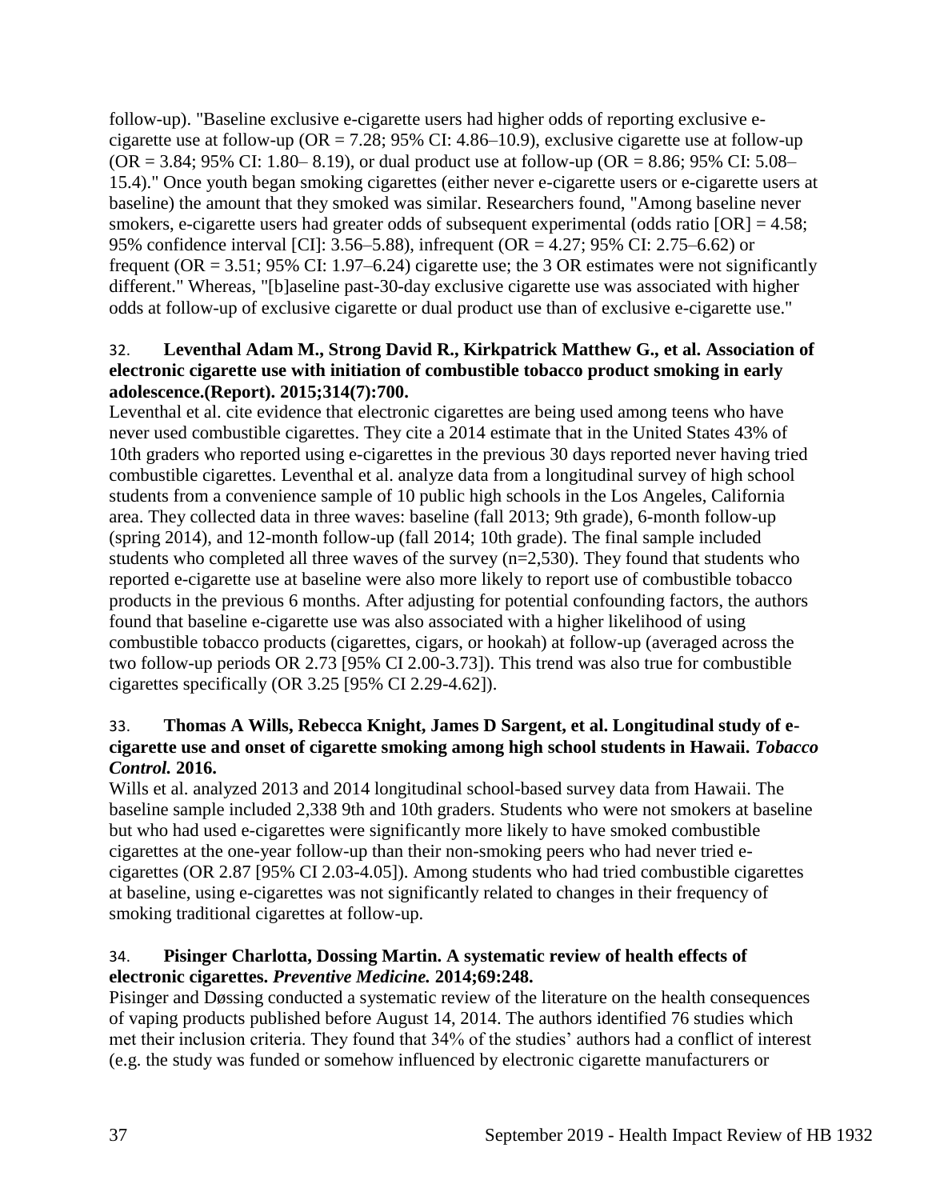follow-up). "Baseline exclusive e-cigarette users had higher odds of reporting exclusive e-cigarette use at follow-up (OR = 7.28; 95% CI: 4.86–10.9), exclusive cigarette use at follow-up (OR = 3.84; 95% CI: 1.80– 8.19), or dual product use at follow-up (OR = 8.86; 95% CI: 5.08–15.4)." Once youth began smoking cigarettes (either never e-cigarette users or e-cigarette users at baseline) the amount that they smoked was similar. Researchers found, "Among baseline never smokers, e-cigarette users had greater odds of subsequent experimental (odds ratio [OR] = 4.58; 95% confidence interval [CI]: 3.56–5.88), infrequent (OR = 4.27; 95% CI: 2.75–6.62) or frequent (OR = 3.51; 95% CI: 1.97–6.24) cigarette use; the 3 OR estimates were not significantly different." Whereas, "[b]aseline past-30-day exclusive cigarette use was associated with higher odds at follow-up of exclusive cigarette or dual product use than of exclusive e-cigarette use."

32. **Leventhal Adam M., Strong David R., Kirkpatrick Matthew G., et al. Association of electronic cigarette use with initiation of combustible tobacco product smoking in early adolescence.(Report). 2015;314(7):700.**

Leventhal et al. cite evidence that electronic cigarettes are being used among teens who have never used combustible cigarettes. They cite a 2014 estimate that in the United States 43% of 10th graders who reported using e-cigarettes in the previous 30 days reported never having tried combustible cigarettes. Leventhal et al. analyze data from a longitudinal survey of high school students from a convenience sample of 10 public high schools in the Los Angeles, California area. They collected data in three waves: baseline (fall 2013; 9th grade), 6-month follow-up (spring 2014), and 12-month follow-up (fall 2014; 10th grade). The final sample included students who completed all three waves of the survey (n=2,530). They found that students who reported e-cigarette use at baseline were also more likely to report use of combustible tobacco products in the previous 6 months. After adjusting for potential confounding factors, the authors found that baseline e-cigarette use was also associated with a higher likelihood of using combustible tobacco products (cigarettes, cigars, or hookah) at follow-up (averaged across the two follow-up periods OR 2.73 [95% CI 2.00-3.73]). This trend was also true for combustible cigarettes specifically (OR 3.25 [95% CI 2.29-4.62]).

33. **Thomas A Wills, Rebecca Knight, James D Sargent, et al. Longitudinal study of e-cigarette use and onset of cigarette smoking among high school students in Hawaii. *Tobacco Control.* 2016.**

Wills et al. analyzed 2013 and 2014 longitudinal school-based survey data from Hawaii. The baseline sample included 2,338 9th and 10th graders. Students who were not smokers at baseline but who had used e-cigarettes were significantly more likely to have smoked combustible cigarettes at the one-year follow-up than their non-smoking peers who had never tried e-cigarettes (OR 2.87 [95% CI 2.03-4.05]). Among students who had tried combustible cigarettes at baseline, using e-cigarettes was not significantly related to changes in their frequency of smoking traditional cigarettes at follow-up.

34. **Pisinger Charlotta, Dossing Martin. A systematic review of health effects of electronic cigarettes. *Preventive Medicine.* 2014;69:248.**

Pisinger and Døssing conducted a systematic review of the literature on the health consequences of vaping products published before August 14, 2014. The authors identified 76 studies which met their inclusion criteria. They found that 34% of the studies' authors had a conflict of interest (e.g. the study was funded or somehow influenced by electronic cigarette manufacturers or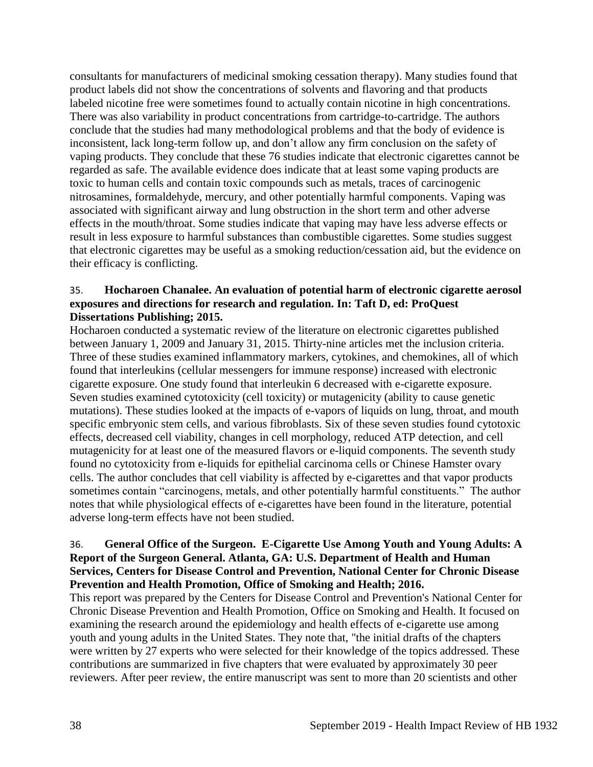consultants for manufacturers of medicinal smoking cessation therapy). Many studies found that product labels did not show the concentrations of solvents and flavoring and that products labeled nicotine free were sometimes found to actually contain nicotine in high concentrations. There was also variability in product concentrations from cartridge-to-cartridge. The authors conclude that the studies had many methodological problems and that the body of evidence is inconsistent, lack long-term follow up, and don't allow any firm conclusion on the safety of vaping products. They conclude that these 76 studies indicate that electronic cigarettes cannot be regarded as safe. The available evidence does indicate that at least some vaping products are toxic to human cells and contain toxic compounds such as metals, traces of carcinogenic nitrosamines, formaldehyde, mercury, and other potentially harmful components. Vaping was associated with significant airway and lung obstruction in the short term and other adverse effects in the mouth/throat. Some studies indicate that vaping may have less adverse effects or result in less exposure to harmful substances than combustible cigarettes. Some studies suggest that electronic cigarettes may be useful as a smoking reduction/cessation aid, but the evidence on their efficacy is conflicting.

35. **Hocharoen Chanalee. An evaluation of potential harm of electronic cigarette aerosol exposures and directions for research and regulation. In: Taft D, ed: ProQuest Dissertations Publishing; 2015.**

Hocharoen conducted a systematic review of the literature on electronic cigarettes published between January 1, 2009 and January 31, 2015. Thirty-nine articles met the inclusion criteria. Three of these studies examined inflammatory markers, cytokines, and chemokines, all of which found that interleukins (cellular messengers for immune response) increased with electronic cigarette exposure. One study found that interleukin 6 decreased with e-cigarette exposure. Seven studies examined cytotoxicity (cell toxicity) or mutagenicity (ability to cause genetic mutations). These studies looked at the impacts of e-vapors of liquids on lung, throat, and mouth specific embryonic stem cells, and various fibroblasts. Six of these seven studies found cytotoxic effects, decreased cell viability, changes in cell morphology, reduced ATP detection, and cell mutagenicity for at least one of the measured flavors or e-liquid components. The seventh study found no cytotoxicity from e-liquids for epithelial carcinoma cells or Chinese Hamster ovary cells. The author concludes that cell viability is affected by e-cigarettes and that vapor products sometimes contain "carcinogens, metals, and other potentially harmful constituents." The author notes that while physiological effects of e-cigarettes have been found in the literature, potential adverse long-term effects have not been studied.

36. **General Office of the Surgeon. E-Cigarette Use Among Youth and Young Adults: A Report of the Surgeon General. Atlanta, GA: U.S. Department of Health and Human Services, Centers for Disease Control and Prevention, National Center for Chronic Disease Prevention and Health Promotion, Office of Smoking and Health; 2016.**

This report was prepared by the Centers for Disease Control and Prevention's National Center for Chronic Disease Prevention and Health Promotion, Office on Smoking and Health. It focused on examining the research around the epidemiology and health effects of e-cigarette use among youth and young adults in the United States. They note that, "the initial drafts of the chapters were written by 27 experts who were selected for their knowledge of the topics addressed. These contributions are summarized in five chapters that were evaluated by approximately 30 peer reviewers. After peer review, the entire manuscript was sent to more than 20 scientists and other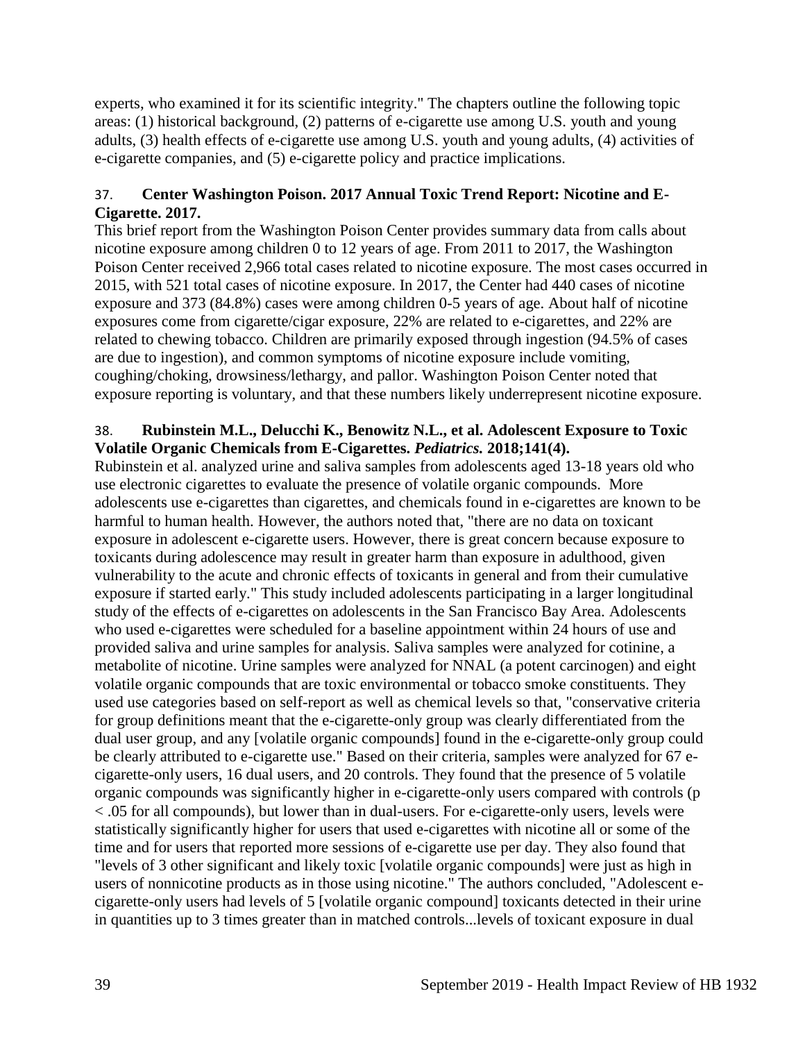experts, who examined it for its scientific integrity." The chapters outline the following topic areas: (1) historical background, (2) patterns of e-cigarette use among U.S. youth and young adults, (3) health effects of e-cigarette use among U.S. youth and young adults, (4) activities of e-cigarette companies, and (5) e-cigarette policy and practice implications.

37. **Center Washington Poison. 2017 Annual Toxic Trend Report: Nicotine and E-Cigarette. 2017.**

This brief report from the Washington Poison Center provides summary data from calls about nicotine exposure among children 0 to 12 years of age. From 2011 to 2017, the Washington Poison Center received 2,966 total cases related to nicotine exposure. The most cases occurred in 2015, with 521 total cases of nicotine exposure. In 2017, the Center had 440 cases of nicotine exposure and 373 (84.8%) cases were among children 0-5 years of age. About half of nicotine exposures come from cigarette/cigar exposure, 22% are related to e-cigarettes, and 22% are related to chewing tobacco. Children are primarily exposed through ingestion (94.5% of cases are due to ingestion), and common symptoms of nicotine exposure include vomiting, coughing/choking, drowsiness/lethargy, and pallor. Washington Poison Center noted that exposure reporting is voluntary, and that these numbers likely underrepresent nicotine exposure.

38. **Rubinstein M.L., Delucchi K., Benowitz N.L., et al. Adolescent Exposure to Toxic Volatile Organic Chemicals from E-Cigarettes. *Pediatrics.* 2018;141(4).**

Rubinstein et al. analyzed urine and saliva samples from adolescents aged 13-18 years old who use electronic cigarettes to evaluate the presence of volatile organic compounds. More adolescents use e-cigarettes than cigarettes, and chemicals found in e-cigarettes are known to be harmful to human health. However, the authors noted that, "there are no data on toxicant exposure in adolescent e-cigarette users. However, there is great concern because exposure to toxicants during adolescence may result in greater harm than exposure in adulthood, given vulnerability to the acute and chronic effects of toxicants in general and from their cumulative exposure if started early." This study included adolescents participating in a larger longitudinal study of the effects of e-cigarettes on adolescents in the San Francisco Bay Area. Adolescents who used e-cigarettes were scheduled for a baseline appointment within 24 hours of use and provided saliva and urine samples for analysis. Saliva samples were analyzed for cotinine, a metabolite of nicotine. Urine samples were analyzed for NNAL (a potent carcinogen) and eight volatile organic compounds that are toxic environmental or tobacco smoke constituents. They used use categories based on self-report as well as chemical levels so that, "conservative criteria for group definitions meant that the e-cigarette-only group was clearly differentiated from the dual user group, and any [volatile organic compounds] found in the e-cigarette-only group could be clearly attributed to e-cigarette use." Based on their criteria, samples were analyzed for 67 e-cigarette-only users, 16 dual users, and 20 controls. They found that the presence of 5 volatile organic compounds was significantly higher in e-cigarette-only users compared with controls ($p < .05$ for all compounds), but lower than in dual-users. For e-cigarette-only users, levels were statistically significantly higher for users that used e-cigarettes with nicotine all or some of the time and for users that reported more sessions of e-cigarette use per day. They also found that "levels of 3 other significant and likely toxic [volatile organic compounds] were just as high in users of nonnicotine products as in those using nicotine." The authors concluded, "Adolescent e-cigarette-only users had levels of 5 [volatile organic compound] toxicants detected in their urine in quantities up to 3 times greater than in matched controls...levels of toxicant exposure in dual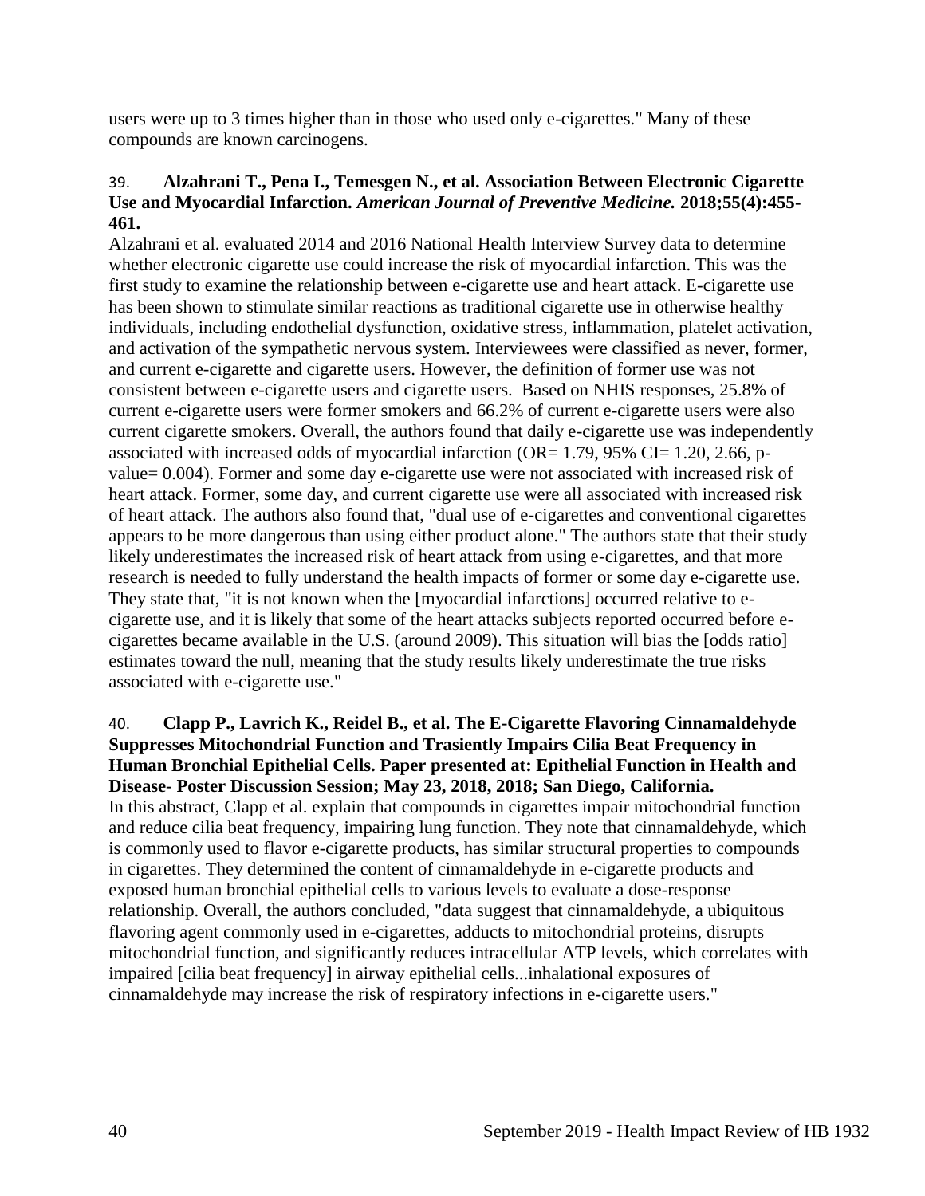users were up to 3 times higher than in those who used only e-cigarettes." Many of these compounds are known carcinogens.

39. **Alzahrani T., Pena I., Temesgen N., et al. Association Between Electronic Cigarette Use and Myocardial Infarction. *American Journal of Preventive Medicine.* 2018;55(4):455-461.**

Alzahrani et al. evaluated 2014 and 2016 National Health Interview Survey data to determine whether electronic cigarette use could increase the risk of myocardial infarction. This was the first study to examine the relationship between e-cigarette use and heart attack. E-cigarette use has been shown to stimulate similar reactions as traditional cigarette use in otherwise healthy individuals, including endothelial dysfunction, oxidative stress, inflammation, platelet activation, and activation of the sympathetic nervous system. Interviewees were classified as never, former, and current e-cigarette and cigarette users. However, the definition of former use was not consistent between e-cigarette users and cigarette users. Based on NHIS responses, 25.8% of current e-cigarette users were former smokers and 66.2% of current e-cigarette users were also current cigarette smokers. Overall, the authors found that daily e-cigarette use was independently associated with increased odds of myocardial infarction (OR= 1.79, 95% CI= 1.20, 2.66, p-value= 0.004). Former and some day e-cigarette use were not associated with increased risk of heart attack. Former, some day, and current cigarette use were all associated with increased risk of heart attack. The authors also found that, "dual use of e-cigarettes and conventional cigarettes appears to be more dangerous than using either product alone." The authors state that their study likely underestimates the increased risk of heart attack from using e-cigarettes, and that more research is needed to fully understand the health impacts of former or some day e-cigarette use. They state that, "it is not known when the [myocardial infarctions] occurred relative to e-cigarette use, and it is likely that some of the heart attacks subjects reported occurred before e-cigarettes became available in the U.S. (around 2009). This situation will bias the [odds ratio] estimates toward the null, meaning that the study results likely underestimate the true risks associated with e-cigarette use."

40. **Clapp P., Lavrich K., Reidel B., et al. The E-Cigarette Flavoring Cinnamaldehyde Suppresses Mitochondrial Function and Trasiently Impairs Cilia Beat Frequency in Human Bronchial Epithelial Cells. Paper presented at: Epithelial Function in Health and Disease- Poster Discussion Session; May 23, 2018, 2018; San Diego, California.**

In this abstract, Clapp et al. explain that compounds in cigarettes impair mitochondrial function and reduce cilia beat frequency, impairing lung function. They note that cinnamaldehyde, which is commonly used to flavor e-cigarette products, has similar structural properties to compounds in cigarettes. They determined the content of cinnamaldehyde in e-cigarette products and exposed human bronchial epithelial cells to various levels to evaluate a dose-response relationship. Overall, the authors concluded, "data suggest that cinnamaldehyde, a ubiquitous flavoring agent commonly used in e-cigarettes, adducts to mitochondrial proteins, disrupts mitochondrial function, and significantly reduces intracellular ATP levels, which correlates with impaired [cilia beat frequency] in airway epithelial cells...inhalational exposures of cinnamaldehyde may increase the risk of respiratory infections in e-cigarette users."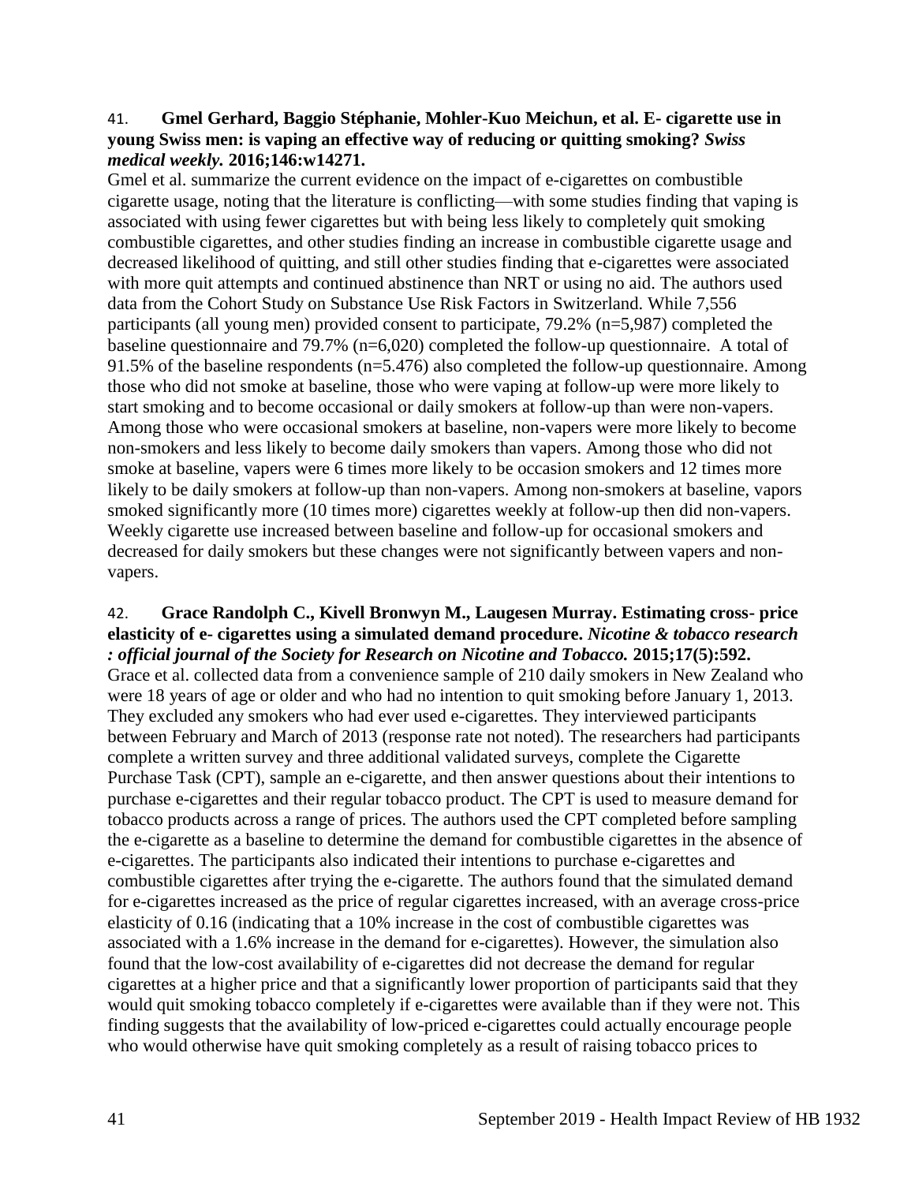41. **Gmel Gerhard, Baggio Stéphanie, Mohler-Kuo Meichun, et al. E- cigarette use in young Swiss men: is vaping an effective way of reducing or quitting smoking?** ***Swiss medical weekly.*** **2016;146:w14271.**

Gmel et al. summarize the current evidence on the impact of e-cigarettes on combustible cigarette usage, noting that the literature is conflicting—with some studies finding that vaping is associated with using fewer cigarettes but with being less likely to completely quit smoking combustible cigarettes, and other studies finding an increase in combustible cigarette usage and decreased likelihood of quitting, and still other studies finding that e-cigarettes were associated with more quit attempts and continued abstinence than NRT or using no aid. The authors used data from the Cohort Study on Substance Use Risk Factors in Switzerland. While 7,556 participants (all young men) provided consent to participate, 79.2% (n=5,987) completed the baseline questionnaire and 79.7% (n=6,020) completed the follow-up questionnaire. A total of 91.5% of the baseline respondents (n=5.476) also completed the follow-up questionnaire. Among those who did not smoke at baseline, those who were vaping at follow-up were more likely to start smoking and to become occasional or daily smokers at follow-up than were non-vapers. Among those who were occasional smokers at baseline, non-vapers were more likely to become non-smokers and less likely to become daily smokers than vapers. Among those who did not smoke at baseline, vapers were 6 times more likely to be occasion smokers and 12 times more likely to be daily smokers at follow-up than non-vapers. Among non-smokers at baseline, vapors smoked significantly more (10 times more) cigarettes weekly at follow-up then did non-vapers. Weekly cigarette use increased between baseline and follow-up for occasional smokers and decreased for daily smokers but these changes were not significantly between vapers and non-vapers.

42. **Grace Randolph C., Kivell Bronwyn M., Laugesen Murray. Estimating cross- price elasticity of e- cigarettes using a simulated demand procedure.** ***Nicotine & tobacco research : official journal of the Society for Research on Nicotine and Tobacco.*** **2015;17(5):592.**

Grace et al. collected data from a convenience sample of 210 daily smokers in New Zealand who were 18 years of age or older and who had no intention to quit smoking before January 1, 2013. They excluded any smokers who had ever used e-cigarettes. They interviewed participants between February and March of 2013 (response rate not noted). The researchers had participants complete a written survey and three additional validated surveys, complete the Cigarette Purchase Task (CPT), sample an e-cigarette, and then answer questions about their intentions to purchase e-cigarettes and their regular tobacco product. The CPT is used to measure demand for tobacco products across a range of prices. The authors used the CPT completed before sampling the e-cigarette as a baseline to determine the demand for combustible cigarettes in the absence of e-cigarettes. The participants also indicated their intentions to purchase e-cigarettes and combustible cigarettes after trying the e-cigarette. The authors found that the simulated demand for e-cigarettes increased as the price of regular cigarettes increased, with an average cross-price elasticity of 0.16 (indicating that a 10% increase in the cost of combustible cigarettes was associated with a 1.6% increase in the demand for e-cigarettes). However, the simulation also found that the low-cost availability of e-cigarettes did not decrease the demand for regular cigarettes at a higher price and that a significantly lower proportion of participants said that they would quit smoking tobacco completely if e-cigarettes were available than if they were not. This finding suggests that the availability of low-priced e-cigarettes could actually encourage people who would otherwise have quit smoking completely as a result of raising tobacco prices to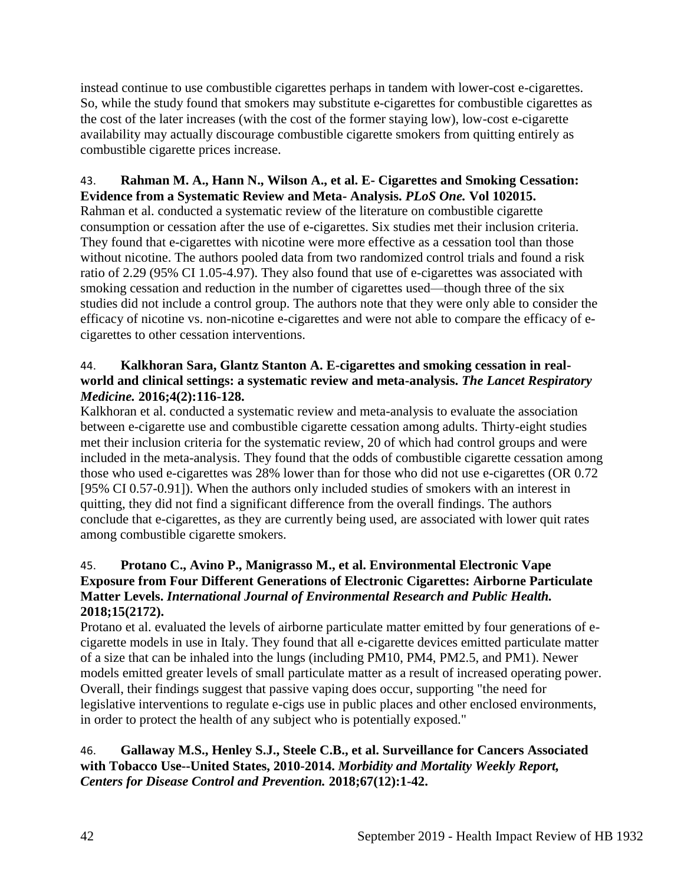instead continue to use combustible cigarettes perhaps in tandem with lower-cost e-cigarettes. So, while the study found that smokers may substitute e-cigarettes for combustible cigarettes as the cost of the later increases (with the cost of the former staying low), low-cost e-cigarette availability may actually discourage combustible cigarette smokers from quitting entirely as combustible cigarette prices increase.

43. **Rahman M. A., Hann N., Wilson A., et al. E- Cigarettes and Smoking Cessation: Evidence from a Systematic Review and Meta- Analysis.** ***PLoS One.*** **Vol 102015.**
Rahman et al. conducted a systematic review of the literature on combustible cigarette consumption or cessation after the use of e-cigarettes. Six studies met their inclusion criteria. They found that e-cigarettes with nicotine were more effective as a cessation tool than those without nicotine. The authors pooled data from two randomized control trials and found a risk ratio of 2.29 (95% CI 1.05-4.97). They also found that use of e-cigarettes was associated with smoking cessation and reduction in the number of cigarettes used—though three of the six studies did not include a control group. The authors note that they were only able to consider the efficacy of nicotine vs. non-nicotine e-cigarettes and were not able to compare the efficacy of e-cigarettes to other cessation interventions.

44. **Kalkhoran Sara, Glantz Stanton A. E-cigarettes and smoking cessation in real-world and clinical settings: a systematic review and meta-analysis.** ***The Lancet Respiratory Medicine.*** **2016;4(2):116-128.**
Kalkhoran et al. conducted a systematic review and meta-analysis to evaluate the association between e-cigarette use and combustible cigarette cessation among adults. Thirty-eight studies met their inclusion criteria for the systematic review, 20 of which had control groups and were included in the meta-analysis. They found that the odds of combustible cigarette cessation among those who used e-cigarettes was 28% lower than for those who did not use e-cigarettes (OR 0.72 [95% CI 0.57-0.91]). When the authors only included studies of smokers with an interest in quitting, they did not find a significant difference from the overall findings. The authors conclude that e-cigarettes, as they are currently being used, are associated with lower quit rates among combustible cigarette smokers.

45. **Protano C., Avino P., Manigrasso M., et al. Environmental Electronic Vape Exposure from Four Different Generations of Electronic Cigarettes: Airborne Particulate Matter Levels.** ***International Journal of Environmental Research and Public Health.*** **2018;15(2172).**
Protano et al. evaluated the levels of airborne particulate matter emitted by four generations of e-cigarette models in use in Italy. They found that all e-cigarette devices emitted particulate matter of a size that can be inhaled into the lungs (including PM10, PM4, PM2.5, and PM1). Newer models emitted greater levels of small particulate matter as a result of increased operating power. Overall, their findings suggest that passive vaping does occur, supporting "the need for legislative interventions to regulate e-cigs use in public places and other enclosed environments, in order to protect the health of any subject who is potentially exposed."

46. **Gallaway M.S., Henley S.J., Steele C.B., et al. Surveillance for Cancers Associated with Tobacco Use--United States, 2010-2014.** ***Morbidity and Mortality Weekly Report, Centers for Disease Control and Prevention.*** **2018;67(12):1-42.**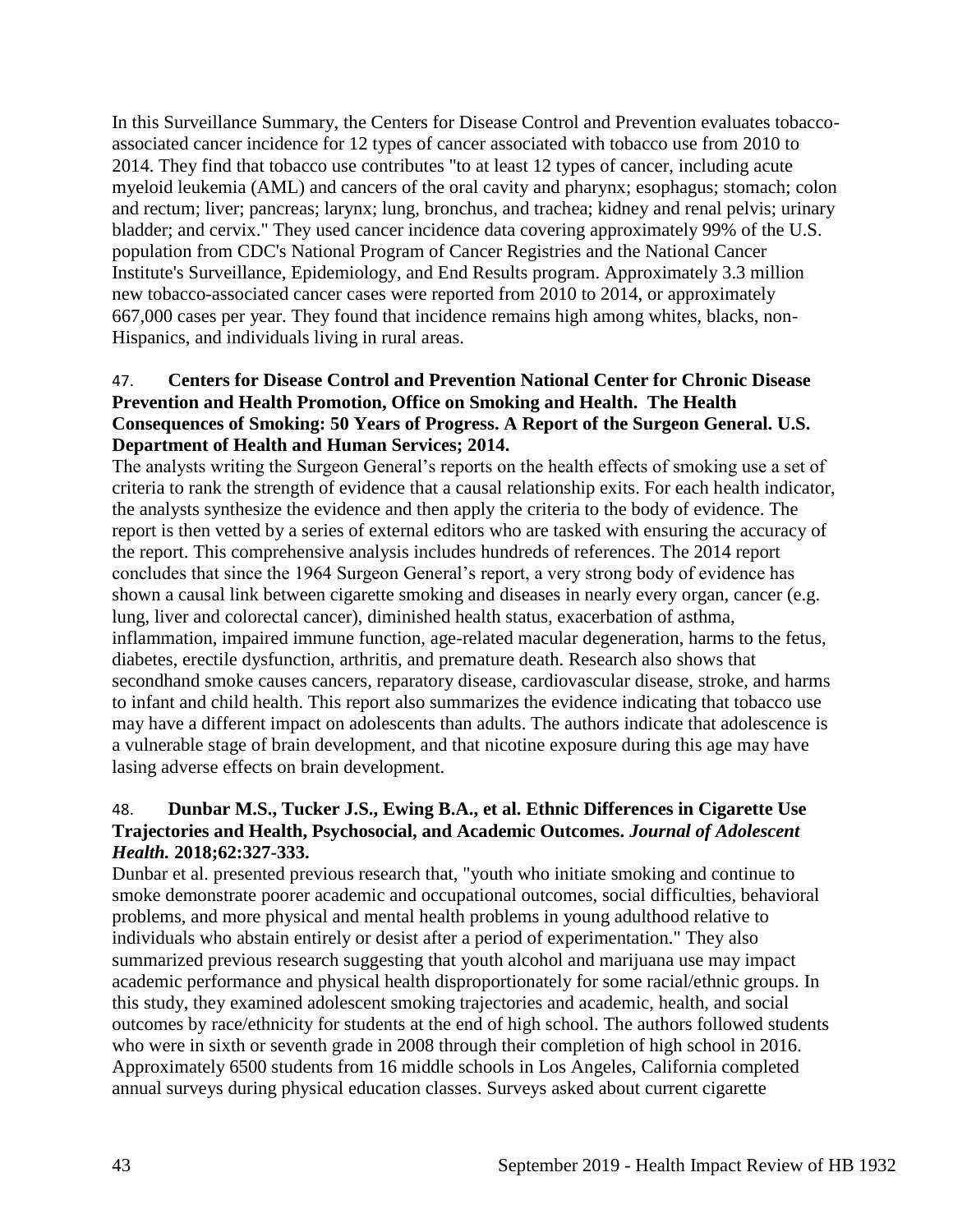In this Surveillance Summary, the Centers for Disease Control and Prevention evaluates tobacco-associated cancer incidence for 12 types of cancer associated with tobacco use from 2010 to 2014. They find that tobacco use contributes "to at least 12 types of cancer, including acute myeloid leukemia (AML) and cancers of the oral cavity and pharynx; esophagus; stomach; colon and rectum; liver; pancreas; larynx; lung, bronchus, and trachea; kidney and renal pelvis; urinary bladder; and cervix." They used cancer incidence data covering approximately 99% of the U.S. population from CDC's National Program of Cancer Registries and the National Cancer Institute's Surveillance, Epidemiology, and End Results program. Approximately 3.3 million new tobacco-associated cancer cases were reported from 2010 to 2014, or approximately 667,000 cases per year. They found that incidence remains high among whites, blacks, non-Hispanics, and individuals living in rural areas.

47. **Centers for Disease Control and Prevention National Center for Chronic Disease Prevention and Health Promotion, Office on Smoking and Health. The Health Consequences of Smoking: 50 Years of Progress. A Report of the Surgeon General. U.S. Department of Health and Human Services; 2014.**

The analysts writing the Surgeon General's reports on the health effects of smoking use a set of criteria to rank the strength of evidence that a causal relationship exits. For each health indicator, the analysts synthesize the evidence and then apply the criteria to the body of evidence. The report is then vetted by a series of external editors who are tasked with ensuring the accuracy of the report. This comprehensive analysis includes hundreds of references. The 2014 report concludes that since the 1964 Surgeon General's report, a very strong body of evidence has shown a causal link between cigarette smoking and diseases in nearly every organ, cancer (e.g. lung, liver and colorectal cancer), diminished health status, exacerbation of asthma, inflammation, impaired immune function, age-related macular degeneration, harms to the fetus, diabetes, erectile dysfunction, arthritis, and premature death. Research also shows that secondhand smoke causes cancers, reparatory disease, cardiovascular disease, stroke, and harms to infant and child health. This report also summarizes the evidence indicating that tobacco use may have a different impact on adolescents than adults. The authors indicate that adolescence is a vulnerable stage of brain development, and that nicotine exposure during this age may have lasing adverse effects on brain development.

48. **Dunbar M.S., Tucker J.S., Ewing B.A., et al. Ethnic Differences in Cigarette Use Trajectories and Health, Psychosocial, and Academic Outcomes. *Journal of Adolescent Health.* 2018;62:327-333.**

Dunbar et al. presented previous research that, "youth who initiate smoking and continue to smoke demonstrate poorer academic and occupational outcomes, social difficulties, behavioral problems, and more physical and mental health problems in young adulthood relative to individuals who abstain entirely or desist after a period of experimentation." They also summarized previous research suggesting that youth alcohol and marijuana use may impact academic performance and physical health disproportionately for some racial/ethnic groups. In this study, they examined adolescent smoking trajectories and academic, health, and social outcomes by race/ethnicity for students at the end of high school. The authors followed students who were in sixth or seventh grade in 2008 through their completion of high school in 2016. Approximately 6500 students from 16 middle schools in Los Angeles, California completed annual surveys during physical education classes. Surveys asked about current cigarette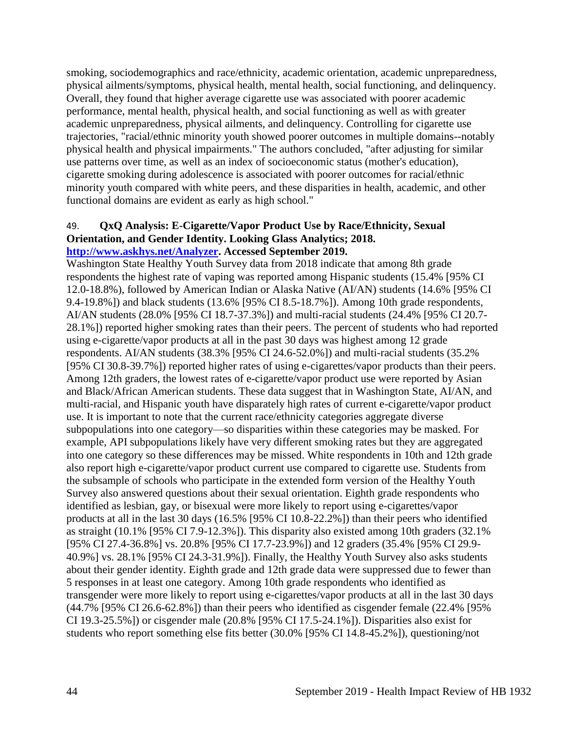smoking, sociodemographics and race/ethnicity, academic orientation, academic unpreparedness, physical ailments/symptoms, physical health, mental health, social functioning, and delinquency. Overall, they found that higher average cigarette use was associated with poorer academic performance, mental health, physical health, and social functioning as well as with greater academic unpreparedness, physical ailments, and delinquency. Controlling for cigarette use trajectories, "racial/ethnic minority youth showed poorer outcomes in multiple domains--notably physical health and physical impairments." The authors concluded, "after adjusting for similar use patterns over time, as well as an index of socioeconomic status (mother's education), cigarette smoking during adolescence is associated with poorer outcomes for racial/ethnic minority youth compared with white peers, and these disparities in health, academic, and other functional domains are evident as early as high school."

49. **QxQ Analysis: E-Cigarette/Vapor Product Use by Race/Ethnicity, Sexual Orientation, and Gender Identity. Looking Glass Analytics; 2018. [http://www.askhys.net/Analyzer](http://www.askhys.net/Analyzer). Accessed September 2019.**

Washington State Healthy Youth Survey data from 2018 indicate that among 8th grade respondents the highest rate of vaping was reported among Hispanic students (15.4% [95% CI 12.0-18.8%), followed by American Indian or Alaska Native (AI/AN) students (14.6% [95% CI 9.4-19.8%]) and black students (13.6% [95% CI 8.5-18.7%]). Among 10th grade respondents, AI/AN students (28.0% [95% CI 18.7-37.3%]) and multi-racial students (24.4% [95% CI 20.7-28.1%]) reported higher smoking rates than their peers. The percent of students who had reported using e-cigarette/vapor products at all in the past 30 days was highest among 12 grade respondents. AI/AN students (38.3% [95% CI 24.6-52.0%]) and multi-racial students (35.2% [95% CI 30.8-39.7%]) reported higher rates of using e-cigarettes/vapor products than their peers. Among 12th graders, the lowest rates of e-cigarette/vapor product use were reported by Asian and Black/African American students. These data suggest that in Washington State, AI/AN, and multi-racial, and Hispanic youth have disparately high rates of current e-cigarette/vapor product use. It is important to note that the current race/ethnicity categories aggregate diverse subpopulations into one category—so disparities within these categories may be masked. For example, API subpopulations likely have very different smoking rates but they are aggregated into one category so these differences may be missed. White respondents in 10th and 12th grade also report high e-cigarette/vapor product current use compared to cigarette use. Students from the subsample of schools who participate in the extended form version of the Healthy Youth Survey also answered questions about their sexual orientation. Eighth grade respondents who identified as lesbian, gay, or bisexual were more likely to report using e-cigarettes/vapor products at all in the last 30 days (16.5% [95% CI 10.8-22.2%]) than their peers who identified as straight (10.1% [95% CI 7.9-12.3%]). This disparity also existed among 10th graders (32.1% [95% CI 27.4-36.8%] vs. 20.8% [95% CI 17.7-23.9%]) and 12 graders (35.4% [95% CI 29.9-40.9%] vs. 28.1% [95% CI 24.3-31.9%]). Finally, the Healthy Youth Survey also asks students about their gender identity. Eighth grade and 12th grade data were suppressed due to fewer than 5 responses in at least one category. Among 10th grade respondents who identified as transgender were more likely to report using e-cigarettes/vapor products at all in the last 30 days (44.7% [95% CI 26.6-62.8%]) than their peers who identified as cisgender female (22.4% [95% CI 19.3-25.5%]) or cisgender male (20.8% [95% CI 17.5-24.1%]). Disparities also exist for students who report something else fits better (30.0% [95% CI 14.8-45.2%]), questioning/not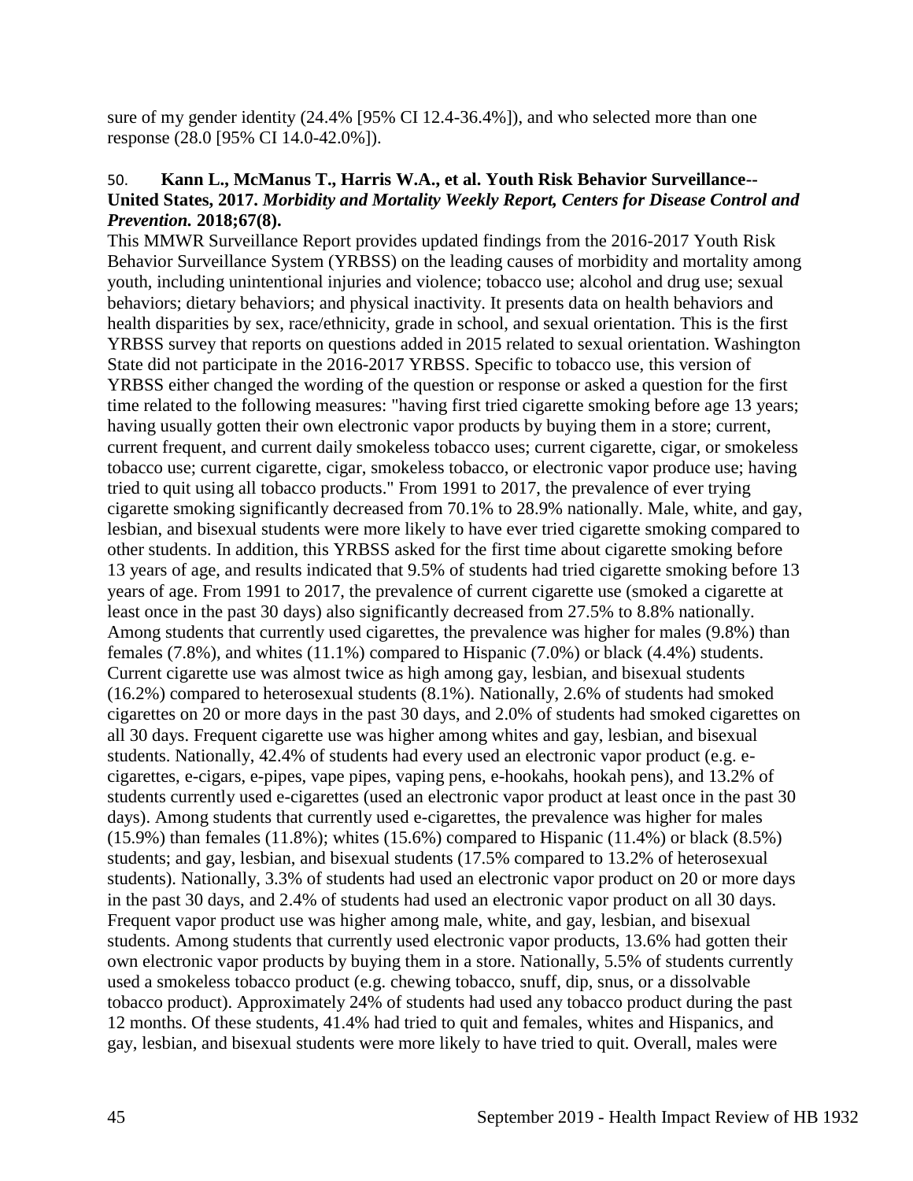sure of my gender identity (24.4% [95% CI 12.4-36.4%]), and who selected more than one response (28.0 [95% CI 14.0-42.0%]).

50. **Kann L., McManus T., Harris W.A., et al. Youth Risk Behavior Surveillance--United States, 2017.** ***Morbidity and Mortality Weekly Report, Centers for Disease Control and Prevention.*** **2018;67(8).**

This MMWR Surveillance Report provides updated findings from the 2016-2017 Youth Risk Behavior Surveillance System (YRBSS) on the leading causes of morbidity and mortality among youth, including unintentional injuries and violence; tobacco use; alcohol and drug use; sexual behaviors; dietary behaviors; and physical inactivity. It presents data on health behaviors and health disparities by sex, race/ethnicity, grade in school, and sexual orientation. This is the first YRBSS survey that reports on questions added in 2015 related to sexual orientation. Washington State did not participate in the 2016-2017 YRBSS. Specific to tobacco use, this version of YRBSS either changed the wording of the question or response or asked a question for the first time related to the following measures: "having first tried cigarette smoking before age 13 years; having usually gotten their own electronic vapor products by buying them in a store; current, current frequent, and current daily smokeless tobacco uses; current cigarette, cigar, or smokeless tobacco use; current cigarette, cigar, smokeless tobacco, or electronic vapor produce use; having tried to quit using all tobacco products." From 1991 to 2017, the prevalence of ever trying cigarette smoking significantly decreased from 70.1% to 28.9% nationally. Male, white, and gay, lesbian, and bisexual students were more likely to have ever tried cigarette smoking compared to other students. In addition, this YRBSS asked for the first time about cigarette smoking before 13 years of age, and results indicated that 9.5% of students had tried cigarette smoking before 13 years of age. From 1991 to 2017, the prevalence of current cigarette use (smoked a cigarette at least once in the past 30 days) also significantly decreased from 27.5% to 8.8% nationally. Among students that currently used cigarettes, the prevalence was higher for males (9.8%) than females (7.8%), and whites (11.1%) compared to Hispanic (7.0%) or black (4.4%) students. Current cigarette use was almost twice as high among gay, lesbian, and bisexual students (16.2%) compared to heterosexual students (8.1%). Nationally, 2.6% of students had smoked cigarettes on 20 or more days in the past 30 days, and 2.0% of students had smoked cigarettes on all 30 days. Frequent cigarette use was higher among whites and gay, lesbian, and bisexual students. Nationally, 42.4% of students had every used an electronic vapor product (e.g. e-cigarettes, e-cigars, e-pipes, vape pipes, vaping pens, e-hookahs, hookah pens), and 13.2% of students currently used e-cigarettes (used an electronic vapor product at least once in the past 30 days). Among students that currently used e-cigarettes, the prevalence was higher for males (15.9%) than females (11.8%); whites (15.6%) compared to Hispanic (11.4%) or black (8.5%) students; and gay, lesbian, and bisexual students (17.5% compared to 13.2% of heterosexual students). Nationally, 3.3% of students had used an electronic vapor product on 20 or more days in the past 30 days, and 2.4% of students had used an electronic vapor product on all 30 days. Frequent vapor product use was higher among male, white, and gay, lesbian, and bisexual students. Among students that currently used electronic vapor products, 13.6% had gotten their own electronic vapor products by buying them in a store. Nationally, 5.5% of students currently used a smokeless tobacco product (e.g. chewing tobacco, snuff, dip, snus, or a dissolvable tobacco product). Approximately 24% of students had used any tobacco product during the past 12 months. Of these students, 41.4% had tried to quit and females, whites and Hispanics, and gay, lesbian, and bisexual students were more likely to have tried to quit. Overall, males were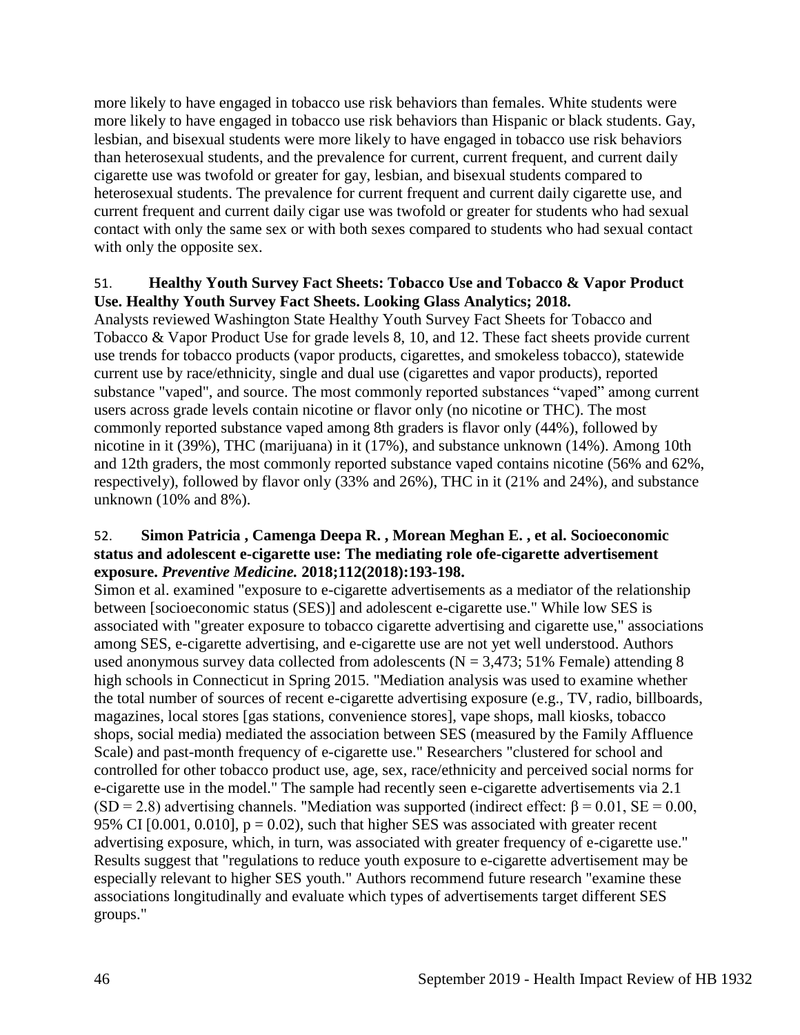more likely to have engaged in tobacco use risk behaviors than females. White students were more likely to have engaged in tobacco use risk behaviors than Hispanic or black students. Gay, lesbian, and bisexual students were more likely to have engaged in tobacco use risk behaviors than heterosexual students, and the prevalence for current, current frequent, and current daily cigarette use was twofold or greater for gay, lesbian, and bisexual students compared to heterosexual students. The prevalence for current frequent and current daily cigarette use, and current frequent and current daily cigar use was twofold or greater for students who had sexual contact with only the same sex or with both sexes compared to students who had sexual contact with only the opposite sex.

51. **Healthy Youth Survey Fact Sheets: Tobacco Use and Tobacco & Vapor Product Use. Healthy Youth Survey Fact Sheets. Looking Glass Analytics; 2018.**
Analysts reviewed Washington State Healthy Youth Survey Fact Sheets for Tobacco and Tobacco & Vapor Product Use for grade levels 8, 10, and 12. These fact sheets provide current use trends for tobacco products (vapor products, cigarettes, and smokeless tobacco), statewide current use by race/ethnicity, single and dual use (cigarettes and vapor products), reported substance "vaped", and source. The most commonly reported substances "vaped" among current users across grade levels contain nicotine or flavor only (no nicotine or THC). The most commonly reported substance vaped among 8th graders is flavor only (44%), followed by nicotine in it (39%), THC (marijuana) in it (17%), and substance unknown (14%). Among 10th and 12th graders, the most commonly reported substance vaped contains nicotine (56% and 62%, respectively), followed by flavor only (33% and 26%), THC in it (21% and 24%), and substance unknown (10% and 8%).

52. **Simon Patricia , Camenga Deepa R. , Morean Meghan E. , et al. Socioeconomic status and adolescent e-cigarette use: The mediating role ofe-cigarette advertisement exposure. *Preventive Medicine.* 2018;112(2018):193-198.**
Simon et al. examined "exposure to e-cigarette advertisements as a mediator of the relationship between [socioeconomic status (SES)] and adolescent e-cigarette use." While low SES is associated with "greater exposure to tobacco cigarette advertising and cigarette use," associations among SES, e-cigarette advertising, and e-cigarette use are not yet well understood. Authors used anonymous survey data collected from adolescents (N = 3,473; 51% Female) attending 8 high schools in Connecticut in Spring 2015. "Mediation analysis was used to examine whether the total number of sources of recent e-cigarette advertising exposure (e.g., TV, radio, billboards, magazines, local stores [gas stations, convenience stores], vape shops, mall kiosks, tobacco shops, social media) mediated the association between SES (measured by the Family Affluence Scale) and past-month frequency of e-cigarette use." Researchers "clustered for school and controlled for other tobacco product use, age, sex, race/ethnicity and perceived social norms for e-cigarette use in the model." The sample had recently seen e-cigarette advertisements via 2.1 (SD = 2.8) advertising channels. "Mediation was supported (indirect effect: $\beta = 0.01$, SE = 0.00, 95% CI [0.001, 0.010], $p = 0.02$), such that higher SES was associated with greater recent advertising exposure, which, in turn, was associated with greater frequency of e-cigarette use." Results suggest that "regulations to reduce youth exposure to e-cigarette advertisement may be especially relevant to higher SES youth." Authors recommend future research "examine these associations longitudinally and evaluate which types of advertisements target different SES groups."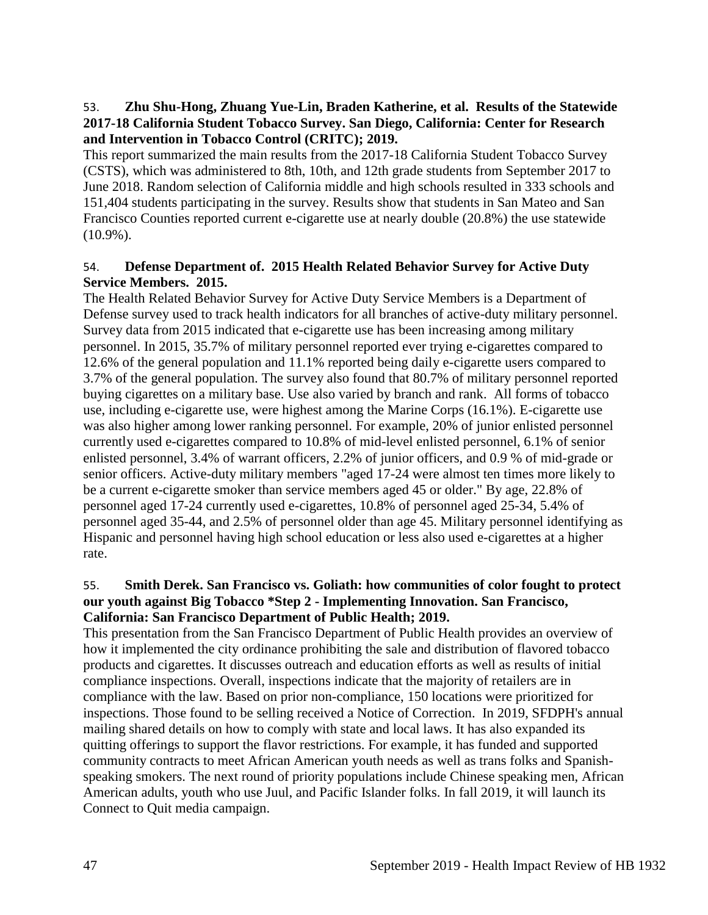53. **Zhu Shu-Hong, Zhuang Yue-Lin, Braden Katherine, et al. Results of the Statewide 2017-18 California Student Tobacco Survey. San Diego, California: Center for Research and Intervention in Tobacco Control (CRITC); 2019.**

This report summarized the main results from the 2017-18 California Student Tobacco Survey (CSTS), which was administered to 8th, 10th, and 12th grade students from September 2017 to June 2018. Random selection of California middle and high schools resulted in 333 schools and 151,404 students participating in the survey. Results show that students in San Mateo and San Francisco Counties reported current e-cigarette use at nearly double (20.8%) the use statewide (10.9%).

54. **Defense Department of. 2015 Health Related Behavior Survey for Active Duty Service Members. 2015.**

The Health Related Behavior Survey for Active Duty Service Members is a Department of Defense survey used to track health indicators for all branches of active-duty military personnel. Survey data from 2015 indicated that e-cigarette use has been increasing among military personnel. In 2015, 35.7% of military personnel reported ever trying e-cigarettes compared to 12.6% of the general population and 11.1% reported being daily e-cigarette users compared to 3.7% of the general population. The survey also found that 80.7% of military personnel reported buying cigarettes on a military base. Use also varied by branch and rank. All forms of tobacco use, including e-cigarette use, were highest among the Marine Corps (16.1%). E-cigarette use was also higher among lower ranking personnel. For example, 20% of junior enlisted personnel currently used e-cigarettes compared to 10.8% of mid-level enlisted personnel, 6.1% of senior enlisted personnel, 3.4% of warrant officers, 2.2% of junior officers, and 0.9 % of mid-grade or senior officers. Active-duty military members "aged 17-24 were almost ten times more likely to be a current e-cigarette smoker than service members aged 45 or older." By age, 22.8% of personnel aged 17-24 currently used e-cigarettes, 10.8% of personnel aged 25-34, 5.4% of personnel aged 35-44, and 2.5% of personnel older than age 45. Military personnel identifying as Hispanic and personnel having high school education or less also used e-cigarettes at a higher rate.

55. **Smith Derek. San Francisco vs. Goliath: how communities of color fought to protect our youth against Big Tobacco *Step 2 - Implementing Innovation. San Francisco, California: San Francisco Department of Public Health; 2019.**

This presentation from the San Francisco Department of Public Health provides an overview of how it implemented the city ordinance prohibiting the sale and distribution of flavored tobacco products and cigarettes. It discusses outreach and education efforts as well as results of initial compliance inspections. Overall, inspections indicate that the majority of retailers are in compliance with the law. Based on prior non-compliance, 150 locations were prioritized for inspections. Those found to be selling received a Notice of Correction. In 2019, SFDPH's annual mailing shared details on how to comply with state and local laws. It has also expanded its quitting offerings to support the flavor restrictions. For example, it has funded and supported community contracts to meet African American youth needs as well as trans folks and Spanish-speaking smokers. The next round of priority populations include Chinese speaking men, African American adults, youth who use Juul, and Pacific Islander folks. In fall 2019, it will launch its Connect to Quit media campaign.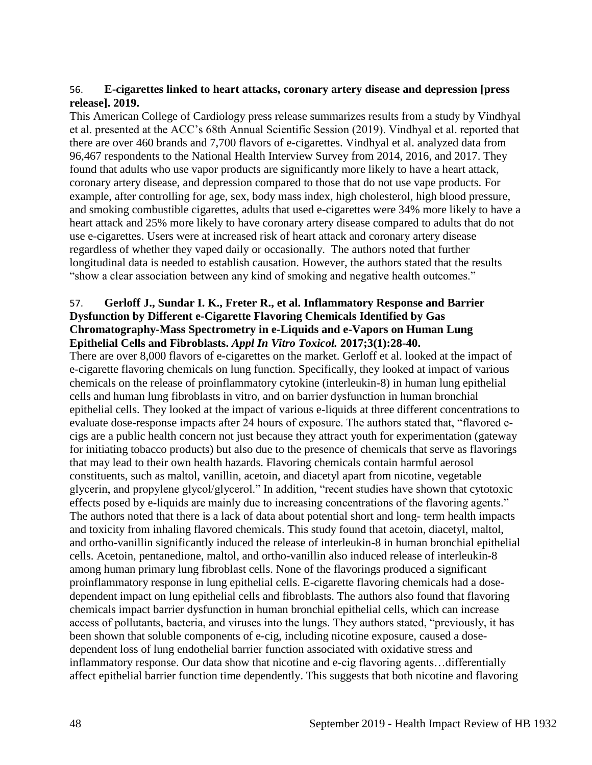56. **E-cigarettes linked to heart attacks, coronary artery disease and depression [press release]. 2019.**

This American College of Cardiology press release summarizes results from a study by Vindhyal et al. presented at the ACC's 68th Annual Scientific Session (2019). Vindhyal et al. reported that there are over 460 brands and 7,700 flavors of e-cigarettes. Vindhyal et al. analyzed data from 96,467 respondents to the National Health Interview Survey from 2014, 2016, and 2017. They found that adults who use vapor products are significantly more likely to have a heart attack, coronary artery disease, and depression compared to those that do not use vape products. For example, after controlling for age, sex, body mass index, high cholesterol, high blood pressure, and smoking combustible cigarettes, adults that used e-cigarettes were 34% more likely to have a heart attack and 25% more likely to have coronary artery disease compared to adults that do not use e-cigarettes. Users were at increased risk of heart attack and coronary artery disease regardless of whether they vaped daily or occasionally. The authors noted that further longitudinal data is needed to establish causation. However, the authors stated that the results "show a clear association between any kind of smoking and negative health outcomes."

57. **Gerloff J., Sundar I. K., Freter R., et al. Inflammatory Response and Barrier Dysfunction by Different e-Cigarette Flavoring Chemicals Identified by Gas Chromatography-Mass Spectrometry in e-Liquids and e-Vapors on Human Lung Epithelial Cells and Fibroblasts. *Appl In Vitro Toxicol.* 2017;3(1):28-40.**

There are over 8,000 flavors of e-cigarettes on the market. Gerloff et al. looked at the impact of e-cigarette flavoring chemicals on lung function. Specifically, they looked at impact of various chemicals on the release of proinflammatory cytokine (interleukin-8) in human lung epithelial cells and human lung fibroblasts in vitro, and on barrier dysfunction in human bronchial epithelial cells. They looked at the impact of various e-liquids at three different concentrations to evaluate dose-response impacts after 24 hours of exposure. The authors stated that, "flavored e-cigs are a public health concern not just because they attract youth for experimentation (gateway for initiating tobacco products) but also due to the presence of chemicals that serve as flavorings that may lead to their own health hazards. Flavoring chemicals contain harmful aerosol constituents, such as maltol, vanillin, acetoin, and diacetyl apart from nicotine, vegetable glycerin, and propylene glycol/glycerol." In addition, "recent studies have shown that cytotoxic effects posed by e-liquids are mainly due to increasing concentrations of the flavoring agents." The authors noted that there is a lack of data about potential short and long- term health impacts and toxicity from inhaling flavored chemicals. This study found that acetoin, diacetyl, maltol, and ortho-vanillin significantly induced the release of interleukin-8 in human bronchial epithelial cells. Acetoin, pentanedione, maltol, and ortho-vanillin also induced release of interleukin-8 among human primary lung fibroblast cells. None of the flavorings produced a significant proinflammatory response in lung epithelial cells. E-cigarette flavoring chemicals had a dose-dependent impact on lung epithelial cells and fibroblasts. The authors also found that flavoring chemicals impact barrier dysfunction in human bronchial epithelial cells, which can increase access of pollutants, bacteria, and viruses into the lungs. They authors stated, "previously, it has been shown that soluble components of e-cig, including nicotine exposure, caused a dose-dependent loss of lung endothelial barrier function associated with oxidative stress and inflammatory response. Our data show that nicotine and e-cig flavoring agents…differentially affect epithelial barrier function time dependently. This suggests that both nicotine and flavoring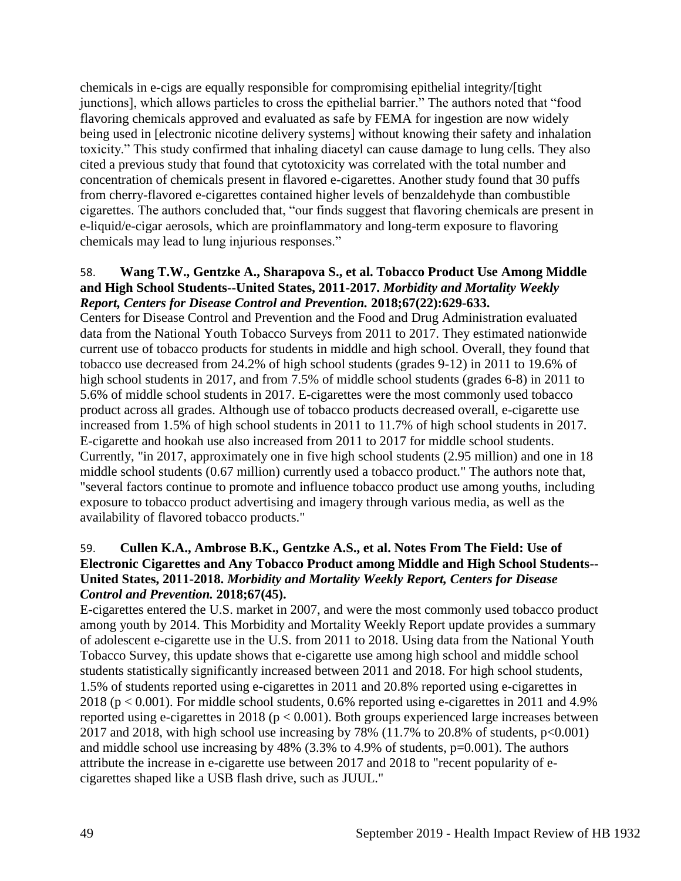chemicals in e-cigs are equally responsible for compromising epithelial integrity/[tight junctions], which allows particles to cross the epithelial barrier." The authors noted that "food flavoring chemicals approved and evaluated as safe by FEMA for ingestion are now widely being used in [electronic nicotine delivery systems] without knowing their safety and inhalation toxicity." This study confirmed that inhaling diacetyl can cause damage to lung cells. They also cited a previous study that found that cytotoxicity was correlated with the total number and concentration of chemicals present in flavored e-cigarettes. Another study found that 30 puffs from cherry-flavored e-cigarettes contained higher levels of benzaldehyde than combustible cigarettes. The authors concluded that, "our finds suggest that flavoring chemicals are present in e-liquid/e-cigar aerosols, which are proinflammatory and long-term exposure to flavoring chemicals may lead to lung injurious responses."

58. **Wang T.W., Gentzke A., Sharapova S., et al. Tobacco Product Use Among Middle and High School Students--United States, 2011-2017.** ***Morbidity and Mortality Weekly Report, Centers for Disease Control and Prevention.*** **2018;67(22):629-633.**

Centers for Disease Control and Prevention and the Food and Drug Administration evaluated data from the National Youth Tobacco Surveys from 2011 to 2017. They estimated nationwide current use of tobacco products for students in middle and high school. Overall, they found that tobacco use decreased from 24.2% of high school students (grades 9-12) in 2011 to 19.6% of high school students in 2017, and from 7.5% of middle school students (grades 6-8) in 2011 to 5.6% of middle school students in 2017. E-cigarettes were the most commonly used tobacco product across all grades. Although use of tobacco products decreased overall, e-cigarette use increased from 1.5% of high school students in 2011 to 11.7% of high school students in 2017. E-cigarette and hookah use also increased from 2011 to 2017 for middle school students. Currently, "in 2017, approximately one in five high school students (2.95 million) and one in 18 middle school students (0.67 million) currently used a tobacco product." The authors note that, "several factors continue to promote and influence tobacco product use among youths, including exposure to tobacco product advertising and imagery through various media, as well as the availability of flavored tobacco products."

59. **Cullen K.A., Ambrose B.K., Gentzke A.S., et al. Notes From The Field: Use of Electronic Cigarettes and Any Tobacco Product among Middle and High School Students--United States, 2011-2018.** ***Morbidity and Mortality Weekly Report, Centers for Disease Control and Prevention.*** **2018;67(45).**

E-cigarettes entered the U.S. market in 2007, and were the most commonly used tobacco product among youth by 2014. This Morbidity and Mortality Weekly Report update provides a summary of adolescent e-cigarette use in the U.S. from 2011 to 2018. Using data from the National Youth Tobacco Survey, this update shows that e-cigarette use among high school and middle school students statistically significantly increased between 2011 and 2018. For high school students, 1.5% of students reported using e-cigarettes in 2011 and 20.8% reported using e-cigarettes in 2018 ($p < 0.001$). For middle school students, 0.6% reported using e-cigarettes in 2011 and 4.9% reported using e-cigarettes in 2018 ($p < 0.001$). Both groups experienced large increases between 2017 and 2018, with high school use increasing by 78% (11.7% to 20.8% of students, $p<0.001$) and middle school use increasing by 48% (3.3% to 4.9% of students, $p=0.001$). The authors attribute the increase in e-cigarette use between 2017 and 2018 to "recent popularity of e-cigarettes shaped like a USB flash drive, such as JUUL."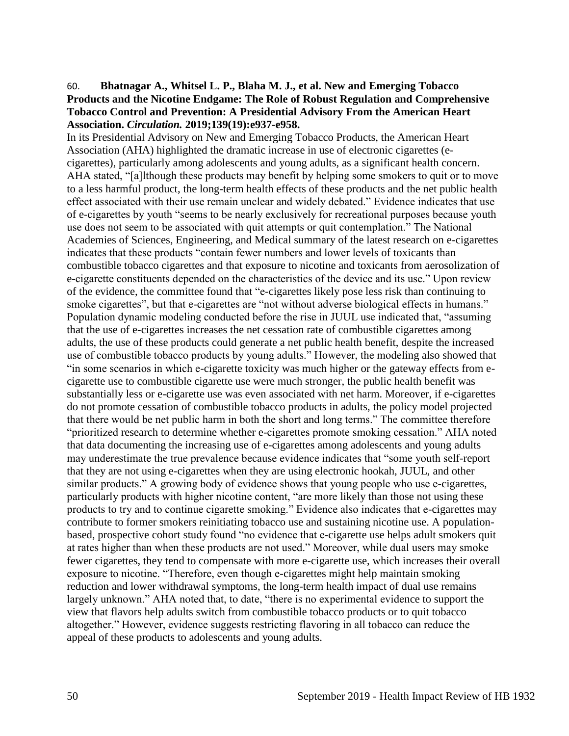60. **Bhatnagar A., Whitsel L. P., Blaha M. J., et al. New and Emerging Tobacco Products and the Nicotine Endgame: The Role of Robust Regulation and Comprehensive Tobacco Control and Prevention: A Presidential Advisory From the American Heart Association. *Circulation.* 2019;139(19):e937-e958.**

In its Presidential Advisory on New and Emerging Tobacco Products, the American Heart Association (AHA) highlighted the dramatic increase in use of electronic cigarettes (e-cigarettes), particularly among adolescents and young adults, as a significant health concern. AHA stated, "[a]lthough these products may benefit by helping some smokers to quit or to move to a less harmful product, the long-term health effects of these products and the net public health effect associated with their use remain unclear and widely debated." Evidence indicates that use of e-cigarettes by youth "seems to be nearly exclusively for recreational purposes because youth use does not seem to be associated with quit attempts or quit contemplation." The National Academies of Sciences, Engineering, and Medical summary of the latest research on e-cigarettes indicates that these products "contain fewer numbers and lower levels of toxicants than combustible tobacco cigarettes and that exposure to nicotine and toxicants from aerosolization of e-cigarette constituents depended on the characteristics of the device and its use." Upon review of the evidence, the committee found that "e-cigarettes likely pose less risk than continuing to smoke cigarettes", but that e-cigarettes are "not without adverse biological effects in humans." Population dynamic modeling conducted before the rise in JUUL use indicated that, "assuming that the use of e-cigarettes increases the net cessation rate of combustible cigarettes among adults, the use of these products could generate a net public health benefit, despite the increased use of combustible tobacco products by young adults." However, the modeling also showed that "in some scenarios in which e-cigarette toxicity was much higher or the gateway effects from e-cigarette use to combustible cigarette use were much stronger, the public health benefit was substantially less or e-cigarette use was even associated with net harm. Moreover, if e-cigarettes do not promote cessation of combustible tobacco products in adults, the policy model projected that there would be net public harm in both the short and long terms." The committee therefore "prioritized research to determine whether e-cigarettes promote smoking cessation." AHA noted that data documenting the increasing use of e-cigarettes among adolescents and young adults may underestimate the true prevalence because evidence indicates that "some youth self-report that they are not using e-cigarettes when they are using electronic hookah, JUUL, and other similar products." A growing body of evidence shows that young people who use e-cigarettes, particularly products with higher nicotine content, "are more likely than those not using these products to try and to continue cigarette smoking." Evidence also indicates that e-cigarettes may contribute to former smokers reinitiating tobacco use and sustaining nicotine use. A population-based, prospective cohort study found "no evidence that e-cigarette use helps adult smokers quit at rates higher than when these products are not used." Moreover, while dual users may smoke fewer cigarettes, they tend to compensate with more e-cigarette use, which increases their overall exposure to nicotine. "Therefore, even though e-cigarettes might help maintain smoking reduction and lower withdrawal symptoms, the long-term health impact of dual use remains largely unknown." AHA noted that, to date, "there is no experimental evidence to support the view that flavors help adults switch from combustible tobacco products or to quit tobacco altogether." However, evidence suggests restricting flavoring in all tobacco can reduce the appeal of these products to adolescents and young adults.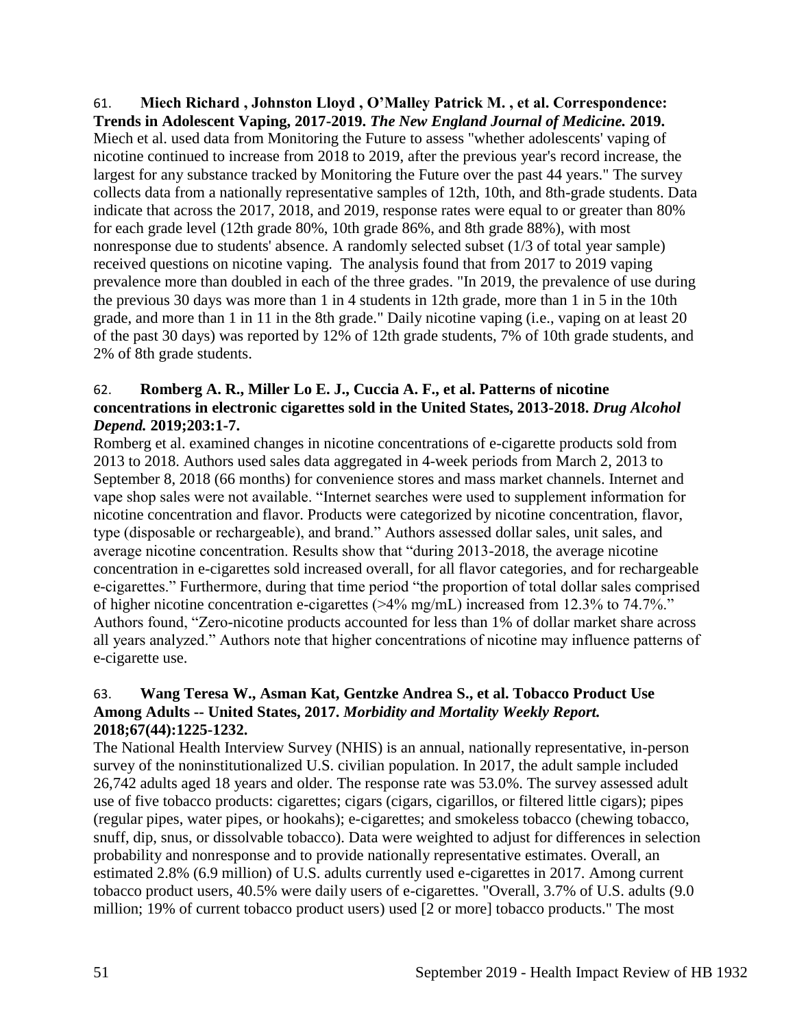61. **Miech Richard , Johnston Lloyd , O'Malley Patrick M. , et al. Correspondence: Trends in Adolescent Vaping, 2017-2019. *The New England Journal of Medicine.* 2019.**
Miech et al. used data from Monitoring the Future to assess "whether adolescents' vaping of nicotine continued to increase from 2018 to 2019, after the previous year's record increase, the largest for any substance tracked by Monitoring the Future over the past 44 years." The survey collects data from a nationally representative samples of 12th, 10th, and 8th-grade students. Data indicate that across the 2017, 2018, and 2019, response rates were equal to or greater than 80% for each grade level (12th grade 80%, 10th grade 86%, and 8th grade 88%), with most nonresponse due to students' absence. A randomly selected subset (1/3 of total year sample) received questions on nicotine vaping. The analysis found that from 2017 to 2019 vaping prevalence more than doubled in each of the three grades. "In 2019, the prevalence of use during the previous 30 days was more than 1 in 4 students in 12th grade, more than 1 in 5 in the 10th grade, and more than 1 in 11 in the 8th grade." Daily nicotine vaping (i.e., vaping on at least 20 of the past 30 days) was reported by 12% of 12th grade students, 7% of 10th grade students, and 2% of 8th grade students.

62. **Romberg A. R., Miller Lo E. J., Cuccia A. F., et al. Patterns of nicotine concentrations in electronic cigarettes sold in the United States, 2013-2018. *Drug Alcohol Depend.* 2019;203:1-7.**
Romberg et al. examined changes in nicotine concentrations of e-cigarette products sold from 2013 to 2018. Authors used sales data aggregated in 4-week periods from March 2, 2013 to September 8, 2018 (66 months) for convenience stores and mass market channels. Internet and vape shop sales were not available. "Internet searches were used to supplement information for nicotine concentration and flavor. Products were categorized by nicotine concentration, flavor, type (disposable or rechargeable), and brand." Authors assessed dollar sales, unit sales, and average nicotine concentration. Results show that "during 2013-2018, the average nicotine concentration in e-cigarettes sold increased overall, for all flavor categories, and for rechargeable e-cigarettes." Furthermore, during that time period "the proportion of total dollar sales comprised of higher nicotine concentration e-cigarettes (>4% mg/mL) increased from 12.3% to 74.7%." Authors found, "Zero-nicotine products accounted for less than 1% of dollar market share across all years analyzed." Authors note that higher concentrations of nicotine may influence patterns of e-cigarette use.

63. **Wang Teresa W., Asman Kat, Gentzke Andrea S., et al. Tobacco Product Use Among Adults -- United States, 2017. *Morbidity and Mortality Weekly Report.* 2018;67(44):1225-1232.**
The National Health Interview Survey (NHIS) is an annual, nationally representative, in-person survey of the noninstitutionalized U.S. civilian population. In 2017, the adult sample included 26,742 adults aged 18 years and older. The response rate was 53.0%. The survey assessed adult use of five tobacco products: cigarettes; cigars (cigars, cigarillos, or filtered little cigars); pipes (regular pipes, water pipes, or hookahs); e-cigarettes; and smokeless tobacco (chewing tobacco, snuff, dip, snus, or dissolvable tobacco). Data were weighted to adjust for differences in selection probability and nonresponse and to provide nationally representative estimates. Overall, an estimated 2.8% (6.9 million) of U.S. adults currently used e-cigarettes in 2017. Among current tobacco product users, 40.5% were daily users of e-cigarettes. "Overall, 3.7% of U.S. adults (9.0 million; 19% of current tobacco product users) used [2 or more] tobacco products." The most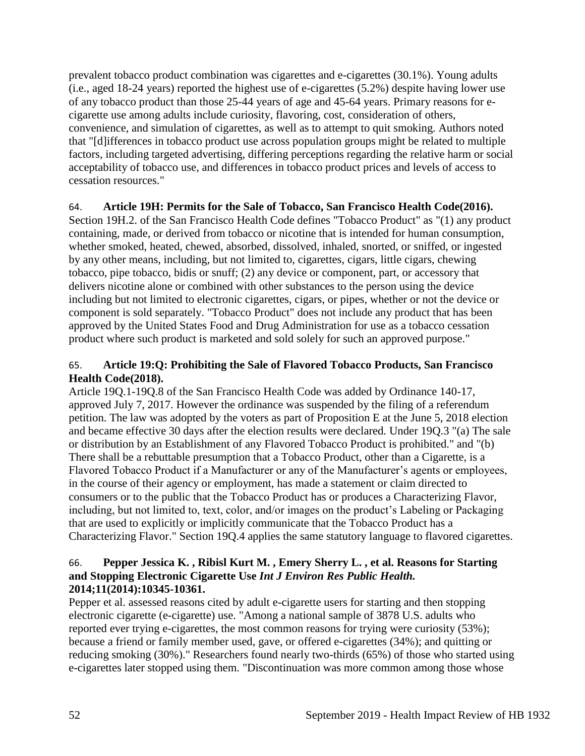prevalent tobacco product combination was cigarettes and e-cigarettes (30.1%). Young adults (i.e., aged 18-24 years) reported the highest use of e-cigarettes (5.2%) despite having lower use of any tobacco product than those 25-44 years of age and 45-64 years. Primary reasons for e-cigarette use among adults include curiosity, flavoring, cost, consideration of others, convenience, and simulation of cigarettes, as well as to attempt to quit smoking. Authors noted that "[d]ifferences in tobacco product use across population groups might be related to multiple factors, including targeted advertising, differing perceptions regarding the relative harm or social acceptability of tobacco use, and differences in tobacco product prices and levels of access to cessation resources."

64. **Article 19H: Permits for the Sale of Tobacco, San Francisco Health Code(2016).**
Section 19H.2. of the San Francisco Health Code defines "Tobacco Product" as "(1) any product containing, made, or derived from tobacco or nicotine that is intended for human consumption, whether smoked, heated, chewed, absorbed, dissolved, inhaled, snorted, or sniffed, or ingested by any other means, including, but not limited to, cigarettes, cigars, little cigars, chewing tobacco, pipe tobacco, bidis or snuff; (2) any device or component, part, or accessory that delivers nicotine alone or combined with other substances to the person using the device including but not limited to electronic cigarettes, cigars, or pipes, whether or not the device or component is sold separately. "Tobacco Product" does not include any product that has been approved by the United States Food and Drug Administration for use as a tobacco cessation product where such product is marketed and sold solely for such an approved purpose."

65. **Article 19:Q: Prohibiting the Sale of Flavored Tobacco Products, San Francisco Health Code(2018).**
Article 19Q.1-19Q.8 of the San Francisco Health Code was added by Ordinance 140-17, approved July 7, 2017. However the ordinance was suspended by the filing of a referendum petition. The law was adopted by the voters as part of Proposition E at the June 5, 2018 election and became effective 30 days after the election results were declared. Under 19Q.3 "(a) The sale or distribution by an Establishment of any Flavored Tobacco Product is prohibited." and "(b) There shall be a rebuttable presumption that a Tobacco Product, other than a Cigarette, is a Flavored Tobacco Product if a Manufacturer or any of the Manufacturer's agents or employees, in the course of their agency or employment, has made a statement or claim directed to consumers or to the public that the Tobacco Product has or produces a Characterizing Flavor, including, but not limited to, text, color, and/or images on the product's Labeling or Packaging that are used to explicitly or implicitly communicate that the Tobacco Product has a Characterizing Flavor." Section 19Q.4 applies the same statutory language to flavored cigarettes.

66. **Pepper Jessica K. , Ribisl Kurt M. , Emery Sherry L. , et al. Reasons for Starting and Stopping Electronic Cigarette Use *Int J Environ Res Public Health.* 2014;11(2014):10345-10361.**
Pepper et al. assessed reasons cited by adult e-cigarette users for starting and then stopping electronic cigarette (e-cigarette) use. "Among a national sample of 3878 U.S. adults who reported ever trying e-cigarettes, the most common reasons for trying were curiosity (53%); because a friend or family member used, gave, or offered e-cigarettes (34%); and quitting or reducing smoking (30%)." Researchers found nearly two-thirds (65%) of those who started using e-cigarettes later stopped using them. "Discontinuation was more common among those whose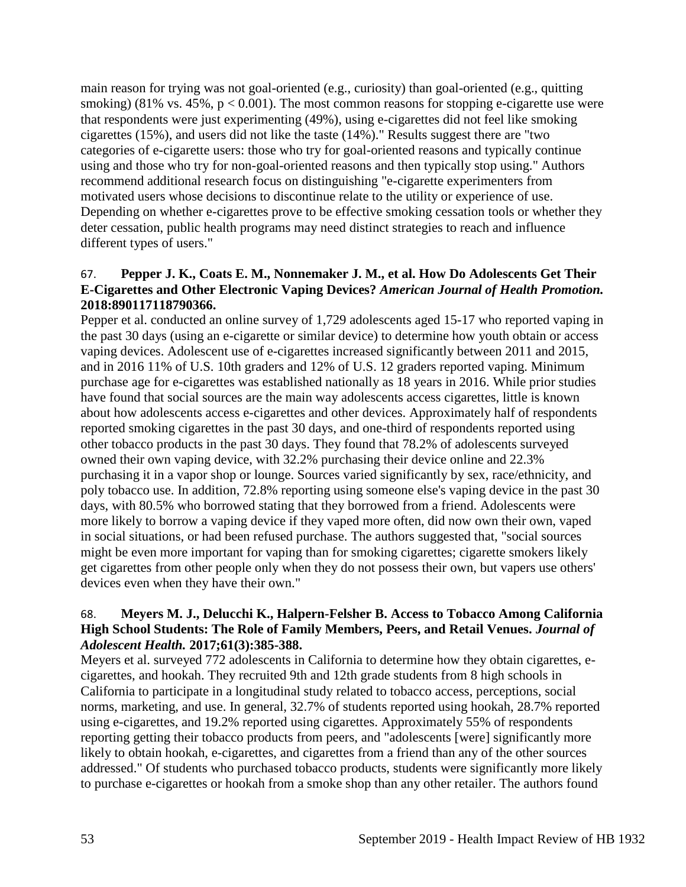main reason for trying was not goal-oriented (e.g., curiosity) than goal-oriented (e.g., quitting smoking) (81% vs. 45%, $p < 0.001$). The most common reasons for stopping e-cigarette use were that respondents were just experimenting (49%), using e-cigarettes did not feel like smoking cigarettes (15%), and users did not like the taste (14%)." Results suggest there are "two categories of e-cigarette users: those who try for goal-oriented reasons and typically continue using and those who try for non-goal-oriented reasons and then typically stop using." Authors recommend additional research focus on distinguishing "e-cigarette experimenters from motivated users whose decisions to discontinue relate to the utility or experience of use. Depending on whether e-cigarettes prove to be effective smoking cessation tools or whether they deter cessation, public health programs may need distinct strategies to reach and influence different types of users."

67. **Pepper J. K., Coats E. M., Nonnemaker J. M., et al. How Do Adolescents Get Their E-Cigarettes and Other Electronic Vaping Devices? *American Journal of Health Promotion.* 2018:890117118790366.**

Pepper et al. conducted an online survey of 1,729 adolescents aged 15-17 who reported vaping in the past 30 days (using an e-cigarette or similar device) to determine how youth obtain or access vaping devices. Adolescent use of e-cigarettes increased significantly between 2011 and 2015, and in 2016 11% of U.S. 10th graders and 12% of U.S. 12 graders reported vaping. Minimum purchase age for e-cigarettes was established nationally as 18 years in 2016. While prior studies have found that social sources are the main way adolescents access cigarettes, little is known about how adolescents access e-cigarettes and other devices. Approximately half of respondents reported smoking cigarettes in the past 30 days, and one-third of respondents reported using other tobacco products in the past 30 days. They found that 78.2% of adolescents surveyed owned their own vaping device, with 32.2% purchasing their device online and 22.3% purchasing it in a vapor shop or lounge. Sources varied significantly by sex, race/ethnicity, and poly tobacco use. In addition, 72.8% reporting using someone else's vaping device in the past 30 days, with 80.5% who borrowed stating that they borrowed from a friend. Adolescents were more likely to borrow a vaping device if they vaped more often, did now own their own, vaped in social situations, or had been refused purchase. The authors suggested that, "social sources might be even more important for vaping than for smoking cigarettes; cigarette smokers likely get cigarettes from other people only when they do not possess their own, but vapers use others' devices even when they have their own."

68. **Meyers M. J., Delucchi K., Halpern-Felsher B. Access to Tobacco Among California High School Students: The Role of Family Members, Peers, and Retail Venues. *Journal of Adolescent Health.* 2017;61(3):385-388.**

Meyers et al. surveyed 772 adolescents in California to determine how they obtain cigarettes, e-cigarettes, and hookah. They recruited 9th and 12th grade students from 8 high schools in California to participate in a longitudinal study related to tobacco access, perceptions, social norms, marketing, and use. In general, 32.7% of students reported using hookah, 28.7% reported using e-cigarettes, and 19.2% reported using cigarettes. Approximately 55% of respondents reporting getting their tobacco products from peers, and "adolescents [were] significantly more likely to obtain hookah, e-cigarettes, and cigarettes from a friend than any of the other sources addressed." Of students who purchased tobacco products, students were significantly more likely to purchase e-cigarettes or hookah from a smoke shop than any other retailer. The authors found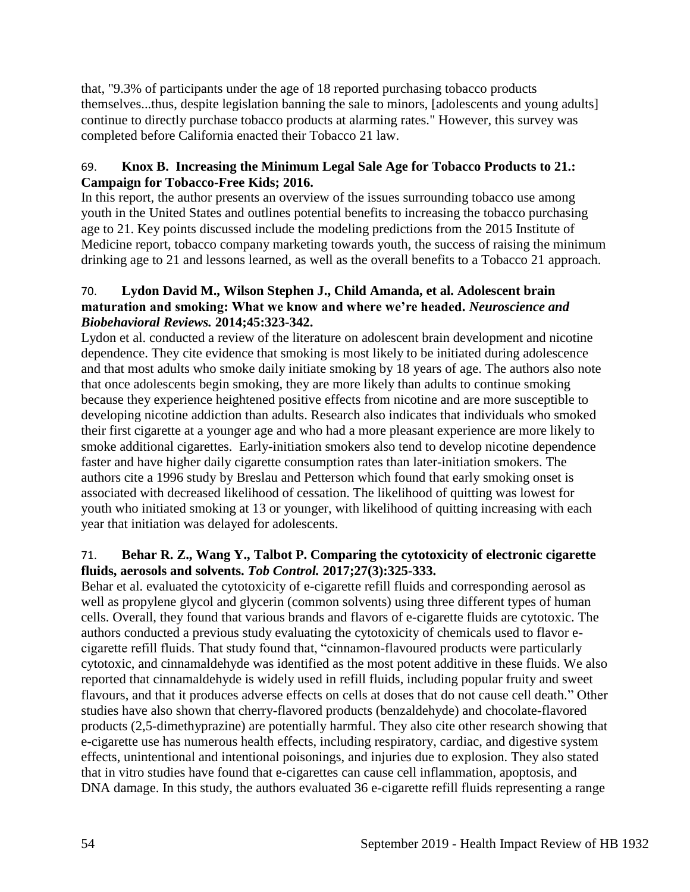that, "9.3% of participants under the age of 18 reported purchasing tobacco products themselves...thus, despite legislation banning the sale to minors, [adolescents and young adults] continue to directly purchase tobacco products at alarming rates." However, this survey was completed before California enacted their Tobacco 21 law.

69. **Knox B. Increasing the Minimum Legal Sale Age for Tobacco Products to 21.: Campaign for Tobacco-Free Kids; 2016.**
In this report, the author presents an overview of the issues surrounding tobacco use among youth in the United States and outlines potential benefits to increasing the tobacco purchasing age to 21. Key points discussed include the modeling predictions from the 2015 Institute of Medicine report, tobacco company marketing towards youth, the success of raising the minimum drinking age to 21 and lessons learned, as well as the overall benefits to a Tobacco 21 approach.

70. **Lydon David M., Wilson Stephen J., Child Amanda, et al. Adolescent brain maturation and smoking: What we know and where we're headed. *Neuroscience and Biobehavioral Reviews.* 2014;45:323-342.**
Lydon et al. conducted a review of the literature on adolescent brain development and nicotine dependence. They cite evidence that smoking is most likely to be initiated during adolescence and that most adults who smoke daily initiate smoking by 18 years of age. The authors also note that once adolescents begin smoking, they are more likely than adults to continue smoking because they experience heightened positive effects from nicotine and are more susceptible to developing nicotine addiction than adults. Research also indicates that individuals who smoked their first cigarette at a younger age and who had a more pleasant experience are more likely to smoke additional cigarettes. Early-initiation smokers also tend to develop nicotine dependence faster and have higher daily cigarette consumption rates than later-initiation smokers. The authors cite a 1996 study by Breslau and Petterson which found that early smoking onset is associated with decreased likelihood of cessation. The likelihood of quitting was lowest for youth who initiated smoking at 13 or younger, with likelihood of quitting increasing with each year that initiation was delayed for adolescents.

71. **Behar R. Z., Wang Y., Talbot P. Comparing the cytotoxicity of electronic cigarette fluids, aerosols and solvents. *Tob Control.* 2017;27(3):325-333.**
Behar et al. evaluated the cytotoxicity of e-cigarette refill fluids and corresponding aerosol as well as propylene glycol and glycerin (common solvents) using three different types of human cells. Overall, they found that various brands and flavors of e-cigarette fluids are cytotoxic. The authors conducted a previous study evaluating the cytotoxicity of chemicals used to flavor e-cigarette refill fluids. That study found that, "cinnamon-flavoured products were particularly cytotoxic, and cinnamaldehyde was identified as the most potent additive in these fluids. We also reported that cinnamaldehyde is widely used in refill fluids, including popular fruity and sweet flavours, and that it produces adverse effects on cells at doses that do not cause cell death." Other studies have also shown that cherry-flavored products (benzaldehyde) and chocolate-flavored products (2,5-dimethyprazine) are potentially harmful. They also cite other research showing that e-cigarette use has numerous health effects, including respiratory, cardiac, and digestive system effects, unintentional and intentional poisonings, and injuries due to explosion. They also stated that in vitro studies have found that e-cigarettes can cause cell inflammation, apoptosis, and DNA damage. In this study, the authors evaluated 36 e-cigarette refill fluids representing a range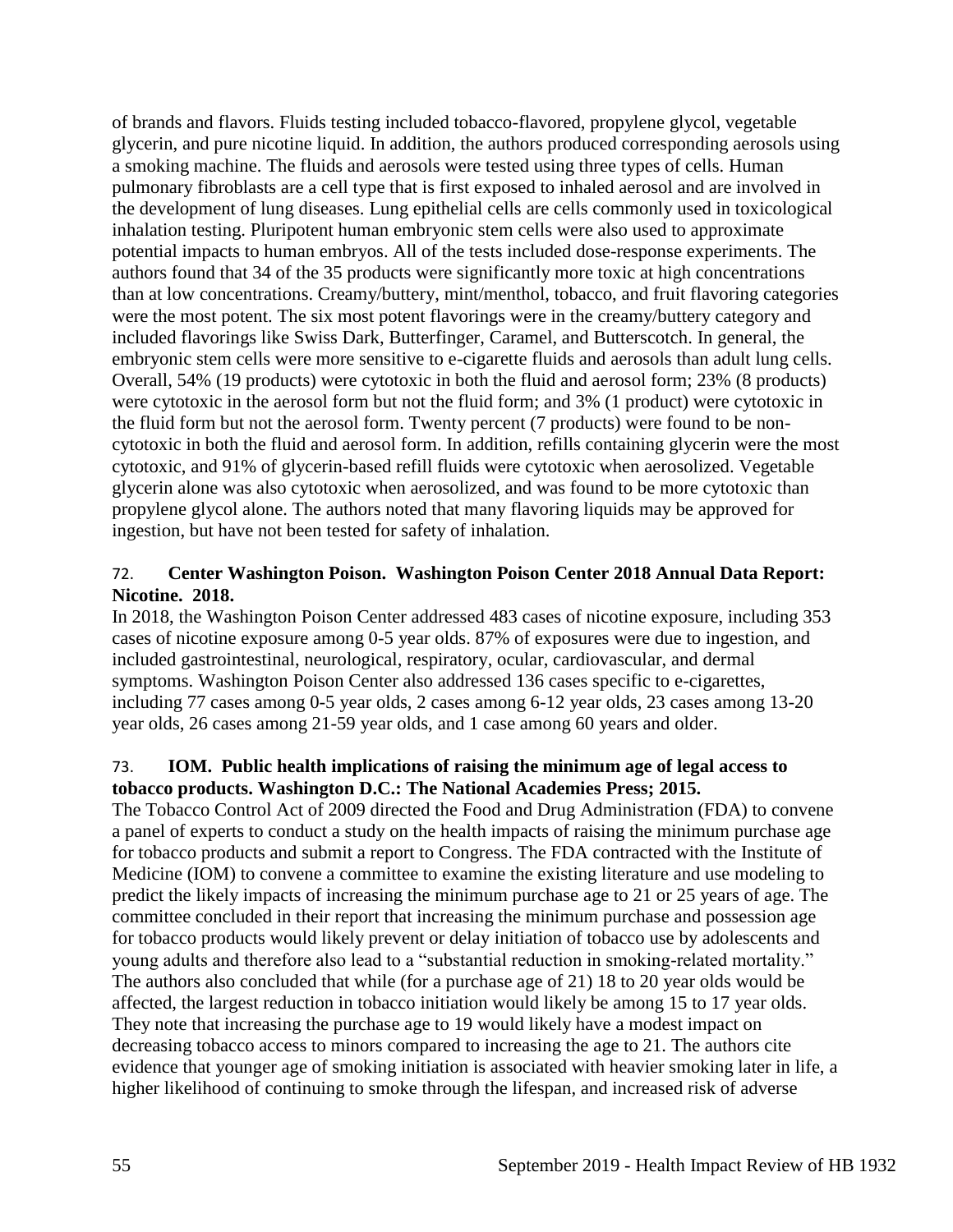of brands and flavors. Fluids testing included tobacco-flavored, propylene glycol, vegetable glycerin, and pure nicotine liquid. In addition, the authors produced corresponding aerosols using a smoking machine. The fluids and aerosols were tested using three types of cells. Human pulmonary fibroblasts are a cell type that is first exposed to inhaled aerosol and are involved in the development of lung diseases. Lung epithelial cells are cells commonly used in toxicological inhalation testing. Pluripotent human embryonic stem cells were also used to approximate potential impacts to human embryos. All of the tests included dose-response experiments. The authors found that 34 of the 35 products were significantly more toxic at high concentrations than at low concentrations. Creamy/buttery, mint/menthol, tobacco, and fruit flavoring categories were the most potent. The six most potent flavorings were in the creamy/buttery category and included flavorings like Swiss Dark, Butterfinger, Caramel, and Butterscotch. In general, the embryonic stem cells were more sensitive to e-cigarette fluids and aerosols than adult lung cells. Overall, 54% (19 products) were cytotoxic in both the fluid and aerosol form; 23% (8 products) were cytotoxic in the aerosol form but not the fluid form; and 3% (1 product) were cytotoxic in the fluid form but not the aerosol form. Twenty percent (7 products) were found to be non-cytotoxic in both the fluid and aerosol form. In addition, refills containing glycerin were the most cytotoxic, and 91% of glycerin-based refill fluids were cytotoxic when aerosolized. Vegetable glycerin alone was also cytotoxic when aerosolized, and was found to be more cytotoxic than propylene glycol alone. The authors noted that many flavoring liquids may be approved for ingestion, but have not been tested for safety of inhalation.

72. **Center Washington Poison. Washington Poison Center 2018 Annual Data Report: Nicotine. 2018.**

In 2018, the Washington Poison Center addressed 483 cases of nicotine exposure, including 353 cases of nicotine exposure among 0-5 year olds. 87% of exposures were due to ingestion, and included gastrointestinal, neurological, respiratory, ocular, cardiovascular, and dermal symptoms. Washington Poison Center also addressed 136 cases specific to e-cigarettes, including 77 cases among 0-5 year olds, 2 cases among 6-12 year olds, 23 cases among 13-20 year olds, 26 cases among 21-59 year olds, and 1 case among 60 years and older.

73. **IOM. Public health implications of raising the minimum age of legal access to tobacco products. Washington D.C.: The National Academies Press; 2015.**

The Tobacco Control Act of 2009 directed the Food and Drug Administration (FDA) to convene a panel of experts to conduct a study on the health impacts of raising the minimum purchase age for tobacco products and submit a report to Congress. The FDA contracted with the Institute of Medicine (IOM) to convene a committee to examine the existing literature and use modeling to predict the likely impacts of increasing the minimum purchase age to 21 or 25 years of age. The committee concluded in their report that increasing the minimum purchase and possession age for tobacco products would likely prevent or delay initiation of tobacco use by adolescents and young adults and therefore also lead to a "substantial reduction in smoking-related mortality." The authors also concluded that while (for a purchase age of 21) 18 to 20 year olds would be affected, the largest reduction in tobacco initiation would likely be among 15 to 17 year olds. They note that increasing the purchase age to 19 would likely have a modest impact on decreasing tobacco access to minors compared to increasing the age to 21. The authors cite evidence that younger age of smoking initiation is associated with heavier smoking later in life, a higher likelihood of continuing to smoke through the lifespan, and increased risk of adverse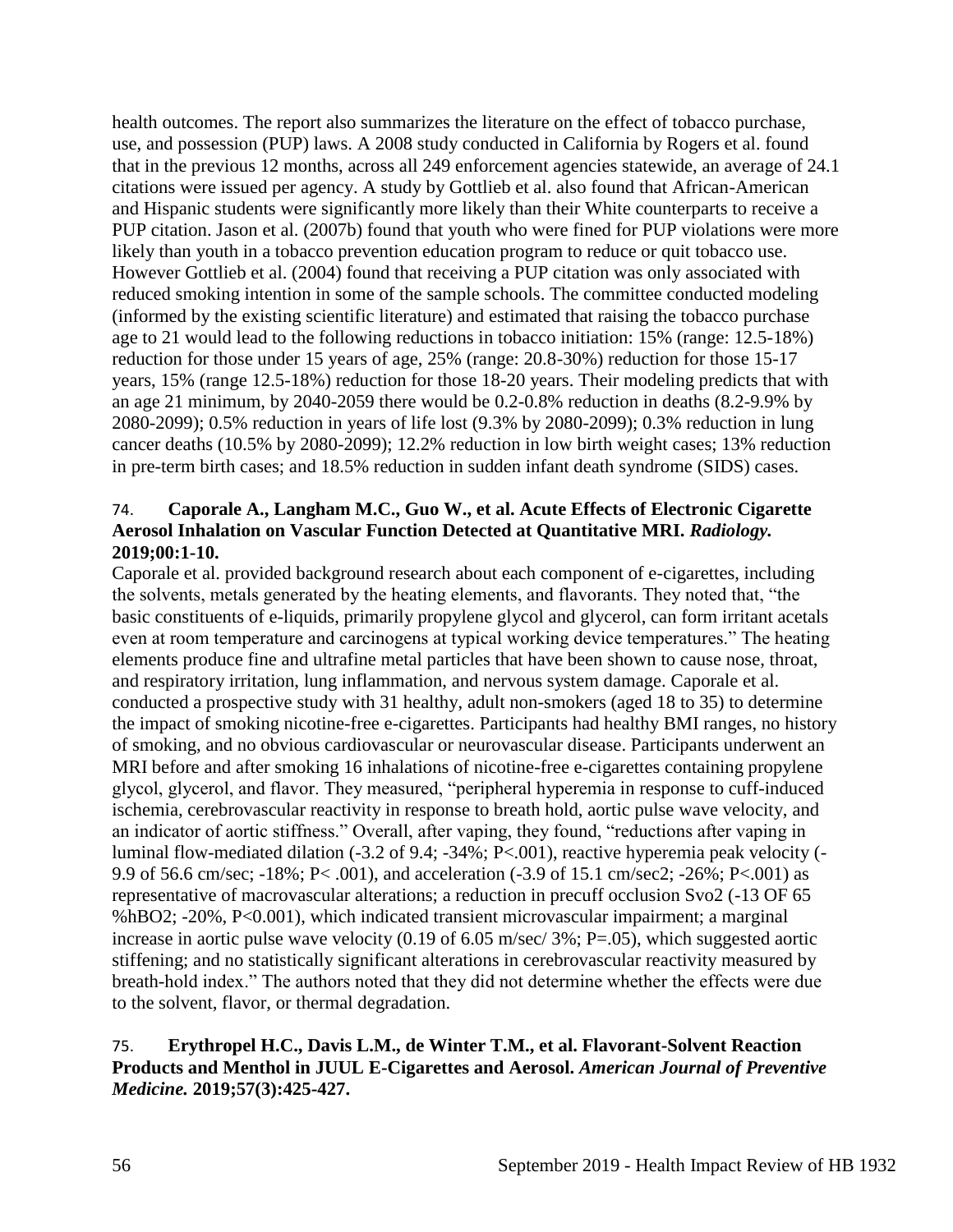health outcomes. The report also summarizes the literature on the effect of tobacco purchase, use, and possession (PUP) laws. A 2008 study conducted in California by Rogers et al. found that in the previous 12 months, across all 249 enforcement agencies statewide, an average of 24.1 citations were issued per agency. A study by Gottlieb et al. also found that African-American and Hispanic students were significantly more likely than their White counterparts to receive a PUP citation. Jason et al. (2007b) found that youth who were fined for PUP violations were more likely than youth in a tobacco prevention education program to reduce or quit tobacco use. However Gottlieb et al. (2004) found that receiving a PUP citation was only associated with reduced smoking intention in some of the sample schools. The committee conducted modeling (informed by the existing scientific literature) and estimated that raising the tobacco purchase age to 21 would lead to the following reductions in tobacco initiation: 15% (range: 12.5-18%) reduction for those under 15 years of age, 25% (range: 20.8-30%) reduction for those 15-17 years, 15% (range 12.5-18%) reduction for those 18-20 years. Their modeling predicts that with an age 21 minimum, by 2040-2059 there would be 0.2-0.8% reduction in deaths (8.2-9.9% by 2080-2099); 0.5% reduction in years of life lost (9.3% by 2080-2099); 0.3% reduction in lung cancer deaths (10.5% by 2080-2099); 12.2% reduction in low birth weight cases; 13% reduction in pre-term birth cases; and 18.5% reduction in sudden infant death syndrome (SIDS) cases.

74. **Caporale A., Langham M.C., Guo W., et al. Acute Effects of Electronic Cigarette Aerosol Inhalation on Vascular Function Detected at Quantitative MRI. *Radiology.* 2019;00:1-10.**

Caporale et al. provided background research about each component of e-cigarettes, including the solvents, metals generated by the heating elements, and flavorants. They noted that, "the basic constituents of e-liquids, primarily propylene glycol and glycerol, can form irritant acetals even at room temperature and carcinogens at typical working device temperatures." The heating elements produce fine and ultrafine metal particles that have been shown to cause nose, throat, and respiratory irritation, lung inflammation, and nervous system damage. Caporale et al. conducted a prospective study with 31 healthy, adult non-smokers (aged 18 to 35) to determine the impact of smoking nicotine-free e-cigarettes. Participants had healthy BMI ranges, no history of smoking, and no obvious cardiovascular or neurovascular disease. Participants underwent an MRI before and after smoking 16 inhalations of nicotine-free e-cigarettes containing propylene glycol, glycerol, and flavor. They measured, "peripheral hyperemia in response to cuff-induced ischemia, cerebrovascular reactivity in response to breath hold, aortic pulse wave velocity, and an indicator of aortic stiffness." Overall, after vaping, they found, "reductions after vaping in luminal flow-mediated dilation (-3.2 of 9.4; -34%; P<.001), reactive hyperemia peak velocity (-9.9 of 56.6 cm/sec; -18%; P< .001), and acceleration (-3.9 of 15.1 cm/sec2; -26%; P<.001) as representative of macrovascular alterations; a reduction in precuff occlusion Svo2 (-13 OF 65 %hBO2; -20%, P<0.001), which indicated transient microvascular impairment; a marginal increase in aortic pulse wave velocity (0.19 of 6.05 m/sec/ 3%; P=.05), which suggested aortic stiffening; and no statistically significant alterations in cerebrovascular reactivity measured by breath-hold index." The authors noted that they did not determine whether the effects were due to the solvent, flavor, or thermal degradation.

75. **Erythropel H.C., Davis L.M., de Winter T.M., et al. Flavorant-Solvent Reaction Products and Menthol in JUUL E-Cigarettes and Aerosol. *American Journal of Preventive Medicine.* 2019;57(3):425-427.**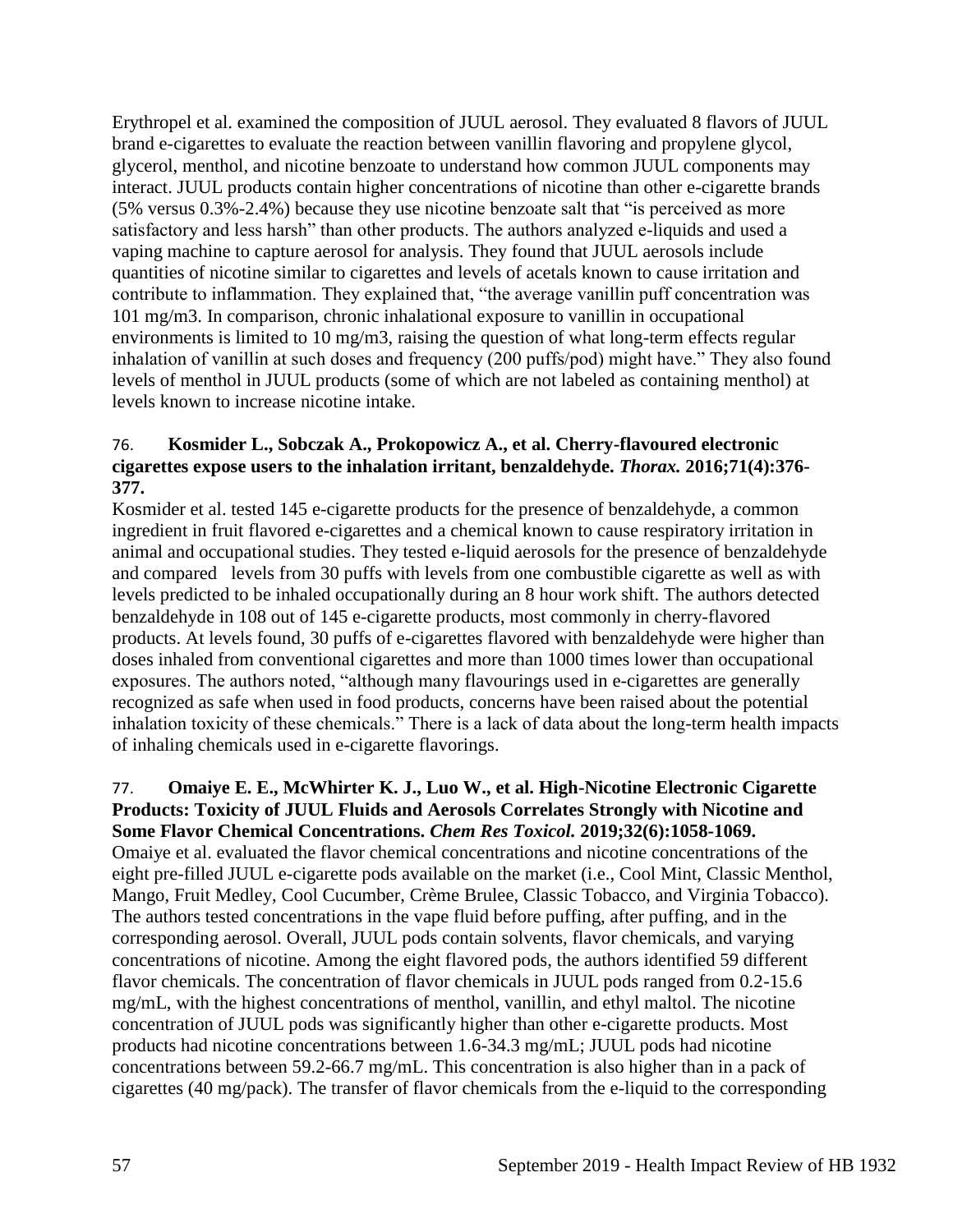Erythropel et al. examined the composition of JUUL aerosol. They evaluated 8 flavors of JUUL brand e-cigarettes to evaluate the reaction between vanillin flavoring and propylene glycol, glycerol, menthol, and nicotine benzoate to understand how common JUUL components may interact. JUUL products contain higher concentrations of nicotine than other e-cigarette brands (5% versus 0.3%-2.4%) because they use nicotine benzoate salt that "is perceived as more satisfactory and less harsh" than other products. The authors analyzed e-liquids and used a vaping machine to capture aerosol for analysis. They found that JUUL aerosols include quantities of nicotine similar to cigarettes and levels of acetals known to cause irritation and contribute to inflammation. They explained that, "the average vanillin puff concentration was 101 mg/m3. In comparison, chronic inhalational exposure to vanillin in occupational environments is limited to 10 mg/m3, raising the question of what long-term effects regular inhalation of vanillin at such doses and frequency (200 puffs/pod) might have." They also found levels of menthol in JUUL products (some of which are not labeled as containing menthol) at levels known to increase nicotine intake.

76. **Kosmider L., Sobczak A., Prokopowicz A., et al. Cherry-flavoured electronic cigarettes expose users to the inhalation irritant, benzaldehyde. *Thorax.* 2016;71(4):376-377.**

Kosmider et al. tested 145 e-cigarette products for the presence of benzaldehyde, a common ingredient in fruit flavored e-cigarettes and a chemical known to cause respiratory irritation in animal and occupational studies. They tested e-liquid aerosols for the presence of benzaldehyde and compared levels from 30 puffs with levels from one combustible cigarette as well as with levels predicted to be inhaled occupationally during an 8 hour work shift. The authors detected benzaldehyde in 108 out of 145 e-cigarette products, most commonly in cherry-flavored products. At levels found, 30 puffs of e-cigarettes flavored with benzaldehyde were higher than doses inhaled from conventional cigarettes and more than 1000 times lower than occupational exposures. The authors noted, "although many flavourings used in e-cigarettes are generally recognized as safe when used in food products, concerns have been raised about the potential inhalation toxicity of these chemicals." There is a lack of data about the long-term health impacts of inhaling chemicals used in e-cigarette flavorings.

77. **Omaiye E. E., McWhirter K. J., Luo W., et al. High-Nicotine Electronic Cigarette Products: Toxicity of JUUL Fluids and Aerosols Correlates Strongly with Nicotine and Some Flavor Chemical Concentrations. *Chem Res Toxicol.* 2019;32(6):1058-1069.**

Omaiye et al. evaluated the flavor chemical concentrations and nicotine concentrations of the eight pre-filled JUUL e-cigarette pods available on the market (i.e., Cool Mint, Classic Menthol, Mango, Fruit Medley, Cool Cucumber, Crème Brulee, Classic Tobacco, and Virginia Tobacco). The authors tested concentrations in the vape fluid before puffing, after puffing, and in the corresponding aerosol. Overall, JUUL pods contain solvents, flavor chemicals, and varying concentrations of nicotine. Among the eight flavored pods, the authors identified 59 different flavor chemicals. The concentration of flavor chemicals in JUUL pods ranged from 0.2-15.6 mg/mL, with the highest concentrations of menthol, vanillin, and ethyl maltol. The nicotine concentration of JUUL pods was significantly higher than other e-cigarette products. Most products had nicotine concentrations between 1.6-34.3 mg/mL; JUUL pods had nicotine concentrations between 59.2-66.7 mg/mL. This concentration is also higher than in a pack of cigarettes (40 mg/pack). The transfer of flavor chemicals from the e-liquid to the corresponding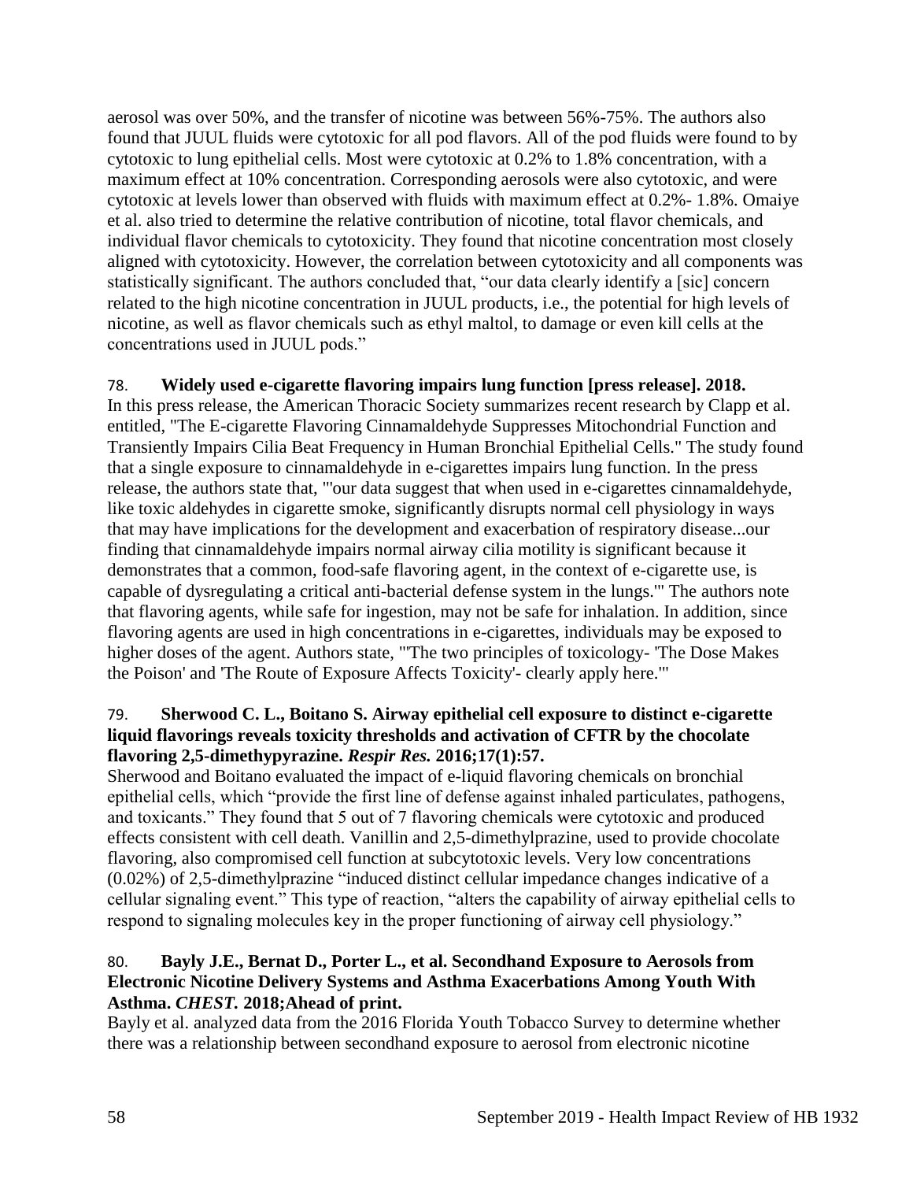aerosol was over 50%, and the transfer of nicotine was between 56%-75%. The authors also found that JUUL fluids were cytotoxic for all pod flavors. All of the pod fluids were found to by cytotoxic to lung epithelial cells. Most were cytotoxic at 0.2% to 1.8% concentration, with a maximum effect at 10% concentration. Corresponding aerosols were also cytotoxic, and were cytotoxic at levels lower than observed with fluids with maximum effect at 0.2%- 1.8%. Omaiye et al. also tried to determine the relative contribution of nicotine, total flavor chemicals, and individual flavor chemicals to cytotoxicity. They found that nicotine concentration most closely aligned with cytotoxicity. However, the correlation between cytotoxicity and all components was statistically significant. The authors concluded that, "our data clearly identify a [sic] concern related to the high nicotine concentration in JUUL products, i.e., the potential for high levels of nicotine, as well as flavor chemicals such as ethyl maltol, to damage or even kill cells at the concentrations used in JUUL pods."

78. **Widely used e-cigarette flavoring impairs lung function [press release]. 2018.**
In this press release, the American Thoracic Society summarizes recent research by Clapp et al. entitled, "The E-cigarette Flavoring Cinnamaldehyde Suppresses Mitochondrial Function and Transiently Impairs Cilia Beat Frequency in Human Bronchial Epithelial Cells." The study found that a single exposure to cinnamaldehyde in e-cigarettes impairs lung function. In the press release, the authors state that, "'our data suggest that when used in e-cigarettes cinnamaldehyde, like toxic aldehydes in cigarette smoke, significantly disrupts normal cell physiology in ways that may have implications for the development and exacerbation of respiratory disease...our finding that cinnamaldehyde impairs normal airway cilia motility is significant because it demonstrates that a common, food-safe flavoring agent, in the context of e-cigarette use, is capable of dysregulating a critical anti-bacterial defense system in the lungs.'" The authors note that flavoring agents, while safe for ingestion, may not be safe for inhalation. In addition, since flavoring agents are used in high concentrations in e-cigarettes, individuals may be exposed to higher doses of the agent. Authors state, "'The two principles of toxicology- 'The Dose Makes the Poison' and 'The Route of Exposure Affects Toxicity'- clearly apply here.'"

79. **Sherwood C. L., Boitano S. Airway epithelial cell exposure to distinct e-cigarette liquid flavorings reveals toxicity thresholds and activation of CFTR by the chocolate flavoring 2,5-dimethypyrazine. *Respir Res.* 2016;17(1):57.**
Sherwood and Boitano evaluated the impact of e-liquid flavoring chemicals on bronchial epithelial cells, which "provide the first line of defense against inhaled particulates, pathogens, and toxicants." They found that 5 out of 7 flavoring chemicals were cytotoxic and produced effects consistent with cell death. Vanillin and 2,5-dimethylprazine, used to provide chocolate flavoring, also compromised cell function at subcytotoxic levels. Very low concentrations (0.02%) of 2,5-dimethylprazine "induced distinct cellular impedance changes indicative of a cellular signaling event." This type of reaction, "alters the capability of airway epithelial cells to respond to signaling molecules key in the proper functioning of airway cell physiology."

80. **Bayly J.E., Bernat D., Porter L., et al. Secondhand Exposure to Aerosols from Electronic Nicotine Delivery Systems and Asthma Exacerbations Among Youth With Asthma. *CHEST.* 2018;Ahead of print.**
Bayly et al. analyzed data from the 2016 Florida Youth Tobacco Survey to determine whether there was a relationship between secondhand exposure to aerosol from electronic nicotine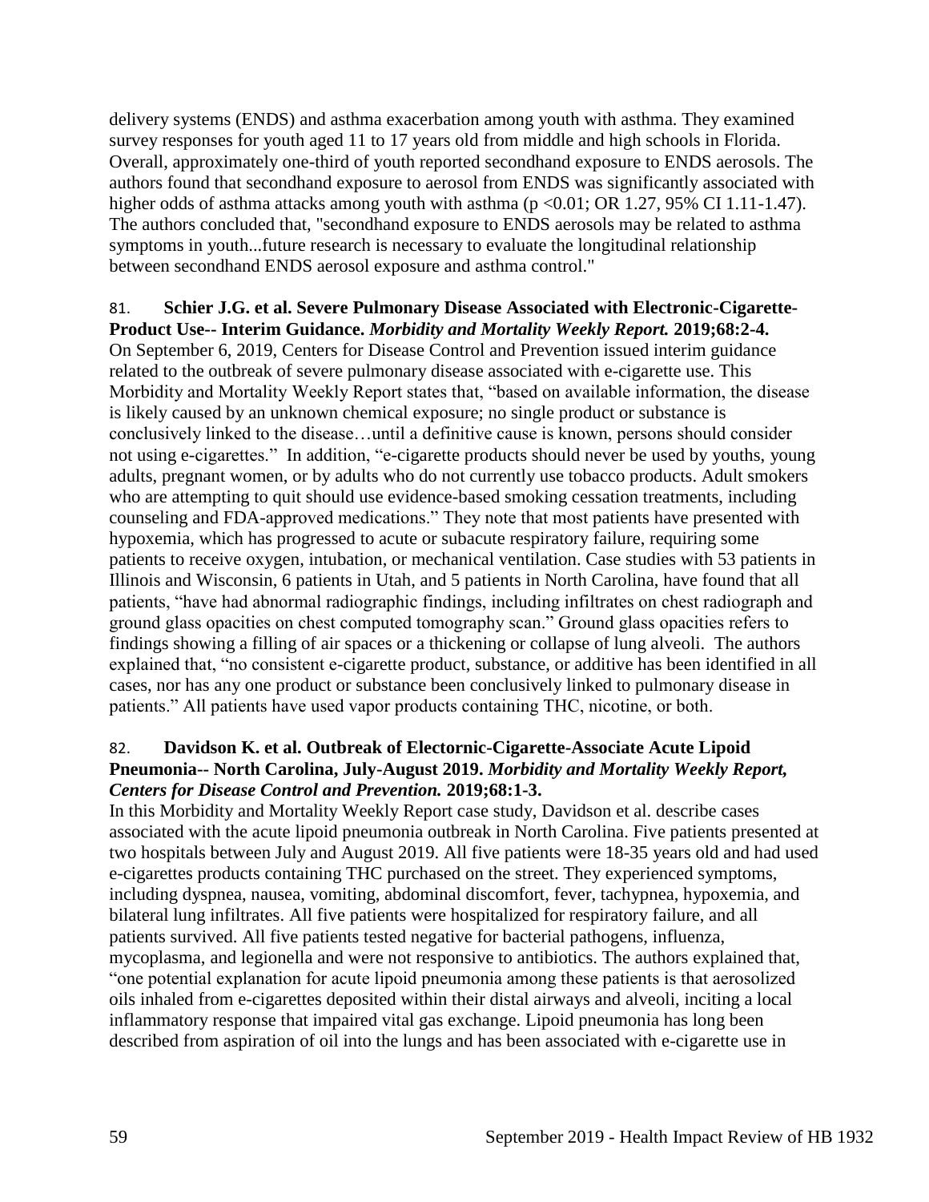delivery systems (ENDS) and asthma exacerbation among youth with asthma. They examined survey responses for youth aged 11 to 17 years old from middle and high schools in Florida. Overall, approximately one-third of youth reported secondhand exposure to ENDS aerosols. The authors found that secondhand exposure to aerosol from ENDS was significantly associated with higher odds of asthma attacks among youth with asthma ($p < 0.01$; OR 1.27, 95% CI 1.11-1.47). The authors concluded that, "secondhand exposure to ENDS aerosols may be related to asthma symptoms in youth...future research is necessary to evaluate the longitudinal relationship between secondhand ENDS aerosol exposure and asthma control."

81. **Schier J.G. et al. Severe Pulmonary Disease Associated with Electronic-Cigarette-Product Use-- Interim Guidance.** ***Morbidity and Mortality Weekly Report.*** **2019;68:2-4.**
On September 6, 2019, Centers for Disease Control and Prevention issued interim guidance related to the outbreak of severe pulmonary disease associated with e-cigarette use. This Morbidity and Mortality Weekly Report states that, "based on available information, the disease is likely caused by an unknown chemical exposure; no single product or substance is conclusively linked to the disease…until a definitive cause is known, persons should consider not using e-cigarettes." In addition, "e-cigarette products should never be used by youths, young adults, pregnant women, or by adults who do not currently use tobacco products. Adult smokers who are attempting to quit should use evidence-based smoking cessation treatments, including counseling and FDA-approved medications." They note that most patients have presented with hypoxemia, which has progressed to acute or subacute respiratory failure, requiring some patients to receive oxygen, intubation, or mechanical ventilation. Case studies with 53 patients in Illinois and Wisconsin, 6 patients in Utah, and 5 patients in North Carolina, have found that all patients, "have had abnormal radiographic findings, including infiltrates on chest radiograph and ground glass opacities on chest computed tomography scan." Ground glass opacities refers to findings showing a filling of air spaces or a thickening or collapse of lung alveoli. The authors explained that, "no consistent e-cigarette product, substance, or additive has been identified in all cases, nor has any one product or substance been conclusively linked to pulmonary disease in patients." All patients have used vapor products containing THC, nicotine, or both.

82. **Davidson K. et al. Outbreak of Electornic-Cigarette-Associate Acute Lipoid Pneumonia-- North Carolina, July-August 2019.** ***Morbidity and Mortality Weekly Report, Centers for Disease Control and Prevention.*** **2019;68:1-3.**
In this Morbidity and Mortality Weekly Report case study, Davidson et al. describe cases associated with the acute lipoid pneumonia outbreak in North Carolina. Five patients presented at two hospitals between July and August 2019. All five patients were 18-35 years old and had used e-cigarettes products containing THC purchased on the street. They experienced symptoms, including dyspnea, nausea, vomiting, abdominal discomfort, fever, tachypnea, hypoxemia, and bilateral lung infiltrates. All five patients were hospitalized for respiratory failure, and all patients survived. All five patients tested negative for bacterial pathogens, influenza, mycoplasma, and legionella and were not responsive to antibiotics. The authors explained that, "one potential explanation for acute lipoid pneumonia among these patients is that aerosolized oils inhaled from e-cigarettes deposited within their distal airways and alveoli, inciting a local inflammatory response that impaired vital gas exchange. Lipoid pneumonia has long been described from aspiration of oil into the lungs and has been associated with e-cigarette use in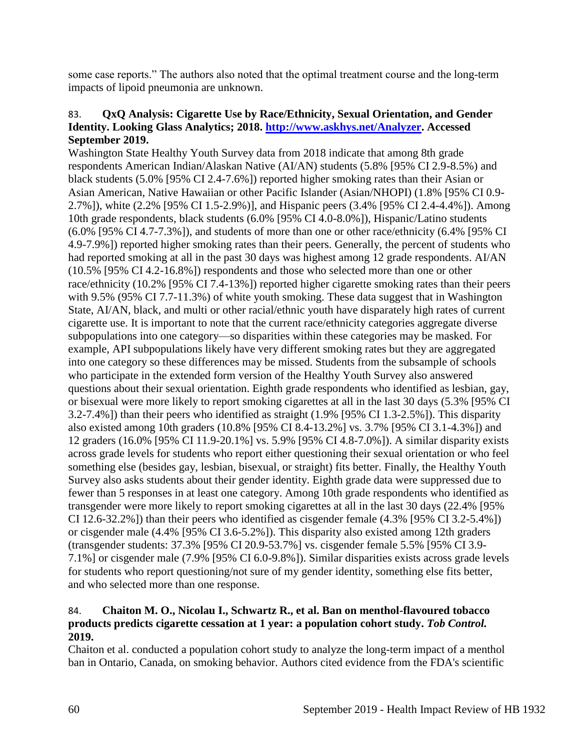some case reports." The authors also noted that the optimal treatment course and the long-term impacts of lipoid pneumonia are unknown.

83. **QxQ Analysis: Cigarette Use by Race/Ethnicity, Sexual Orientation, and Gender Identity. Looking Glass Analytics; 2018. http://www.askhys.net/Analyzer. Accessed September 2019.**

Washington State Healthy Youth Survey data from 2018 indicate that among 8th grade respondents American Indian/Alaskan Native (AI/AN) students (5.8% [95% CI 2.9-8.5%) and black students (5.0% [95% CI 2.4-7.6%]) reported higher smoking rates than their Asian or Asian American, Native Hawaiian or other Pacific Islander (Asian/NHOPI) (1.8% [95% CI 0.9-2.7%]), white (2.2% [95% CI 1.5-2.9%)], and Hispanic peers (3.4% [95% CI 2.4-4.4%]). Among 10th grade respondents, black students (6.0% [95% CI 4.0-8.0%]), Hispanic/Latino students (6.0% [95% CI 4.7-7.3%]), and students of more than one or other race/ethnicity (6.4% [95% CI 4.9-7.9%]) reported higher smoking rates than their peers. Generally, the percent of students who had reported smoking at all in the past 30 days was highest among 12 grade respondents. AI/AN (10.5% [95% CI 4.2-16.8%]) respondents and those who selected more than one or other race/ethnicity (10.2% [95% CI 7.4-13%]) reported higher cigarette smoking rates than their peers with 9.5% (95% CI 7.7-11.3%) of white youth smoking. These data suggest that in Washington State, AI/AN, black, and multi or other racial/ethnic youth have disparately high rates of current cigarette use. It is important to note that the current race/ethnicity categories aggregate diverse subpopulations into one category—so disparities within these categories may be masked. For example, API subpopulations likely have very different smoking rates but they are aggregated into one category so these differences may be missed. Students from the subsample of schools who participate in the extended form version of the Healthy Youth Survey also answered questions about their sexual orientation. Eighth grade respondents who identified as lesbian, gay, or bisexual were more likely to report smoking cigarettes at all in the last 30 days (5.3% [95% CI 3.2-7.4%]) than their peers who identified as straight (1.9% [95% CI 1.3-2.5%]). This disparity also existed among 10th graders (10.8% [95% CI 8.4-13.2%] vs. 3.7% [95% CI 3.1-4.3%]) and 12 graders (16.0% [95% CI 11.9-20.1%] vs. 5.9% [95% CI 4.8-7.0%]). A similar disparity exists across grade levels for students who report either questioning their sexual orientation or who feel something else (besides gay, lesbian, bisexual, or straight) fits better. Finally, the Healthy Youth Survey also asks students about their gender identity. Eighth grade data were suppressed due to fewer than 5 responses in at least one category. Among 10th grade respondents who identified as transgender were more likely to report smoking cigarettes at all in the last 30 days (22.4% [95% CI 12.6-32.2%]) than their peers who identified as cisgender female (4.3% [95% CI 3.2-5.4%]) or cisgender male (4.4% [95% CI 3.6-5.2%]). This disparity also existed among 12th graders (transgender students: 37.3% [95% CI 20.9-53.7%] vs. cisgender female 5.5% [95% CI 3.9-7.1%] or cisgender male (7.9% [95% CI 6.0-9.8%]). Similar disparities exists across grade levels for students who report questioning/not sure of my gender identity, something else fits better, and who selected more than one response.

84. **Chaiton M. O., Nicolau I., Schwartz R., et al. Ban on menthol-flavoured tobacco products predicts cigarette cessation at 1 year: a population cohort study. *Tob Control.* 2019.**

Chaiton et al. conducted a population cohort study to analyze the long-term impact of a menthol ban in Ontario, Canada, on smoking behavior. Authors cited evidence from the FDA's scientific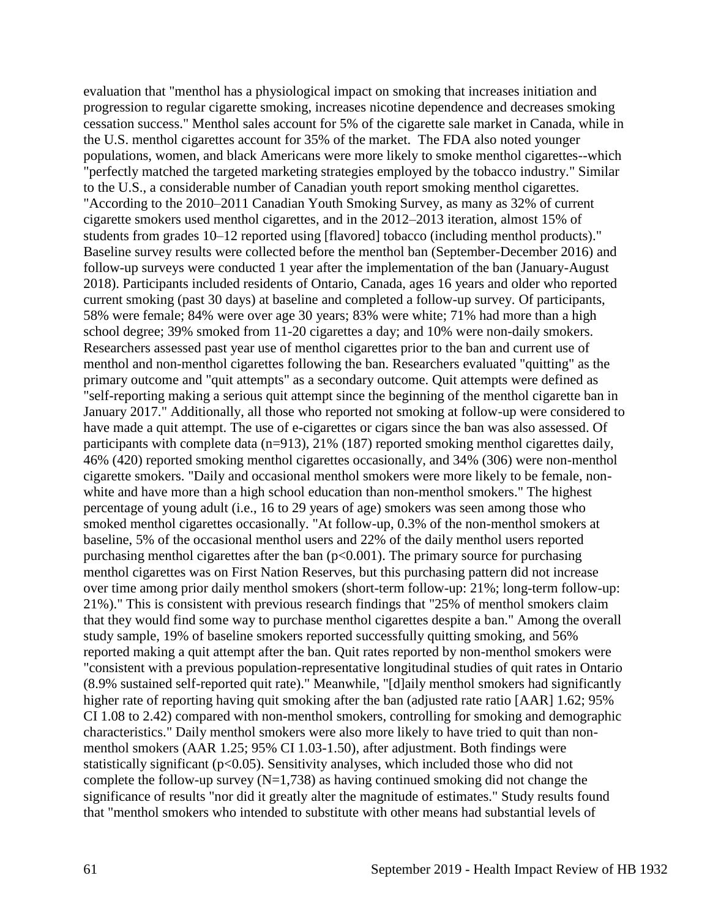evaluation that "menthol has a physiological impact on smoking that increases initiation and progression to regular cigarette smoking, increases nicotine dependence and decreases smoking cessation success." Menthol sales account for 5% of the cigarette sale market in Canada, while in the U.S. menthol cigarettes account for 35% of the market. The FDA also noted younger populations, women, and black Americans were more likely to smoke menthol cigarettes--which "perfectly matched the targeted marketing strategies employed by the tobacco industry." Similar to the U.S., a considerable number of Canadian youth report smoking menthol cigarettes. "According to the 2010–2011 Canadian Youth Smoking Survey, as many as 32% of current cigarette smokers used menthol cigarettes, and in the 2012–2013 iteration, almost 15% of students from grades 10–12 reported using [flavored] tobacco (including menthol products)." Baseline survey results were collected before the menthol ban (September-December 2016) and follow-up surveys were conducted 1 year after the implementation of the ban (January-August 2018). Participants included residents of Ontario, Canada, ages 16 years and older who reported current smoking (past 30 days) at baseline and completed a follow-up survey. Of participants, 58% were female; 84% were over age 30 years; 83% were white; 71% had more than a high school degree; 39% smoked from 11-20 cigarettes a day; and 10% were non-daily smokers. Researchers assessed past year use of menthol cigarettes prior to the ban and current use of menthol and non-menthol cigarettes following the ban. Researchers evaluated "quitting" as the primary outcome and "quit attempts" as a secondary outcome. Quit attempts were defined as "self-reporting making a serious quit attempt since the beginning of the menthol cigarette ban in January 2017." Additionally, all those who reported not smoking at follow-up were considered to have made a quit attempt. The use of e-cigarettes or cigars since the ban was also assessed. Of participants with complete data (n=913), 21% (187) reported smoking menthol cigarettes daily, 46% (420) reported smoking menthol cigarettes occasionally, and 34% (306) were non-menthol cigarette smokers. "Daily and occasional menthol smokers were more likely to be female, non-white and have more than a high school education than non-menthol smokers." The highest percentage of young adult (i.e., 16 to 29 years of age) smokers was seen among those who smoked menthol cigarettes occasionally. "At follow-up, 0.3% of the non-menthol smokers at baseline, 5% of the occasional menthol users and 22% of the daily menthol users reported purchasing menthol cigarettes after the ban ($p<0.001$). The primary source for purchasing menthol cigarettes was on First Nation Reserves, but this purchasing pattern did not increase over time among prior daily menthol smokers (short-term follow-up: 21%; long-term follow-up: 21%)." This is consistent with previous research findings that "25% of menthol smokers claim that they would find some way to purchase menthol cigarettes despite a ban." Among the overall study sample, 19% of baseline smokers reported successfully quitting smoking, and 56% reported making a quit attempt after the ban. Quit rates reported by non-menthol smokers were "consistent with a previous population-representative longitudinal studies of quit rates in Ontario (8.9% sustained self-reported quit rate)." Meanwhile, "[d]aily menthol smokers had significantly higher rate of reporting having quit smoking after the ban (adjusted rate ratio [AAR] 1.62; 95% CI 1.08 to 2.42) compared with non-menthol smokers, controlling for smoking and demographic characteristics." Daily menthol smokers were also more likely to have tried to quit than non-menthol smokers (AAR 1.25; 95% CI 1.03-1.50), after adjustment. Both findings were statistically significant ($p<0.05$). Sensitivity analyses, which included those who did not complete the follow-up survey (N=1,738) as having continued smoking did not change the significance of results "nor did it greatly alter the magnitude of estimates." Study results found that "menthol smokers who intended to substitute with other means had substantial levels of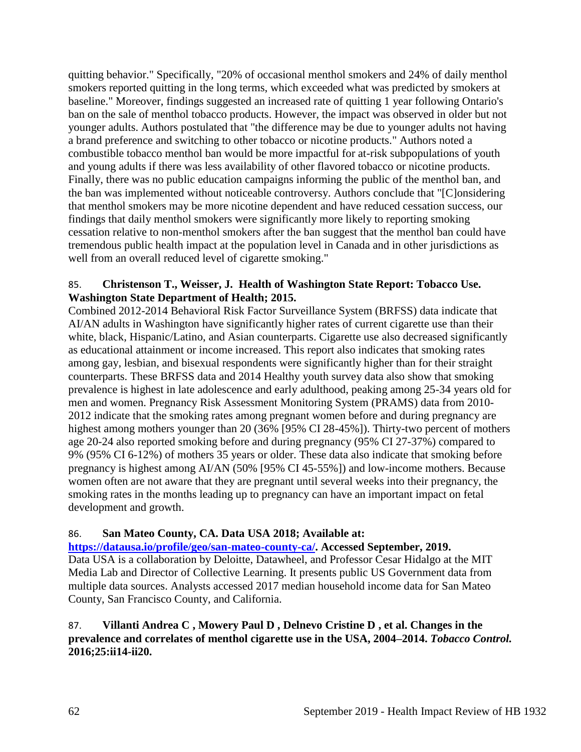quitting behavior." Specifically, "20% of occasional menthol smokers and 24% of daily menthol smokers reported quitting in the long terms, which exceeded what was predicted by smokers at baseline." Moreover, findings suggested an increased rate of quitting 1 year following Ontario's ban on the sale of menthol tobacco products. However, the impact was observed in older but not younger adults. Authors postulated that "the difference may be due to younger adults not having a brand preference and switching to other tobacco or nicotine products." Authors noted a combustible tobacco menthol ban would be more impactful for at-risk subpopulations of youth and young adults if there was less availability of other flavored tobacco or nicotine products. Finally, there was no public education campaigns informing the public of the menthol ban, and the ban was implemented without noticeable controversy. Authors conclude that "[C]onsidering that menthol smokers may be more nicotine dependent and have reduced cessation success, our findings that daily menthol smokers were significantly more likely to reporting smoking cessation relative to non-menthol smokers after the ban suggest that the menthol ban could have tremendous public health impact at the population level in Canada and in other jurisdictions as well from an overall reduced level of cigarette smoking."

85. **Christenson T., Weisser, J. Health of Washington State Report: Tobacco Use. Washington State Department of Health; 2015.**

Combined 2012-2014 Behavioral Risk Factor Surveillance System (BRFSS) data indicate that AI/AN adults in Washington have significantly higher rates of current cigarette use than their white, black, Hispanic/Latino, and Asian counterparts. Cigarette use also decreased significantly as educational attainment or income increased. This report also indicates that smoking rates among gay, lesbian, and bisexual respondents were significantly higher than for their straight counterparts. These BRFSS data and 2014 Healthy youth survey data also show that smoking prevalence is highest in late adolescence and early adulthood, peaking among 25-34 years old for men and women. Pregnancy Risk Assessment Monitoring System (PRAMS) data from 2010-2012 indicate that the smoking rates among pregnant women before and during pregnancy are highest among mothers younger than 20 (36% [95% CI 28-45%]). Thirty-two percent of mothers age 20-24 also reported smoking before and during pregnancy (95% CI 27-37%) compared to 9% (95% CI 6-12%) of mothers 35 years or older. These data also indicate that smoking before pregnancy is highest among AI/AN (50% [95% CI 45-55%]) and low-income mothers. Because women often are not aware that they are pregnant until several weeks into their pregnancy, the smoking rates in the months leading up to pregnancy can have an important impact on fetal development and growth.

86. **San Mateo County, CA. Data USA 2018; Available at: [https://datausa.io/profile/geo/san-mateo-county-ca/](https://datausa.io/profile/geo/san-mateo-county-ca/). Accessed September, 2019.**

Data USA is a collaboration by Deloitte, Datawheel, and Professor Cesar Hidalgo at the MIT Media Lab and Director of Collective Learning. It presents public US Government data from multiple data sources. Analysts accessed 2017 median household income data for San Mateo County, San Francisco County, and California.

87. **Villanti Andrea C , Mowery Paul D , Delnevo Cristine D , et al. Changes in the prevalence and correlates of menthol cigarette use in the USA, 2004–2014. *Tobacco Control.* 2016;25:ii14-ii20.**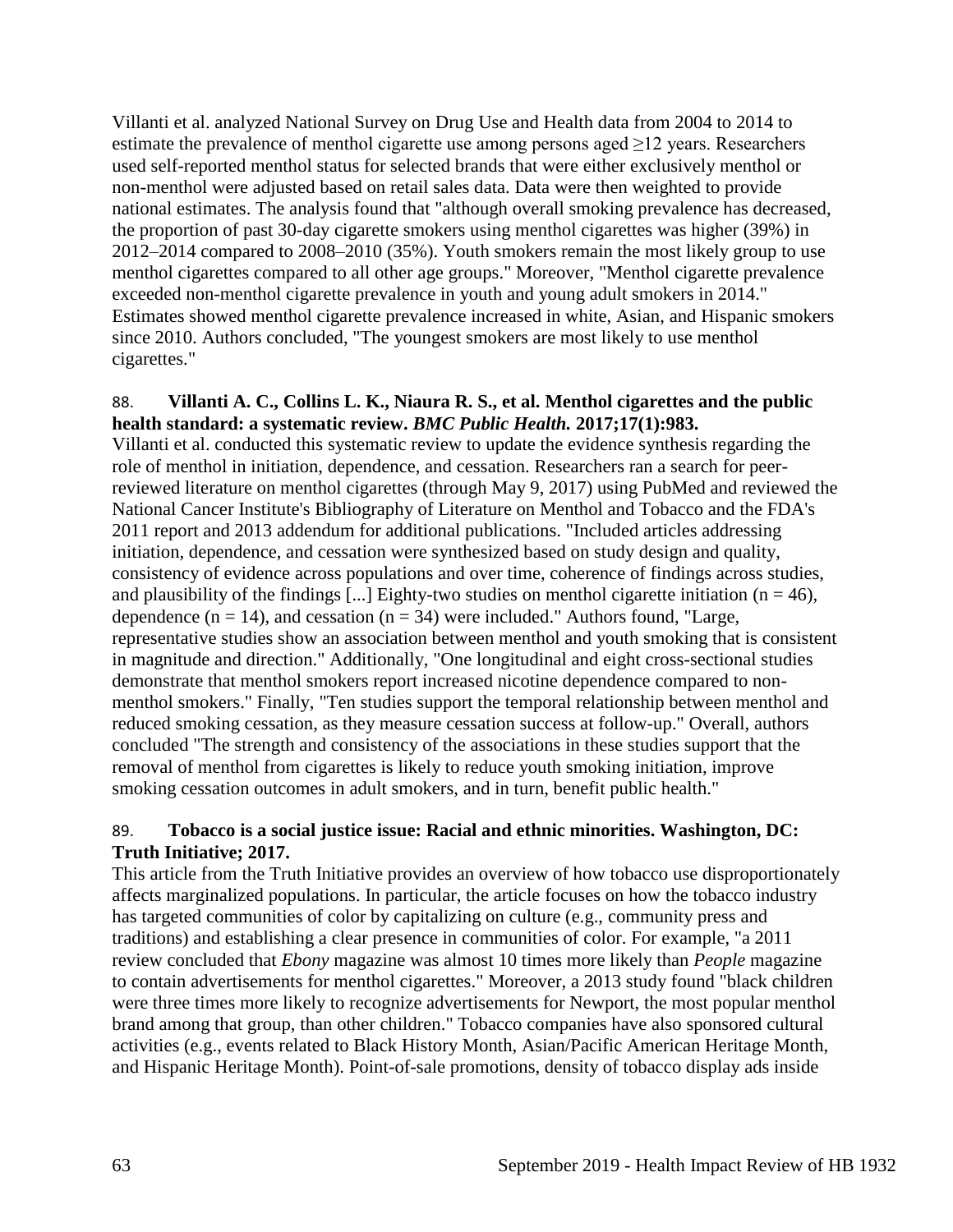Villanti et al. analyzed National Survey on Drug Use and Health data from 2004 to 2014 to estimate the prevalence of menthol cigarette use among persons aged ≥12 years. Researchers used self-reported menthol status for selected brands that were either exclusively menthol or non-menthol were adjusted based on retail sales data. Data were then weighted to provide national estimates. The analysis found that "although overall smoking prevalence has decreased, the proportion of past 30-day cigarette smokers using menthol cigarettes was higher (39%) in 2012–2014 compared to 2008–2010 (35%). Youth smokers remain the most likely group to use menthol cigarettes compared to all other age groups." Moreover, "Menthol cigarette prevalence exceeded non-menthol cigarette prevalence in youth and young adult smokers in 2014." Estimates showed menthol cigarette prevalence increased in white, Asian, and Hispanic smokers since 2010. Authors concluded, "The youngest smokers are most likely to use menthol cigarettes."

88. **Villanti A. C., Collins L. K., Niaura R. S., et al. Menthol cigarettes and the public health standard: a systematic review.** ***BMC Public Health.*** **2017;17(1):983.**

Villanti et al. conducted this systematic review to update the evidence synthesis regarding the role of menthol in initiation, dependence, and cessation. Researchers ran a search for peer-reviewed literature on menthol cigarettes (through May 9, 2017) using PubMed and reviewed the National Cancer Institute's Bibliography of Literature on Menthol and Tobacco and the FDA's 2011 report and 2013 addendum for additional publications. "Included articles addressing initiation, dependence, and cessation were synthesized based on study design and quality, consistency of evidence across populations and over time, coherence of findings across studies, and plausibility of the findings [...] Eighty-two studies on menthol cigarette initiation (n = 46), dependence (n = 14), and cessation (n = 34) were included." Authors found, "Large, representative studies show an association between menthol and youth smoking that is consistent in magnitude and direction." Additionally, "One longitudinal and eight cross-sectional studies demonstrate that menthol smokers report increased nicotine dependence compared to non-menthol smokers." Finally, "Ten studies support the temporal relationship between menthol and reduced smoking cessation, as they measure cessation success at follow-up." Overall, authors concluded "The strength and consistency of the associations in these studies support that the removal of menthol from cigarettes is likely to reduce youth smoking initiation, improve smoking cessation outcomes in adult smokers, and in turn, benefit public health."

89. **Tobacco is a social justice issue: Racial and ethnic minorities. Washington, DC: Truth Initiative; 2017.**

This article from the Truth Initiative provides an overview of how tobacco use disproportionately affects marginalized populations. In particular, the article focuses on how the tobacco industry has targeted communities of color by capitalizing on culture (e.g., community press and traditions) and establishing a clear presence in communities of color. For example, "a 2011 review concluded that *Ebony* magazine was almost 10 times more likely than *People* magazine to contain advertisements for menthol cigarettes." Moreover, a 2013 study found "black children were three times more likely to recognize advertisements for Newport, the most popular menthol brand among that group, than other children." Tobacco companies have also sponsored cultural activities (e.g., events related to Black History Month, Asian/Pacific American Heritage Month, and Hispanic Heritage Month). Point-of-sale promotions, density of tobacco display ads inside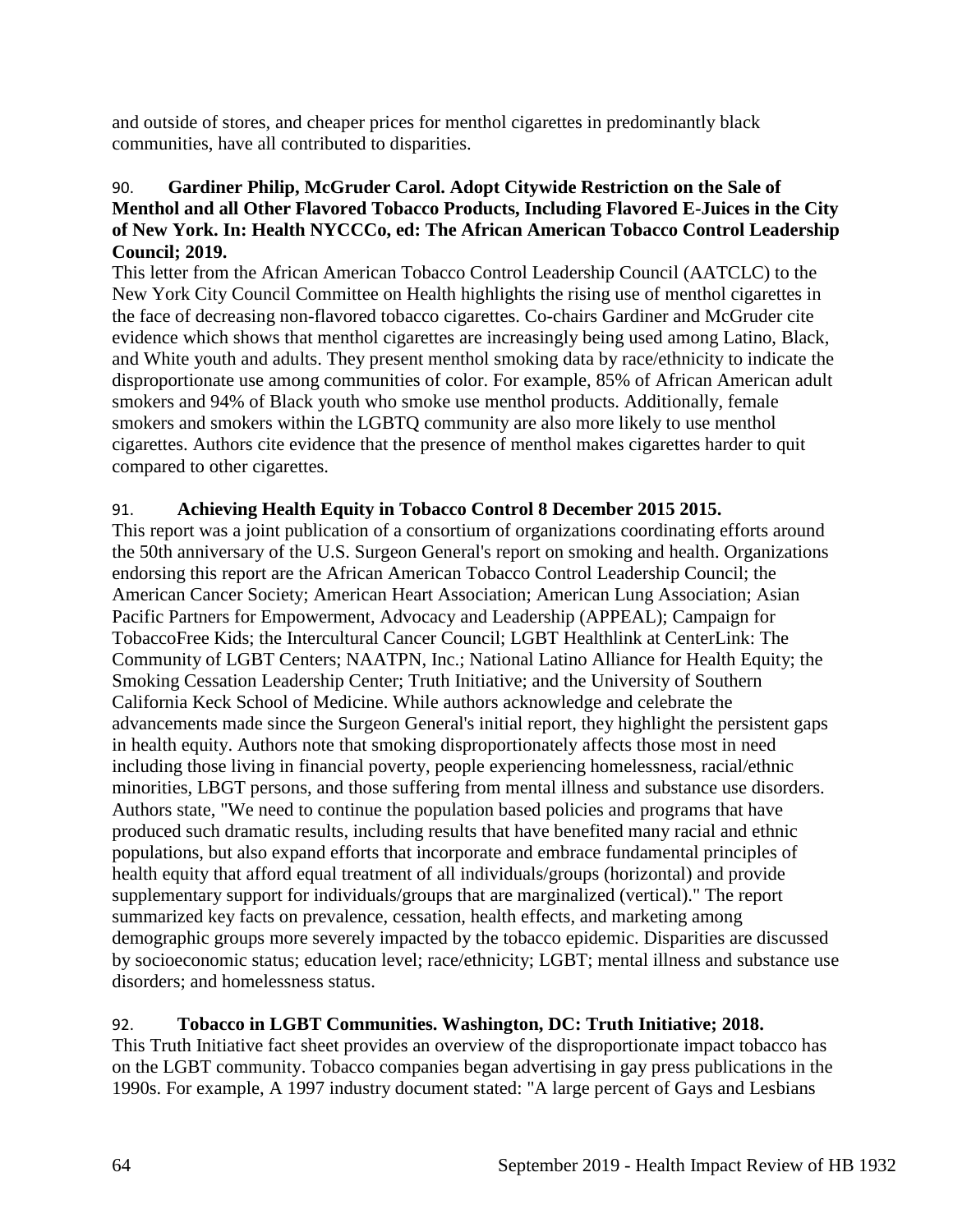and outside of stores, and cheaper prices for menthol cigarettes in predominantly black communities, have all contributed to disparities.

90. **Gardiner Philip, McGruder Carol. Adopt Citywide Restriction on the Sale of Menthol and all Other Flavored Tobacco Products, Including Flavored E-Juices in the City of New York. In: Health NYCCCo, ed: The African American Tobacco Control Leadership Council; 2019.**

This letter from the African American Tobacco Control Leadership Council (AATCLC) to the New York City Council Committee on Health highlights the rising use of menthol cigarettes in the face of decreasing non-flavored tobacco cigarettes. Co-chairs Gardiner and McGruder cite evidence which shows that menthol cigarettes are increasingly being used among Latino, Black, and White youth and adults. They present menthol smoking data by race/ethnicity to indicate the disproportionate use among communities of color. For example, 85% of African American adult smokers and 94% of Black youth who smoke use menthol products. Additionally, female smokers and smokers within the LGBTQ community are also more likely to use menthol cigarettes. Authors cite evidence that the presence of menthol makes cigarettes harder to quit compared to other cigarettes.

91. **Achieving Health Equity in Tobacco Control 8 December 2015 2015.**

This report was a joint publication of a consortium of organizations coordinating efforts around the 50th anniversary of the U.S. Surgeon General's report on smoking and health. Organizations endorsing this report are the African American Tobacco Control Leadership Council; the American Cancer Society; American Heart Association; American Lung Association; Asian Pacific Partners for Empowerment, Advocacy and Leadership (APPEAL); Campaign for TobaccoFree Kids; the Intercultural Cancer Council; LGBT Healthlink at CenterLink: The Community of LGBT Centers; NAATPN, Inc.; National Latino Alliance for Health Equity; the Smoking Cessation Leadership Center; Truth Initiative; and the University of Southern California Keck School of Medicine. While authors acknowledge and celebrate the advancements made since the Surgeon General's initial report, they highlight the persistent gaps in health equity. Authors note that smoking disproportionately affects those most in need including those living in financial poverty, people experiencing homelessness, racial/ethnic minorities, LBGT persons, and those suffering from mental illness and substance use disorders. Authors state, "We need to continue the population based policies and programs that have produced such dramatic results, including results that have benefited many racial and ethnic populations, but also expand efforts that incorporate and embrace fundamental principles of health equity that afford equal treatment of all individuals/groups (horizontal) and provide supplementary support for individuals/groups that are marginalized (vertical)." The report summarized key facts on prevalence, cessation, health effects, and marketing among demographic groups more severely impacted by the tobacco epidemic. Disparities are discussed by socioeconomic status; education level; race/ethnicity; LGBT; mental illness and substance use disorders; and homelessness status.

92. **Tobacco in LGBT Communities. Washington, DC: Truth Initiative; 2018.**

This Truth Initiative fact sheet provides an overview of the disproportionate impact tobacco has on the LGBT community. Tobacco companies began advertising in gay press publications in the 1990s. For example, A 1997 industry document stated: "A large percent of Gays and Lesbians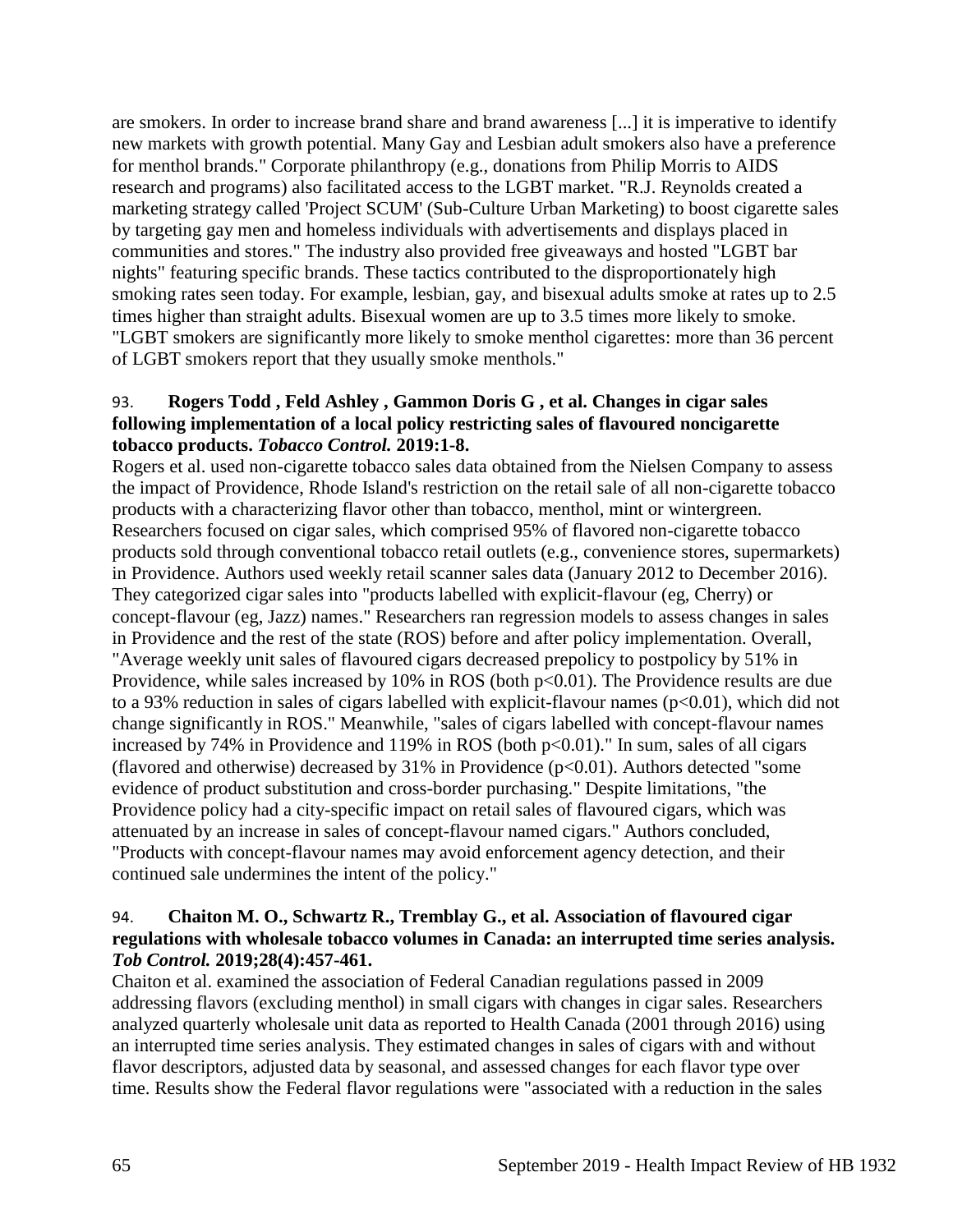are smokers. In order to increase brand share and brand awareness [...] it is imperative to identify new markets with growth potential. Many Gay and Lesbian adult smokers also have a preference for menthol brands." Corporate philanthropy (e.g., donations from Philip Morris to AIDS research and programs) also facilitated access to the LGBT market. "R.J. Reynolds created a marketing strategy called 'Project SCUM' (Sub-Culture Urban Marketing) to boost cigarette sales by targeting gay men and homeless individuals with advertisements and displays placed in communities and stores." The industry also provided free giveaways and hosted "LGBT bar nights" featuring specific brands. These tactics contributed to the disproportionately high smoking rates seen today. For example, lesbian, gay, and bisexual adults smoke at rates up to 2.5 times higher than straight adults. Bisexual women are up to 3.5 times more likely to smoke. "LGBT smokers are significantly more likely to smoke menthol cigarettes: more than 36 percent of LGBT smokers report that they usually smoke menthols."

93. **Rogers Todd , Feld Ashley , Gammon Doris G , et al. Changes in cigar sales following implementation of a local policy restricting sales of flavoured noncigarette tobacco products. *Tobacco Control.* 2019:1-8.**

Rogers et al. used non-cigarette tobacco sales data obtained from the Nielsen Company to assess the impact of Providence, Rhode Island's restriction on the retail sale of all non-cigarette tobacco products with a characterizing flavor other than tobacco, menthol, mint or wintergreen. Researchers focused on cigar sales, which comprised 95% of flavored non-cigarette tobacco products sold through conventional tobacco retail outlets (e.g., convenience stores, supermarkets) in Providence. Authors used weekly retail scanner sales data (January 2012 to December 2016). They categorized cigar sales into "products labelled with explicit-flavour (eg, Cherry) or concept-flavour (eg, Jazz) names." Researchers ran regression models to assess changes in sales in Providence and the rest of the state (ROS) before and after policy implementation. Overall, "Average weekly unit sales of flavoured cigars decreased prepolicy to postpolicy by 51% in Providence, while sales increased by 10% in ROS (both $p<0.01$). The Providence results are due to a 93% reduction in sales of cigars labelled with explicit-flavour names ($p<0.01$), which did not change significantly in ROS." Meanwhile, "sales of cigars labelled with concept-flavour names increased by 74% in Providence and 119% in ROS (both $p<0.01$)." In sum, sales of all cigars (flavored and otherwise) decreased by 31% in Providence ($p<0.01$). Authors detected "some evidence of product substitution and cross-border purchasing." Despite limitations, "the Providence policy had a city-specific impact on retail sales of flavoured cigars, which was attenuated by an increase in sales of concept-flavour named cigars." Authors concluded, "Products with concept-flavour names may avoid enforcement agency detection, and their continued sale undermines the intent of the policy."

94. **Chaiton M. O., Schwartz R., Tremblay G., et al. Association of flavoured cigar regulations with wholesale tobacco volumes in Canada: an interrupted time series analysis. *Tob Control.* 2019;28(4):457-461.**

Chaiton et al. examined the association of Federal Canadian regulations passed in 2009 addressing flavors (excluding menthol) in small cigars with changes in cigar sales. Researchers analyzed quarterly wholesale unit data as reported to Health Canada (2001 through 2016) using an interrupted time series analysis. They estimated changes in sales of cigars with and without flavor descriptors, adjusted data by seasonal, and assessed changes for each flavor type over time. Results show the Federal flavor regulations were "associated with a reduction in the sales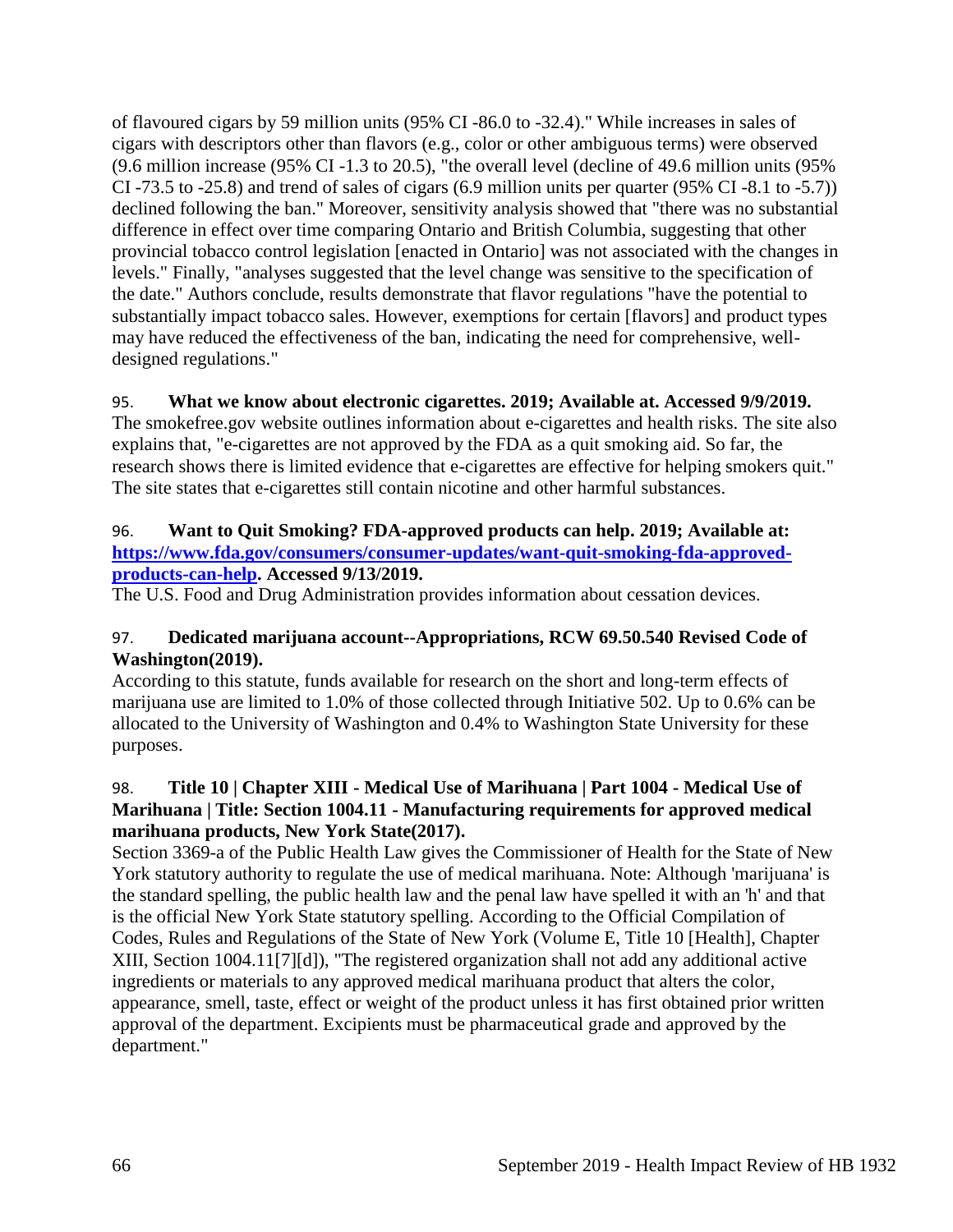of flavoured cigars by 59 million units (95% CI -86.0 to -32.4)." While increases in sales of cigars with descriptors other than flavors (e.g., color or other ambiguous terms) were observed (9.6 million increase (95% CI -1.3 to 20.5), "the overall level (decline of 49.6 million units (95% CI -73.5 to -25.8) and trend of sales of cigars (6.9 million units per quarter (95% CI -8.1 to -5.7)) declined following the ban." Moreover, sensitivity analysis showed that "there was no substantial difference in effect over time comparing Ontario and British Columbia, suggesting that other provincial tobacco control legislation [enacted in Ontario] was not associated with the changes in levels." Finally, "analyses suggested that the level change was sensitive to the specification of the date." Authors conclude, results demonstrate that flavor regulations "have the potential to substantially impact tobacco sales. However, exemptions for certain [flavors] and product types may have reduced the effectiveness of the ban, indicating the need for comprehensive, well-designed regulations."

95. **What we know about electronic cigarettes. 2019; Available at. Accessed 9/9/2019.**
The smokefree.gov website outlines information about e-cigarettes and health risks. The site also explains that, "e-cigarettes are not approved by the FDA as a quit smoking aid. So far, the research shows there is limited evidence that e-cigarettes are effective for helping smokers quit." The site states that e-cigarettes still contain nicotine and other harmful substances.

96. **Want to Quit Smoking? FDA-approved products can help. 2019; Available at: [https://www.fda.gov/consumers/consumer-updates/want-quit-smoking-fda-approved-products-can-help](https://www.fda.gov/consumers/consumer-updates/want-quit-smoking-fda-approved-products-can-help). Accessed 9/13/2019.**
The U.S. Food and Drug Administration provides information about cessation devices.

97. **Dedicated marijuana account--Appropriations, RCW 69.50.540 Revised Code of Washington(2019).**
According to this statute, funds available for research on the short and long-term effects of marijuana use are limited to 1.0% of those collected through Initiative 502. Up to 0.6% can be allocated to the University of Washington and 0.4% to Washington State University for these purposes.

98. **Title 10 | Chapter XIII - Medical Use of Marihuana | Part 1004 - Medical Use of Marihuana | Title: Section 1004.11 - Manufacturing requirements for approved medical marihuana products, New York State(2017).**
Section 3369-a of the Public Health Law gives the Commissioner of Health for the State of New York statutory authority to regulate the use of medical marihuana. Note: Although 'marijuana' is the standard spelling, the public health law and the penal law have spelled it with an 'h' and that is the official New York State statutory spelling. According to the Official Compilation of Codes, Rules and Regulations of the State of New York (Volume E, Title 10 [Health], Chapter XIII, Section 1004.11[7][d]), "The registered organization shall not add any additional active ingredients or materials to any approved medical marihuana product that alters the color, appearance, smell, taste, effect or weight of the product unless it has first obtained prior written approval of the department. Excipients must be pharmaceutical grade and approved by the department."